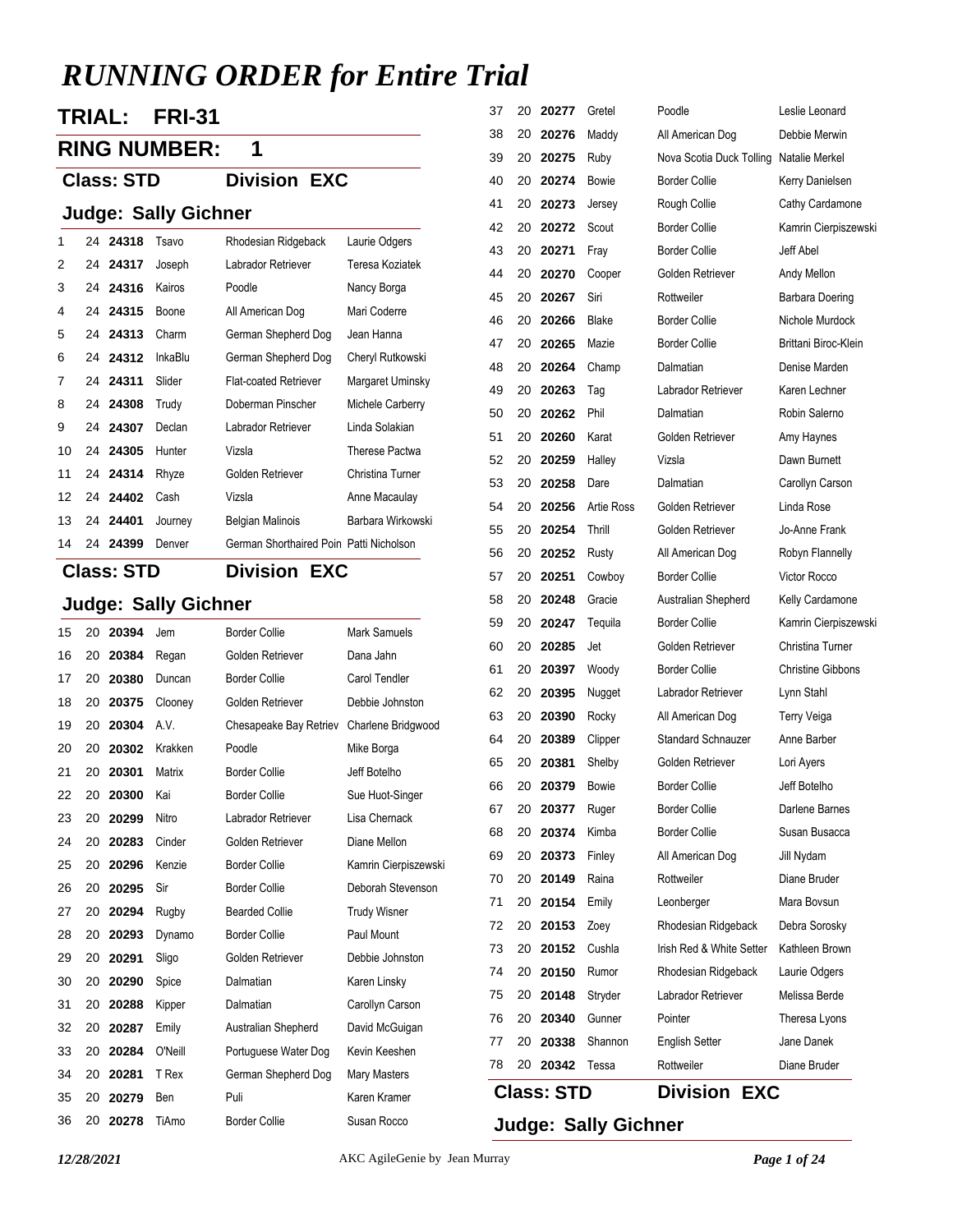# RUNNING ORDER for Entire Trial

## TRIAL: FRI-31

## RING NUMBER: 1

### Class: STD Division EXC

### Judge: Sally Gichner

| | | | | | |
|---|---|---|---|---|---|
| 1 | 24 | **24318** | Tsavo | Rhodesian Ridgeback | Laurie Odgers |
| 2 | 24 | **24317** | Joseph | Labrador Retriever | Teresa Koziatek |
| 3 | 24 | **24316** | Kairos | Poodle | Nancy Borga |
| 4 | 24 | **24315** | Boone | All American Dog | Mari Coderre |
| 5 | 24 | **24313** | Charm | German Shepherd Dog | Jean Hanna |
| 6 | 24 | **24312** | InkaBlu | German Shepherd Dog | Cheryl Rutkowski |
| 7 | 24 | **24311** | Slider | Flat-coated Retriever | Margaret Uminsky |
| 8 | 24 | **24308** | Trudy | Doberman Pinscher | Michele Carberry |
| 9 | 24 | **24307** | Declan | Labrador Retriever | Linda Solakian |
| 10 | 24 | **24305** | Hunter | Vizsla | Therese Pactwa |
| 11 | 24 | **24314** | Rhyze | Golden Retriever | Christina Turner |
| 12 | 24 | **24402** | Cash | Vizsla | Anne Macaulay |
| 13 | 24 | **24401** | Journey | Belgian Malinois | Barbara Wirkowski |
| 14 | 24 | **24399** | Denver | German Shorthaired Poin | Patti Nicholson |

### Class: STD Division EXC

### Judge: Sally Gichner

| | | | | | |
|---|---|---|---|---|---|
| 15 | 20 | **20394** | Jem | Border Collie | Mark Samuels |
| 16 | 20 | **20384** | Regan | Golden Retriever | Dana Jahn |
| 17 | 20 | **20380** | Duncan | Border Collie | Carol Tendler |
| 18 | 20 | **20375** | Clooney | Golden Retriever | Debbie Johnston |
| 19 | 20 | **20304** | A.V. | Chesapeake Bay Retriev | Charlene Bridgwood |
| 20 | 20 | **20302** | Krakken | Poodle | Mike Borga |
| 21 | 20 | **20301** | Matrix | Border Collie | Jeff Botelho |
| 22 | 20 | **20300** | Kai | Border Collie | Sue Huot-Singer |
| 23 | 20 | **20299** | Nitro | Labrador Retriever | Lisa Chernack |
| 24 | 20 | **20283** | Cinder | Golden Retriever | Diane Mellon |
| 25 | 20 | **20296** | Kenzie | Border Collie | Kamrin Cierpiszewski |
| 26 | 20 | **20295** | Sir | Border Collie | Deborah Stevenson |
| 27 | 20 | **20294** | Rugby | Bearded Collie | Trudy Wisner |
| 28 | 20 | **20293** | Dynamo | Border Collie | Paul Mount |
| 29 | 20 | **20291** | Sligo | Golden Retriever | Debbie Johnston |
| 30 | 20 | **20290** | Spice | Dalmatian | Karen Linsky |
| 31 | 20 | **20288** | Kipper | Dalmatian | Carollyn Carson |
| 32 | 20 | **20287** | Emily | Australian Shepherd | David McGuigan |
| 33 | 20 | **20284** | O'Neill | Portuguese Water Dog | Kevin Keeshen |
| 34 | 20 | **20281** | T Rex | German Shepherd Dog | Mary Masters |
| 35 | 20 | **20279** | Ben | Puli | Karen Kramer |
| 36 | 20 | **20278** | TiAmo | Border Collie | Susan Rocco |
| 37 | 20 | **20277** | Gretel | Poodle | Leslie Leonard |
| 38 | 20 | **20276** | Maddy | All American Dog | Debbie Merwin |
| 39 | 20 | **20275** | Ruby | Nova Scotia Duck Tolling | Natalie Merkel |
| 40 | 20 | **20274** | Bowie | Border Collie | Kerry Danielsen |
| 41 | 20 | **20273** | Jersey | Rough Collie | Cathy Cardamone |
| 42 | 20 | **20272** | Scout | Border Collie | Kamrin Cierpiszewski |
| 43 | 20 | **20271** | Fray | Border Collie | Jeff Abel |
| 44 | 20 | **20270** | Cooper | Golden Retriever | Andy Mellon |
| 45 | 20 | **20267** | Siri | Rottweiler | Barbara Doering |
| 46 | 20 | **20266** | Blake | Border Collie | Nichole Murdock |
| 47 | 20 | **20265** | Mazie | Border Collie | Brittani Biroc-Klein |
| 48 | 20 | **20264** | Champ | Dalmatian | Denise Marden |
| 49 | 20 | **20263** | Tag | Labrador Retriever | Karen Lechner |
| 50 | 20 | **20262** | Phil | Dalmatian | Robin Salerno |
| 51 | 20 | **20260** | Karat | Golden Retriever | Amy Haynes |
| 52 | 20 | **20259** | Halley | Vizsla | Dawn Burnett |
| 53 | 20 | **20258** | Dare | Dalmatian | Carollyn Carson |
| 54 | 20 | **20256** | Artie Ross | Golden Retriever | Linda Rose |
| 55 | 20 | **20254** | Thrill | Golden Retriever | Jo-Anne Frank |
| 56 | 20 | **20252** | Rusty | All American Dog | Robyn Flannelly |
| 57 | 20 | **20251** | Cowboy | Border Collie | Victor Rocco |
| 58 | 20 | **20248** | Gracie | Australian Shepherd | Kelly Cardamone |
| 59 | 20 | **20247** | Tequila | Border Collie | Kamrin Cierpiszewski |
| 60 | 20 | **20285** | Jet | Golden Retriever | Christina Turner |
| 61 | 20 | **20397** | Woody | Border Collie | Christine Gibbons |
| 62 | 20 | **20395** | Nugget | Labrador Retriever | Lynn Stahl |
| 63 | 20 | **20390** | Rocky | All American Dog | Terry Veiga |
| 64 | 20 | **20389** | Clipper | Standard Schnauzer | Anne Barber |
| 65 | 20 | **20381** | Shelby | Golden Retriever | Lori Ayers |
| 66 | 20 | **20379** | Bowie | Border Collie | Jeff Botelho |
| 67 | 20 | **20377** | Ruger | Border Collie | Darlene Barnes |
| 68 | 20 | **20374** | Kimba | Border Collie | Susan Busacca |
| 69 | 20 | **20373** | Finley | All American Dog | Jill Nydam |
| 70 | 20 | **20149** | Raina | Rottweiler | Diane Bruder |
| 71 | 20 | **20154** | Emily | Leonberger | Mara Bovsun |
| 72 | 20 | **20153** | Zoey | Rhodesian Ridgeback | Debra Sorosky |
| 73 | 20 | **20152** | Cushla | Irish Red & White Setter | Kathleen Brown |
| 74 | 20 | **20150** | Rumor | Rhodesian Ridgeback | Laurie Odgers |
| 75 | 20 | **20148** | Stryder | Labrador Retriever | Melissa Berde |
| 76 | 20 | **20340** | Gunner | Pointer | Theresa Lyons |
| 77 | 20 | **20338** | Shannon | English Setter | Jane Danek |
| 78 | 20 | **20342** | Tessa | Rottweiler | Diane Bruder |

### Class: STD Division EXC

### Judge: Sally Gichner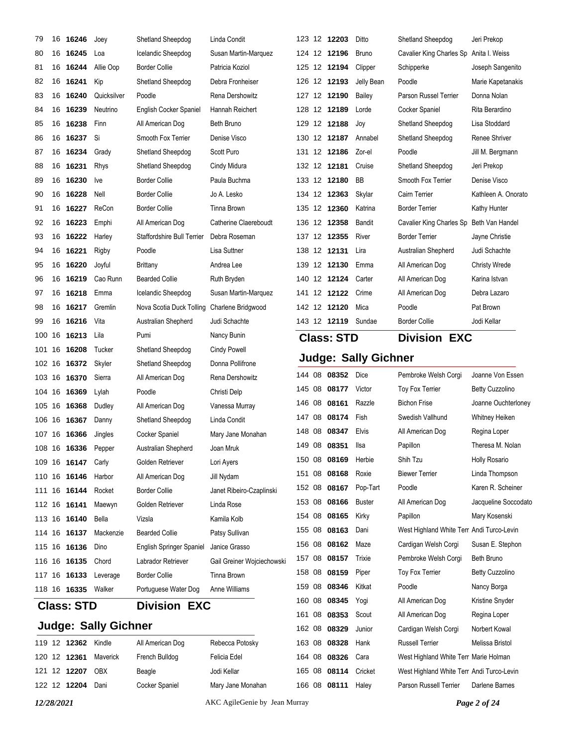| | | | | | |
|---|---|---|---|---|---|
| 79 | 16 | **16246** | Joey | Shetland Sheepdog | Linda Condit |
| 80 | 16 | **16245** | Loa | Icelandic Sheepdog | Susan Martin-Marquez |
| 81 | 16 | **16244** | Allie Oop | Border Collie | Patricia Koziol |
| 82 | 16 | **16241** | Kip | Shetland Sheepdog | Debra Fronheiser |
| 83 | 16 | **16240** | Quicksilver | Poodle | Rena Dershowitz |
| 84 | 16 | **16239** | Neutrino | English Cocker Spaniel | Hannah Reichert |
| 85 | 16 | **16238** | Finn | All American Dog | Beth Bruno |
| 86 | 16 | **16237** | Si | Smooth Fox Terrier | Denise Visco |
| 87 | 16 | **16234** | Grady | Shetland Sheepdog | Scott Puro |
| 88 | 16 | **16231** | Rhys | Shetland Sheepdog | Cindy Midura |
| 89 | 16 | **16230** | Ive | Border Collie | Paula Buchma |
| 90 | 16 | **16228** | Nell | Border Collie | Jo A. Lesko |
| 91 | 16 | **16227** | ReCon | Border Collie | Tinna Brown |
| 92 | 16 | **16223** | Emphi | All American Dog | Catherine Claereboudt |
| 93 | 16 | **16222** | Harley | Staffordshire Bull Terrier | Debra Roseman |
| 94 | 16 | **16221** | Rigby | Poodle | Lisa Suttner |
| 95 | 16 | **16220** | Joyful | Brittany | Andrea Lee |
| 96 | 16 | **16219** | Cao Runn | Bearded Collie | Ruth Bryden |
| 97 | 16 | **16218** | Emma | Icelandic Sheepdog | Susan Martin-Marquez |
| 98 | 16 | **16217** | Gremlin | Nova Scotia Duck Tolling | Charlene Bridgwood |
| 99 | 16 | **16216** | Vita | Australian Shepherd | Judi Schachte |
| 100 | 16 | **16213** | Lila | Pumi | Nancy Bunin |
| 101 | 16 | **16208** | Tucker | Shetland Sheepdog | Cindy Powell |
| 102 | 16 | **16372** | Skyler | Shetland Sheepdog | Donna Pollifrone |
| 103 | 16 | **16370** | Sierra | All American Dog | Rena Dershowitz |
| 104 | 16 | **16369** | Lylah | Poodle | Christi Delp |
| 105 | 16 | **16368** | Dudley | All American Dog | Vanessa Murray |
| 106 | 16 | **16367** | Danny | Shetland Sheepdog | Linda Condit |
| 107 | 16 | **16366** | Jingles | Cocker Spaniel | Mary Jane Monahan |
| 108 | 16 | **16336** | Pepper | Australian Shepherd | Joan Mruk |
| 109 | 16 | **16147** | Carly | Golden Retriever | Lori Ayers |
| 110 | 16 | **16146** | Harbor | All American Dog | Jill Nydam |
| 111 | 16 | **16144** | Rocket | Border Collie | Janet Ribeiro-Czaplinski |
| 112 | 16 | **16141** | Maewyn | Golden Retriever | Linda Rose |
| 113 | 16 | **16140** | Bella | Vizsla | Kamila Kolb |
| 114 | 16 | **16137** | Mackenzie | Bearded Collie | Patsy Sullivan |
| 115 | 16 | **16136** | Dino | English Springer Spaniel | Janice Grasso |
| 116 | 16 | **16135** | Chord | Labrador Retriever | Gail Greiner Wojciechowski |
| 117 | 16 | **16133** | Leverage | Border Collie | Tinna Brown |
| 118 | 16 | **16335** | Walker | Portuguese Water Dog | Anne Williams |

## Class: STD Division EXC

### Judge: Sally Gichner

| | | | | | |
|---|---|---|---|---|---|
| 119 | 12 | **12362** | Kindle | All American Dog | Rebecca Potosky |
| 120 | 12 | **12361** | Maverick | French Bulldog | Felicia Edel |
| 121 | 12 | **12207** | OBX | Beagle | Jodi Kellar |
| 122 | 12 | **12204** | Dani | Cocker Spaniel | Mary Jane Monahan |
| 123 | 12 | **12203** | Ditto | Shetland Sheepdog | Jeri Prekop |
| 124 | 12 | **12196** | Bruno | Cavalier King Charles Sp | Anita I. Weiss |
| 125 | 12 | **12194** | Clipper | Schipperke | Joseph Sangenito |
| 126 | 12 | **12193** | Jelly Bean | Poodle | Marie Kapetanakis |
| 127 | 12 | **12190** | Bailey | Parson Russel Terrier | Donna Nolan |
| 128 | 12 | **12189** | Lorde | Cocker Spaniel | Rita Berardino |
| 129 | 12 | **12188** | Joy | Shetland Sheepdog | Lisa Stoddard |
| 130 | 12 | **12187** | Annabel | Shetland Sheepdog | Renee Shriver |
| 131 | 12 | **12186** | Zor-el | Poodle | Jill M. Bergmann |
| 132 | 12 | **12181** | Cruise | Shetland Sheepdog | Jeri Prekop |
| 133 | 12 | **12180** | BB | Smooth Fox Terrier | Denise Visco |
| 134 | 12 | **12363** | Skylar | Cairn Terrier | Kathleen A. Onorato |
| 135 | 12 | **12360** | Katrina | Border Terrier | Kathy Hunter |
| 136 | 12 | **12358** | Bandit | Cavalier King Charles Sp | Beth Van Handel |
| 137 | 12 | **12355** | River | Border Terrier | Jayne Christie |
| 138 | 12 | **12131** | Lira | Australian Shepherd | Judi Schachte |
| 139 | 12 | **12130** | Emma | All American Dog | Christy Wrede |
| 140 | 12 | **12124** | Carter | All American Dog | Karina Istvan |
| 141 | 12 | **12122** | Crime | All American Dog | Debra Lazaro |
| 142 | 12 | **12120** | Mica | Poodle | Pat Brown |
| 143 | 12 | **12119** | Sundae | Border Collie | Jodi Kellar |

## Class: STD Division EXC

### Judge: Sally Gichner

| | | | | | |
|---|---|---|---|---|---|
| 144 | 08 | **08352** | Dice | Pembroke Welsh Corgi | Joanne Von Essen |
| 145 | 08 | **08177** | Victor | Toy Fox Terrier | Betty Cuzzolino |
| 146 | 08 | **08161** | Razzle | Bichon Frise | Joanne Ouchterloney |
| 147 | 08 | **08174** | Fish | Swedish Vallhund | Whitney Heiken |
| 148 | 08 | **08347** | Elvis | All American Dog | Regina Loper |
| 149 | 08 | **08351** | Ilsa | Papillon | Theresa M. Nolan |
| 150 | 08 | **08169** | Herbie | Shih Tzu | Holly Rosario |
| 151 | 08 | **08168** | Roxie | Biewer Terrier | Linda Thompson |
| 152 | 08 | **08167** | Pop-Tart | Poodle | Karen R. Scheiner |
| 153 | 08 | **08166** | Buster | All American Dog | Jacqueline Soccodato |
| 154 | 08 | **08165** | Kirky | Papillon | Mary Kosenski |
| 155 | 08 | **08163** | Dani | West Highland White Terr | Andi Turco-Levin |
| 156 | 08 | **08162** | Maze | Cardigan Welsh Corgi | Susan E. Stephon |
| 157 | 08 | **08157** | Trixie | Pembroke Welsh Corgi | Beth Bruno |
| 158 | 08 | **08159** | Piper | Toy Fox Terrier | Betty Cuzzolino |
| 159 | 08 | **08346** | Kitkat | Poodle | Nancy Borga |
| 160 | 08 | **08345** | Yogi | All American Dog | Kristine Snyder |
| 161 | 08 | **08353** | Scout | All American Dog | Regina Loper |
| 162 | 08 | **08329** | Junior | Cardigan Welsh Corgi | Norbert Kowal |
| 163 | 08 | **08328** | Hank | Russell Terrier | Melissa Bristol |
| 164 | 08 | **08326** | Cara | West Highland White Terr | Marie Holman |
| 165 | 08 | **08114** | Cricket | West Highland White Terr | Andi Turco-Levin |
| 166 | 08 | **08111** | Haley | Parson Russell Terrier | Darlene Barnes |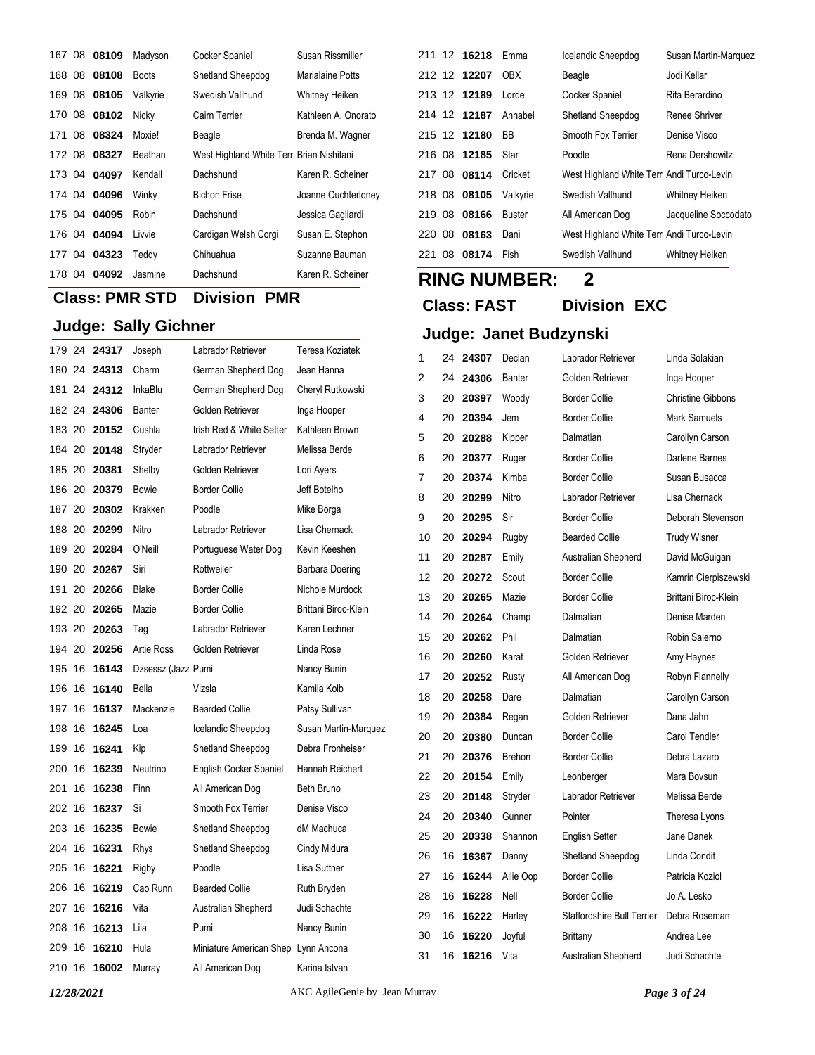| | | | | | |
|---|---|---|---|---|---|
| 167 | 08 | **08109** | Madyson | Cocker Spaniel | Susan Rissmiller |
| 168 | 08 | **08108** | Boots | Shetland Sheepdog | Marialaine Potts |
| 169 | 08 | **08105** | Valkyrie | Swedish Vallhund | Whitney Heiken |
| 170 | 08 | **08102** | Nicky | Cairn Terrier | Kathleen A. Onorato |
| 171 | 08 | **08324** | Moxie! | Beagle | Brenda M. Wagner |
| 172 | 08 | **08327** | Beathan | West Highland White Terr | Brian Nishitani |
| 173 | 04 | **04097** | Kendall | Dachshund | Karen R. Scheiner |
| 174 | 04 | **04096** | Winky | Bichon Frise | Joanne Ouchterloney |
| 175 | 04 | **04095** | Robin | Dachshund | Jessica Gagliardi |
| 176 | 04 | **04094** | Livvie | Cardigan Welsh Corgi | Susan E. Stephon |
| 177 | 04 | **04323** | Teddy | Chihuahua | Suzanne Bauman |
| 178 | 04 | **04092** | Jasmine | Dachshund | Karen R. Scheiner |

## Class: PMR STD   Division PMR

### Judge: Sally Gichner

| | | | | | |
|---|---|---|---|---|---|
| 179 | 24 | **24317** | Joseph | Labrador Retriever | Teresa Koziatek |
| 180 | 24 | **24313** | Charm | German Shepherd Dog | Jean Hanna |
| 181 | 24 | **24312** | InkaBlu | German Shepherd Dog | Cheryl Rutkowski |
| 182 | 24 | **24306** | Banter | Golden Retriever | Inga Hooper |
| 183 | 20 | **20152** | Cushla | Irish Red & White Setter | Kathleen Brown |
| 184 | 20 | **20148** | Stryder | Labrador Retriever | Melissa Berde |
| 185 | 20 | **20381** | Shelby | Golden Retriever | Lori Ayers |
| 186 | 20 | **20379** | Bowie | Border Collie | Jeff Botelho |
| 187 | 20 | **20302** | Krakken | Poodle | Mike Borga |
| 188 | 20 | **20299** | Nitro | Labrador Retriever | Lisa Chernack |
| 189 | 20 | **20284** | O'Neill | Portuguese Water Dog | Kevin Keeshen |
| 190 | 20 | **20267** | Siri | Rottweiler | Barbara Doering |
| 191 | 20 | **20266** | Blake | Border Collie | Nichole Murdock |
| 192 | 20 | **20265** | Mazie | Border Collie | Brittani Biroc-Klein |
| 193 | 20 | **20263** | Tag | Labrador Retriever | Karen Lechner |
| 194 | 20 | **20256** | Artie Ross | Golden Retriever | Linda Rose |
| 195 | 16 | **16143** | Dzsessz (Jazz | Pumi | Nancy Bunin |
| 196 | 16 | **16140** | Bella | Vizsla | Kamila Kolb |
| 197 | 16 | **16137** | Mackenzie | Bearded Collie | Patsy Sullivan |
| 198 | 16 | **16245** | Loa | Icelandic Sheepdog | Susan Martin-Marquez |
| 199 | 16 | **16241** | Kip | Shetland Sheepdog | Debra Fronheiser |
| 200 | 16 | **16239** | Neutrino | English Cocker Spaniel | Hannah Reichert |
| 201 | 16 | **16238** | Finn | All American Dog | Beth Bruno |
| 202 | 16 | **16237** | Si | Smooth Fox Terrier | Denise Visco |
| 203 | 16 | **16235** | Bowie | Shetland Sheepdog | dM Machuca |
| 204 | 16 | **16231** | Rhys | Shetland Sheepdog | Cindy Midura |
| 205 | 16 | **16221** | Rigby | Poodle | Lisa Suttner |
| 206 | 16 | **16219** | Cao Runn | Bearded Collie | Ruth Bryden |
| 207 | 16 | **16216** | Vita | Australian Shepherd | Judi Schachte |
| 208 | 16 | **16213** | Lila | Pumi | Nancy Bunin |
| 209 | 16 | **16210** | Hula | Miniature American Shep | Lynn Ancona |
| 210 | 16 | **16002** | Murray | All American Dog | Karina Istvan |
| 211 | 12 | **16218** | Emma | Icelandic Sheepdog | Susan Martin-Marquez |
| 212 | 12 | **12207** | OBX | Beagle | Jodi Kellar |
| 213 | 12 | **12189** | Lorde | Cocker Spaniel | Rita Berardino |
| 214 | 12 | **12187** | Annabel | Shetland Sheepdog | Renee Shriver |
| 215 | 12 | **12180** | BB | Smooth Fox Terrier | Denise Visco |
| 216 | 08 | **12185** | Star | Poodle | Rena Dershowitz |
| 217 | 08 | **08114** | Cricket | West Highland White Terr | Andi Turco-Levin |
| 218 | 08 | **08105** | Valkyrie | Swedish Vallhund | Whitney Heiken |
| 219 | 08 | **08166** | Buster | All American Dog | Jacqueline Soccodato |
| 220 | 08 | **08163** | Dani | West Highland White Terr | Andi Turco-Levin |
| 221 | 08 | **08174** | Fish | Swedish Vallhund | Whitney Heiken |

# RING NUMBER: 2

## Class: FAST   Division EXC

### Judge: Janet Budzynski

| | | | | | |
|---|---|---|---|---|---|
| 1 | 24 | **24307** | Declan | Labrador Retriever | Linda Solakian |
| 2 | 24 | **24306** | Banter | Golden Retriever | Inga Hooper |
| 3 | 20 | **20397** | Woody | Border Collie | Christine Gibbons |
| 4 | 20 | **20394** | Jem | Border Collie | Mark Samuels |
| 5 | 20 | **20288** | Kipper | Dalmatian | Carollyn Carson |
| 6 | 20 | **20377** | Ruger | Border Collie | Darlene Barnes |
| 7 | 20 | **20374** | Kimba | Border Collie | Susan Busacca |
| 8 | 20 | **20299** | Nitro | Labrador Retriever | Lisa Chernack |
| 9 | 20 | **20295** | Sir | Border Collie | Deborah Stevenson |
| 10 | 20 | **20294** | Rugby | Bearded Collie | Trudy Wisner |
| 11 | 20 | **20287** | Emily | Australian Shepherd | David McGuigan |
| 12 | 20 | **20272** | Scout | Border Collie | Kamrin Cierpiszewski |
| 13 | 20 | **20265** | Mazie | Border Collie | Brittani Biroc-Klein |
| 14 | 20 | **20264** | Champ | Dalmatian | Denise Marden |
| 15 | 20 | **20262** | Phil | Dalmatian | Robin Salerno |
| 16 | 20 | **20260** | Karat | Golden Retriever | Amy Haynes |
| 17 | 20 | **20252** | Rusty | All American Dog | Robyn Flannelly |
| 18 | 20 | **20258** | Dare | Dalmatian | Carollyn Carson |
| 19 | 20 | **20384** | Regan | Golden Retriever | Dana Jahn |
| 20 | 20 | **20380** | Duncan | Border Collie | Carol Tendler |
| 21 | 20 | **20376** | Brehon | Border Collie | Debra Lazaro |
| 22 | 20 | **20154** | Emily | Leonberger | Mara Bovsun |
| 23 | 20 | **20148** | Stryder | Labrador Retriever | Melissa Berde |
| 24 | 20 | **20340** | Gunner | Pointer | Theresa Lyons |
| 25 | 20 | **20338** | Shannon | English Setter | Jane Danek |
| 26 | 16 | **16367** | Danny | Shetland Sheepdog | Linda Condit |
| 27 | 16 | **16244** | Allie Oop | Border Collie | Patricia Koziol |
| 28 | 16 | **16228** | Nell | Border Collie | Jo A. Lesko |
| 29 | 16 | **16222** | Harley | Staffordshire Bull Terrier | Debra Roseman |
| 30 | 16 | **16220** | Joyful | Brittany | Andrea Lee |
| 31 | 16 | **16216** | Vita | Australian Shepherd | Judi Schachte |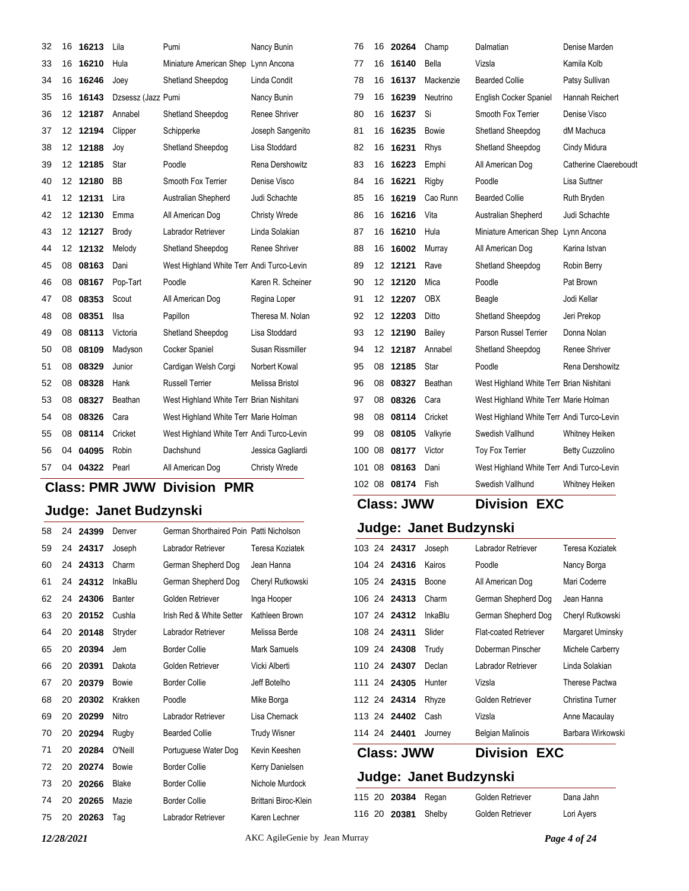| | | | | | |
|---|---|---|---|---|---|
| 32 | 16 | **16213** | Lila | Pumi | Nancy Bunin |
| 33 | 16 | **16210** | Hula | Miniature American Shep | Lynn Ancona |
| 34 | 16 | **16246** | Joey | Shetland Sheepdog | Linda Condit |
| 35 | 16 | **16143** | Dzsessz (Jazz | Pumi | Nancy Bunin |
| 36 | 12 | **12187** | Annabel | Shetland Sheepdog | Renee Shriver |
| 37 | 12 | **12194** | Clipper | Schipperke | Joseph Sangenito |
| 38 | 12 | **12188** | Joy | Shetland Sheepdog | Lisa Stoddard |
| 39 | 12 | **12185** | Star | Poodle | Rena Dershowitz |
| 40 | 12 | **12180** | BB | Smooth Fox Terrier | Denise Visco |
| 41 | 12 | **12131** | Lira | Australian Shepherd | Judi Schachte |
| 42 | 12 | **12130** | Emma | All American Dog | Christy Wrede |
| 43 | 12 | **12127** | Brody | Labrador Retriever | Linda Solakian |
| 44 | 12 | **12132** | Melody | Shetland Sheepdog | Renee Shriver |
| 45 | 08 | **08163** | Dani | West Highland White Terr | Andi Turco-Levin |
| 46 | 08 | **08167** | Pop-Tart | Poodle | Karen R. Scheiner |
| 47 | 08 | **08353** | Scout | All American Dog | Regina Loper |
| 48 | 08 | **08351** | Ilsa | Papillon | Theresa M. Nolan |
| 49 | 08 | **08113** | Victoria | Shetland Sheepdog | Lisa Stoddard |
| 50 | 08 | **08109** | Madyson | Cocker Spaniel | Susan Rissmiller |
| 51 | 08 | **08329** | Junior | Cardigan Welsh Corgi | Norbert Kowal |
| 52 | 08 | **08328** | Hank | Russell Terrier | Melissa Bristol |
| 53 | 08 | **08327** | Beathan | West Highland White Terr | Brian Nishitani |
| 54 | 08 | **08326** | Cara | West Highland White Terr | Marie Holman |
| 55 | 08 | **08114** | Cricket | West Highland White Terr | Andi Turco-Levin |
| 56 | 04 | **04095** | Robin | Dachshund | Jessica Gagliardi |
| 57 | 04 | **04322** | Pearl | All American Dog | Christy Wrede |

## Class: PMR JWW Division PMR

## Judge: Janet Budzynski

| | | | | | |
|---|---|---|---|---|---|
| 58 | 24 | **24399** | Denver | German Shorthaired Poin | Patti Nicholson |
| 59 | 24 | **24317** | Joseph | Labrador Retriever | Teresa Koziatek |
| 60 | 24 | **24313** | Charm | German Shepherd Dog | Jean Hanna |
| 61 | 24 | **24312** | InkaBlu | German Shepherd Dog | Cheryl Rutkowski |
| 62 | 24 | **24306** | Banter | Golden Retriever | Inga Hooper |
| 63 | 20 | **20152** | Cushla | Irish Red & White Setter | Kathleen Brown |
| 64 | 20 | **20148** | Stryder | Labrador Retriever | Melissa Berde |
| 65 | 20 | **20394** | Jem | Border Collie | Mark Samuels |
| 66 | 20 | **20391** | Dakota | Golden Retriever | Vicki Alberti |
| 67 | 20 | **20379** | Bowie | Border Collie | Jeff Botelho |
| 68 | 20 | **20302** | Krakken | Poodle | Mike Borga |
| 69 | 20 | **20299** | Nitro | Labrador Retriever | Lisa Chernack |
| 70 | 20 | **20294** | Rugby | Bearded Collie | Trudy Wisner |
| 71 | 20 | **20284** | O'Neill | Portuguese Water Dog | Kevin Keeshen |
| 72 | 20 | **20274** | Bowie | Border Collie | Kerry Danielsen |
| 73 | 20 | **20266** | Blake | Border Collie | Nichole Murdock |
| 74 | 20 | **20265** | Mazie | Border Collie | Brittani Biroc-Klein |
| 75 | 20 | **20263** | Tag | Labrador Retriever | Karen Lechner |
| 76 | 16 | **20264** | Champ | Dalmatian | Denise Marden |
| 77 | 16 | **16140** | Bella | Vizsla | Kamila Kolb |
| 78 | 16 | **16137** | Mackenzie | Bearded Collie | Patsy Sullivan |
| 79 | 16 | **16239** | Neutrino | English Cocker Spaniel | Hannah Reichert |
| 80 | 16 | **16237** | Si | Smooth Fox Terrier | Denise Visco |
| 81 | 16 | **16235** | Bowie | Shetland Sheepdog | dM Machuca |
| 82 | 16 | **16231** | Rhys | Shetland Sheepdog | Cindy Midura |
| 83 | 16 | **16223** | Emphi | All American Dog | Catherine Claereboudt |
| 84 | 16 | **16221** | Rigby | Poodle | Lisa Suttner |
| 85 | 16 | **16219** | Cao Runn | Bearded Collie | Ruth Bryden |
| 86 | 16 | **16216** | Vita | Australian Shepherd | Judi Schachte |
| 87 | 16 | **16210** | Hula | Miniature American Shep | Lynn Ancona |
| 88 | 16 | **16002** | Murray | All American Dog | Karina Istvan |
| 89 | 12 | **12121** | Rave | Shetland Sheepdog | Robin Berry |
| 90 | 12 | **12120** | Mica | Poodle | Pat Brown |
| 91 | 12 | **12207** | OBX | Beagle | Jodi Kellar |
| 92 | 12 | **12203** | Ditto | Shetland Sheepdog | Jeri Prekop |
| 93 | 12 | **12190** | Bailey | Parson Russel Terrier | Donna Nolan |
| 94 | 12 | **12187** | Annabel | Shetland Sheepdog | Renee Shriver |
| 95 | 08 | **12185** | Star | Poodle | Rena Dershowitz |
| 96 | 08 | **08327** | Beathan | West Highland White Terr | Brian Nishitani |
| 97 | 08 | **08326** | Cara | West Highland White Terr | Marie Holman |
| 98 | 08 | **08114** | Cricket | West Highland White Terr | Andi Turco-Levin |
| 99 | 08 | **08105** | Valkyrie | Swedish Vallhund | Whitney Heiken |
| 100 | 08 | **08177** | Victor | Toy Fox Terrier | Betty Cuzzolino |
| 101 | 08 | **08163** | Dani | West Highland White Terr | Andi Turco-Levin |
| 102 | 08 | **08174** | Fish | Swedish Vallhund | Whitney Heiken |

## Class: JWW Division EXC

## Judge: Janet Budzynski

| | | | | | |
|---|---|---|---|---|---|
| 103 | 24 | **24317** | Joseph | Labrador Retriever | Teresa Koziatek |
| 104 | 24 | **24316** | Kairos | Poodle | Nancy Borga |
| 105 | 24 | **24315** | Boone | All American Dog | Mari Coderre |
| 106 | 24 | **24313** | Charm | German Shepherd Dog | Jean Hanna |
| 107 | 24 | **24312** | InkaBlu | German Shepherd Dog | Cheryl Rutkowski |
| 108 | 24 | **24311** | Slider | Flat-coated Retriever | Margaret Uminsky |
| 109 | 24 | **24308** | Trudy | Doberman Pinscher | Michele Carberry |
| 110 | 24 | **24307** | Declan | Labrador Retriever | Linda Solakian |
| 111 | 24 | **24305** | Hunter | Vizsla | Therese Pactwa |
| 112 | 24 | **24314** | Rhyze | Golden Retriever | Christina Turner |
| 113 | 24 | **24402** | Cash | Vizsla | Anne Macaulay |
| 114 | 24 | **24401** | Journey | Belgian Malinois | Barbara Wirkowski |

## Class: JWW Division EXC

## Judge: Janet Budzynski

| | | | | | |
|---|---|---|---|---|---|
| 115 | 20 | **20384** | Regan | Golden Retriever | Dana Jahn |
| 116 | 20 | **20381** | Shelby | Golden Retriever | Lori Ayers |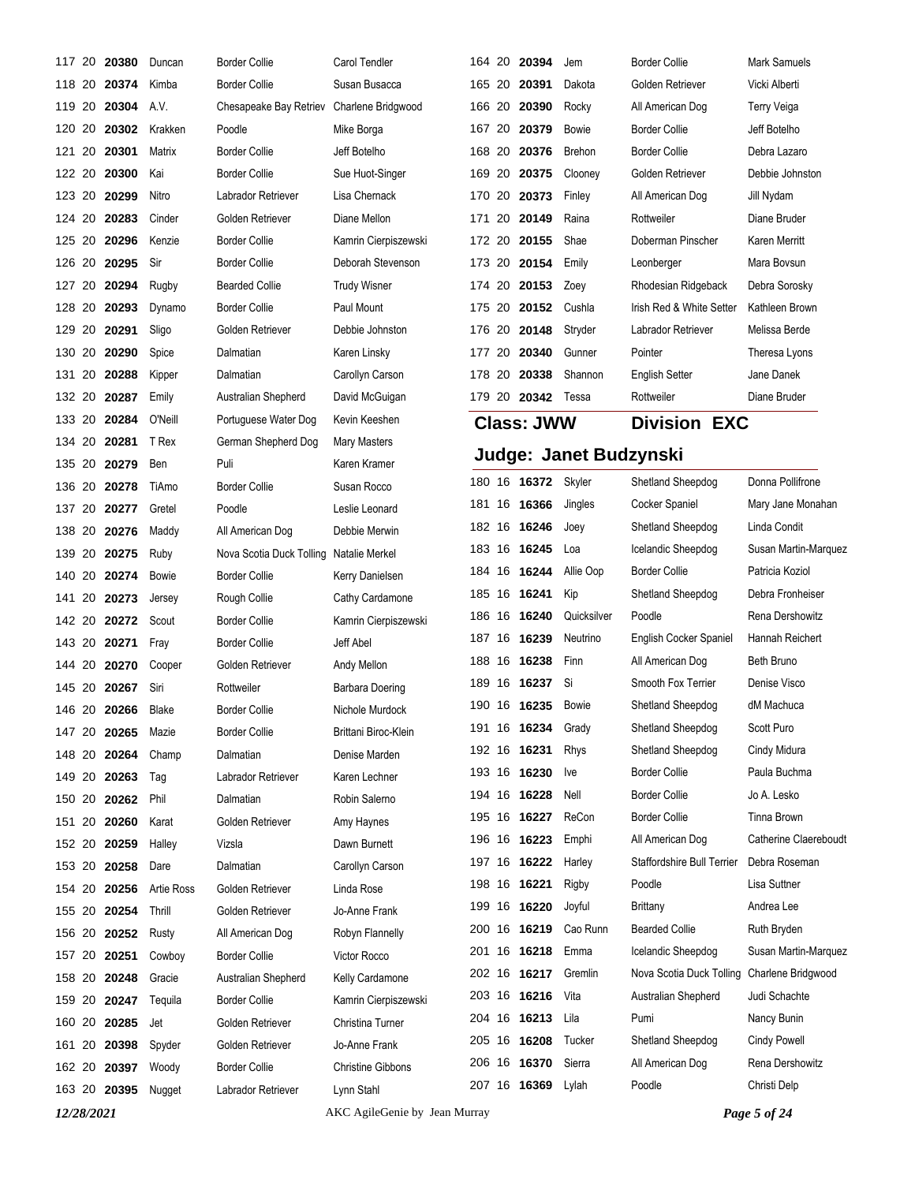| | | | | | |
|---|---|---|---|---|---|
| 117 | 20 | **20380** | Duncan | Border Collie | Carol Tendler |
| 118 | 20 | **20374** | Kimba | Border Collie | Susan Busacca |
| 119 | 20 | **20304** | A.V. | Chesapeake Bay Retriev | Charlene Bridgwood |
| 120 | 20 | **20302** | Krakken | Poodle | Mike Borga |
| 121 | 20 | **20301** | Matrix | Border Collie | Jeff Botelho |
| 122 | 20 | **20300** | Kai | Border Collie | Sue Huot-Singer |
| 123 | 20 | **20299** | Nitro | Labrador Retriever | Lisa Chernack |
| 124 | 20 | **20283** | Cinder | Golden Retriever | Diane Mellon |
| 125 | 20 | **20296** | Kenzie | Border Collie | Kamrin Cierpiszewski |
| 126 | 20 | **20295** | Sir | Border Collie | Deborah Stevenson |
| 127 | 20 | **20294** | Rugby | Bearded Collie | Trudy Wisner |
| 128 | 20 | **20293** | Dynamo | Border Collie | Paul Mount |
| 129 | 20 | **20291** | Sligo | Golden Retriever | Debbie Johnston |
| 130 | 20 | **20290** | Spice | Dalmatian | Karen Linsky |
| 131 | 20 | **20288** | Kipper | Dalmatian | Carollyn Carson |
| 132 | 20 | **20287** | Emily | Australian Shepherd | David McGuigan |
| 133 | 20 | **20284** | O'Neill | Portuguese Water Dog | Kevin Keeshen |
| 134 | 20 | **20281** | T Rex | German Shepherd Dog | Mary Masters |
| 135 | 20 | **20279** | Ben | Puli | Karen Kramer |
| 136 | 20 | **20278** | TiAmo | Border Collie | Susan Rocco |
| 137 | 20 | **20277** | Gretel | Poodle | Leslie Leonard |
| 138 | 20 | **20276** | Maddy | All American Dog | Debbie Merwin |
| 139 | 20 | **20275** | Ruby | Nova Scotia Duck Tolling | Natalie Merkel |
| 140 | 20 | **20274** | Bowie | Border Collie | Kerry Danielsen |
| 141 | 20 | **20273** | Jersey | Rough Collie | Cathy Cardamone |
| 142 | 20 | **20272** | Scout | Border Collie | Kamrin Cierpiszewski |
| 143 | 20 | **20271** | Fray | Border Collie | Jeff Abel |
| 144 | 20 | **20270** | Cooper | Golden Retriever | Andy Mellon |
| 145 | 20 | **20267** | Siri | Rottweiler | Barbara Doering |
| 146 | 20 | **20266** | Blake | Border Collie | Nichole Murdock |
| 147 | 20 | **20265** | Mazie | Border Collie | Brittani Biroc-Klein |
| 148 | 20 | **20264** | Champ | Dalmatian | Denise Marden |
| 149 | 20 | **20263** | Tag | Labrador Retriever | Karen Lechner |
| 150 | 20 | **20262** | Phil | Dalmatian | Robin Salerno |
| 151 | 20 | **20260** | Karat | Golden Retriever | Amy Haynes |
| 152 | 20 | **20259** | Halley | Vizsla | Dawn Burnett |
| 153 | 20 | **20258** | Dare | Dalmatian | Carollyn Carson |
| 154 | 20 | **20256** | Artie Ross | Golden Retriever | Linda Rose |
| 155 | 20 | **20254** | Thrill | Golden Retriever | Jo-Anne Frank |
| 156 | 20 | **20252** | Rusty | All American Dog | Robyn Flannelly |
| 157 | 20 | **20251** | Cowboy | Border Collie | Victor Rocco |
| 158 | 20 | **20248** | Gracie | Australian Shepherd | Kelly Cardamone |
| 159 | 20 | **20247** | Tequila | Border Collie | Kamrin Cierpiszewski |
| 160 | 20 | **20285** | Jet | Golden Retriever | Christina Turner |
| 161 | 20 | **20398** | Spyder | Golden Retriever | Jo-Anne Frank |
| 162 | 20 | **20397** | Woody | Border Collie | Christine Gibbons |
| 163 | 20 | **20395** | Nugget | Labrador Retriever | Lynn Stahl |
| 164 | 20 | **20394** | Jem | Border Collie | Mark Samuels |
| 165 | 20 | **20391** | Dakota | Golden Retriever | Vicki Alberti |
| 166 | 20 | **20390** | Rocky | All American Dog | Terry Veiga |
| 167 | 20 | **20379** | Bowie | Border Collie | Jeff Botelho |
| 168 | 20 | **20376** | Brehon | Border Collie | Debra Lazaro |
| 169 | 20 | **20375** | Clooney | Golden Retriever | Debbie Johnston |
| 170 | 20 | **20373** | Finley | All American Dog | Jill Nydam |
| 171 | 20 | **20149** | Raina | Rottweiler | Diane Bruder |
| 172 | 20 | **20155** | Shae | Doberman Pinscher | Karen Merritt |
| 173 | 20 | **20154** | Emily | Leonberger | Mara Bovsun |
| 174 | 20 | **20153** | Zoey | Rhodesian Ridgeback | Debra Sorosky |
| 175 | 20 | **20152** | Cushla | Irish Red & White Setter | Kathleen Brown |
| 176 | 20 | **20148** | Stryder | Labrador Retriever | Melissa Berde |
| 177 | 20 | **20340** | Gunner | Pointer | Theresa Lyons |
| 178 | 20 | **20338** | Shannon | English Setter | Jane Danek |
| 179 | 20 | **20342** | Tessa | Rottweiler | Diane Bruder |

## Class: JWW　　Division EXC

### Judge: Janet Budzynski

| | | | | | |
|---|---|---|---|---|---|
| 180 | 16 | **16372** | Skyler | Shetland Sheepdog | Donna Pollifrone |
| 181 | 16 | **16366** | Jingles | Cocker Spaniel | Mary Jane Monahan |
| 182 | 16 | **16246** | Joey | Shetland Sheepdog | Linda Condit |
| 183 | 16 | **16245** | Loa | Icelandic Sheepdog | Susan Martin-Marquez |
| 184 | 16 | **16244** | Allie Oop | Border Collie | Patricia Koziol |
| 185 | 16 | **16241** | Kip | Shetland Sheepdog | Debra Fronheiser |
| 186 | 16 | **16240** | Quicksilver | Poodle | Rena Dershowitz |
| 187 | 16 | **16239** | Neutrino | English Cocker Spaniel | Hannah Reichert |
| 188 | 16 | **16238** | Finn | All American Dog | Beth Bruno |
| 189 | 16 | **16237** | Si | Smooth Fox Terrier | Denise Visco |
| 190 | 16 | **16235** | Bowie | Shetland Sheepdog | dM Machuca |
| 191 | 16 | **16234** | Grady | Shetland Sheepdog | Scott Puro |
| 192 | 16 | **16231** | Rhys | Shetland Sheepdog | Cindy Midura |
| 193 | 16 | **16230** | Ive | Border Collie | Paula Buchma |
| 194 | 16 | **16228** | Nell | Border Collie | Jo A. Lesko |
| 195 | 16 | **16227** | ReCon | Border Collie | Tinna Brown |
| 196 | 16 | **16223** | Emphi | All American Dog | Catherine Claereboudt |
| 197 | 16 | **16222** | Harley | Staffordshire Bull Terrier | Debra Roseman |
| 198 | 16 | **16221** | Rigby | Poodle | Lisa Suttner |
| 199 | 16 | **16220** | Joyful | Brittany | Andrea Lee |
| 200 | 16 | **16219** | Cao Runn | Bearded Collie | Ruth Bryden |
| 201 | 16 | **16218** | Emma | Icelandic Sheepdog | Susan Martin-Marquez |
| 202 | 16 | **16217** | Gremlin | Nova Scotia Duck Tolling | Charlene Bridgwood |
| 203 | 16 | **16216** | Vita | Australian Shepherd | Judi Schachte |
| 204 | 16 | **16213** | Lila | Pumi | Nancy Bunin |
| 205 | 16 | **16208** | Tucker | Shetland Sheepdog | Cindy Powell |
| 206 | 16 | **16370** | Sierra | All American Dog | Rena Dershowitz |
| 207 | 16 | **16369** | Lylah | Poodle | Christi Delp |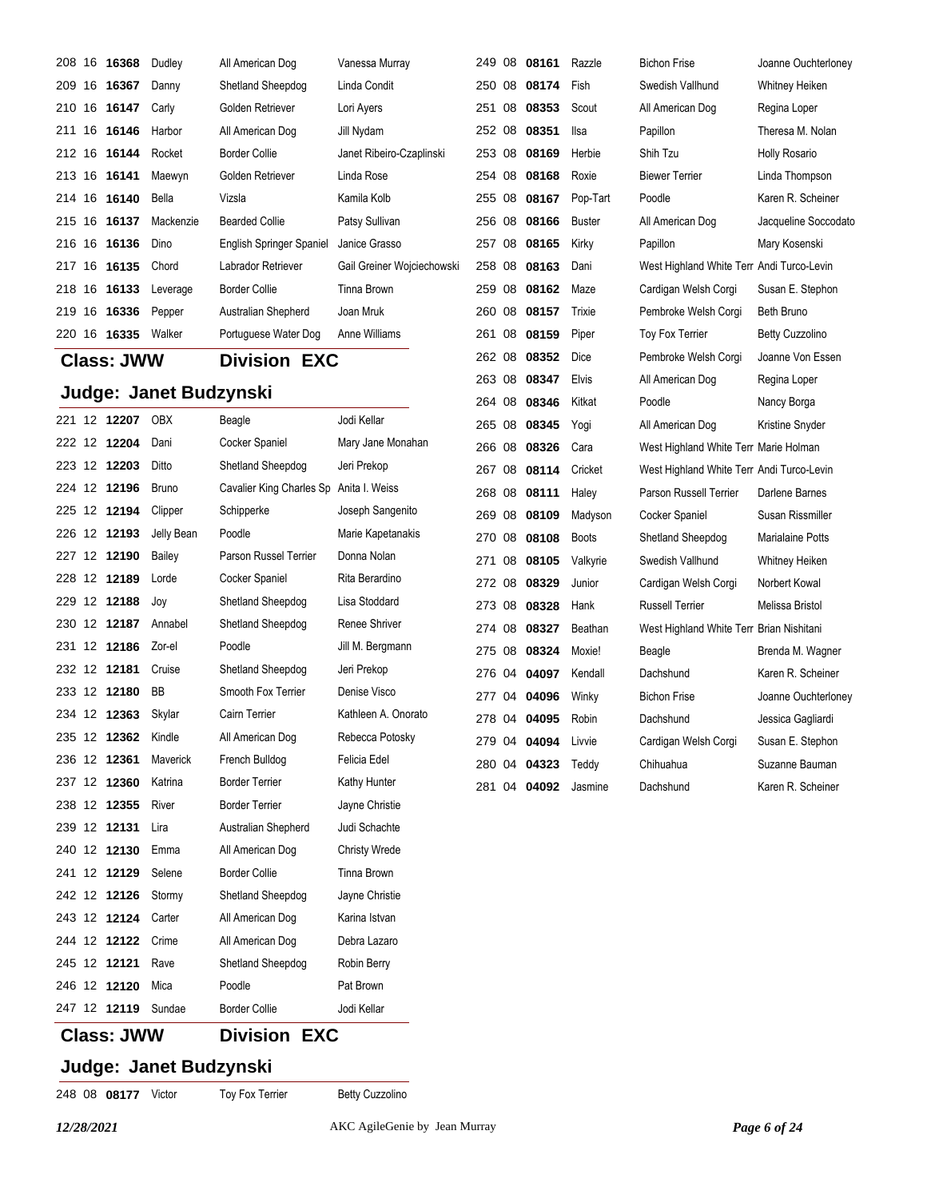| | | | | | |
|---|---|---|---|---|---|
| 208 | 16 | **16368** | Dudley | All American Dog | Vanessa Murray |
| 209 | 16 | **16367** | Danny | Shetland Sheepdog | Linda Condit |
| 210 | 16 | **16147** | Carly | Golden Retriever | Lori Ayers |
| 211 | 16 | **16146** | Harbor | All American Dog | Jill Nydam |
| 212 | 16 | **16144** | Rocket | Border Collie | Janet Ribeiro-Czaplinski |
| 213 | 16 | **16141** | Maewyn | Golden Retriever | Linda Rose |
| 214 | 16 | **16140** | Bella | Vizsla | Kamila Kolb |
| 215 | 16 | **16137** | Mackenzie | Bearded Collie | Patsy Sullivan |
| 216 | 16 | **16136** | Dino | English Springer Spaniel | Janice Grasso |
| 217 | 16 | **16135** | Chord | Labrador Retriever | Gail Greiner Wojciechowski |
| 218 | 16 | **16133** | Leverage | Border Collie | Tinna Brown |
| 219 | 16 | **16336** | Pepper | Australian Shepherd | Joan Mruk |
| 220 | 16 | **16335** | Walker | Portuguese Water Dog | Anne Williams |

## Class: JWW Division EXC

## Judge: Janet Budzynski

| | | | | | |
|---|---|---|---|---|---|
| 221 | 12 | **12207** | OBX | Beagle | Jodi Kellar |
| 222 | 12 | **12204** | Dani | Cocker Spaniel | Mary Jane Monahan |
| 223 | 12 | **12203** | Ditto | Shetland Sheepdog | Jeri Prekop |
| 224 | 12 | **12196** | Bruno | Cavalier King Charles Sp | Anita I. Weiss |
| 225 | 12 | **12194** | Clipper | Schipperke | Joseph Sangenito |
| 226 | 12 | **12193** | Jelly Bean | Poodle | Marie Kapetanakis |
| 227 | 12 | **12190** | Bailey | Parson Russel Terrier | Donna Nolan |
| 228 | 12 | **12189** | Lorde | Cocker Spaniel | Rita Berardino |
| 229 | 12 | **12188** | Joy | Shetland Sheepdog | Lisa Stoddard |
| 230 | 12 | **12187** | Annabel | Shetland Sheepdog | Renee Shriver |
| 231 | 12 | **12186** | Zor-el | Poodle | Jill M. Bergmann |
| 232 | 12 | **12181** | Cruise | Shetland Sheepdog | Jeri Prekop |
| 233 | 12 | **12180** | BB | Smooth Fox Terrier | Denise Visco |
| 234 | 12 | **12363** | Skylar | Cairn Terrier | Kathleen A. Onorato |
| 235 | 12 | **12362** | Kindle | All American Dog | Rebecca Potosky |
| 236 | 12 | **12361** | Maverick | French Bulldog | Felicia Edel |
| 237 | 12 | **12360** | Katrina | Border Terrier | Kathy Hunter |
| 238 | 12 | **12355** | River | Border Terrier | Jayne Christie |
| 239 | 12 | **12131** | Lira | Australian Shepherd | Judi Schachte |
| 240 | 12 | **12130** | Emma | All American Dog | Christy Wrede |
| 241 | 12 | **12129** | Selene | Border Collie | Tinna Brown |
| 242 | 12 | **12126** | Stormy | Shetland Sheepdog | Jayne Christie |
| 243 | 12 | **12124** | Carter | All American Dog | Karina Istvan |
| 244 | 12 | **12122** | Crime | All American Dog | Debra Lazaro |
| 245 | 12 | **12121** | Rave | Shetland Sheepdog | Robin Berry |
| 246 | 12 | **12120** | Mica | Poodle | Pat Brown |
| 247 | 12 | **12119** | Sundae | Border Collie | Jodi Kellar |

## Class: JWW Division EXC

## Judge: Janet Budzynski

| | | | | | |
|---|---|---|---|---|---|
| 248 | 08 | **08177** | Victor | Toy Fox Terrier | Betty Cuzzolino |
| 249 | 08 | **08161** | Razzle | Bichon Frise | Joanne Ouchterloney |
| 250 | 08 | **08174** | Fish | Swedish Vallhund | Whitney Heiken |
| 251 | 08 | **08353** | Scout | All American Dog | Regina Loper |
| 252 | 08 | **08351** | Ilsa | Papillon | Theresa M. Nolan |
| 253 | 08 | **08169** | Herbie | Shih Tzu | Holly Rosario |
| 254 | 08 | **08168** | Roxie | Biewer Terrier | Linda Thompson |
| 255 | 08 | **08167** | Pop-Tart | Poodle | Karen R. Scheiner |
| 256 | 08 | **08166** | Buster | All American Dog | Jacqueline Soccodato |
| 257 | 08 | **08165** | Kirky | Papillon | Mary Kosenski |
| 258 | 08 | **08163** | Dani | West Highland White Terr | Andi Turco-Levin |
| 259 | 08 | **08162** | Maze | Cardigan Welsh Corgi | Susan E. Stephon |
| 260 | 08 | **08157** | Trixie | Pembroke Welsh Corgi | Beth Bruno |
| 261 | 08 | **08159** | Piper | Toy Fox Terrier | Betty Cuzzolino |
| 262 | 08 | **08352** | Dice | Pembroke Welsh Corgi | Joanne Von Essen |
| 263 | 08 | **08347** | Elvis | All American Dog | Regina Loper |
| 264 | 08 | **08346** | Kitkat | Poodle | Nancy Borga |
| 265 | 08 | **08345** | Yogi | All American Dog | Kristine Snyder |
| 266 | 08 | **08326** | Cara | West Highland White Terr | Marie Holman |
| 267 | 08 | **08114** | Cricket | West Highland White Terr | Andi Turco-Levin |
| 268 | 08 | **08111** | Haley | Parson Russell Terrier | Darlene Barnes |
| 269 | 08 | **08109** | Madyson | Cocker Spaniel | Susan Rissmiller |
| 270 | 08 | **08108** | Boots | Shetland Sheepdog | Marialaine Potts |
| 271 | 08 | **08105** | Valkyrie | Swedish Vallhund | Whitney Heiken |
| 272 | 08 | **08329** | Junior | Cardigan Welsh Corgi | Norbert Kowal |
| 273 | 08 | **08328** | Hank | Russell Terrier | Melissa Bristol |
| 274 | 08 | **08327** | Beathan | West Highland White Terr | Brian Nishitani |
| 275 | 08 | **08324** | Moxie! | Beagle | Brenda M. Wagner |
| 276 | 04 | **04097** | Kendall | Dachshund | Karen R. Scheiner |
| 277 | 04 | **04096** | Winky | Bichon Frise | Joanne Ouchterloney |
| 278 | 04 | **04095** | Robin | Dachshund | Jessica Gagliardi |
| 279 | 04 | **04094** | Livvie | Cardigan Welsh Corgi | Susan E. Stephon |
| 280 | 04 | **04323** | Teddy | Chihuahua | Suzanne Bauman |
| 281 | 04 | **04092** | Jasmine | Dachshund | Karen R. Scheiner |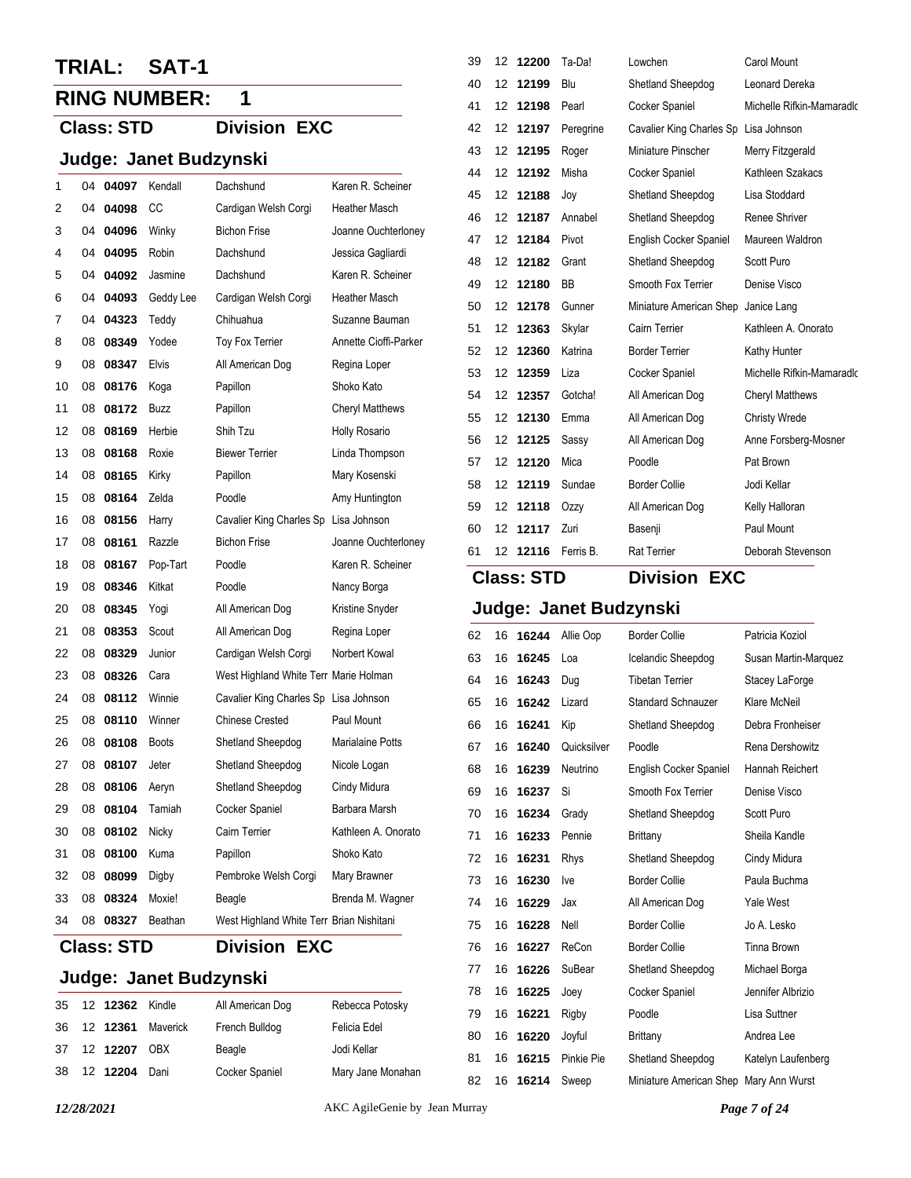# TRIAL: SAT-1

## RING NUMBER: 1

### Class: STD Division EXC

### Judge: Janet Budzynski

| | | | | | |
|---|---|---|---|---|---|
| 1 | 04 | **04097** | Kendall | Dachshund | Karen R. Scheiner |
| 2 | 04 | **04098** | CC | Cardigan Welsh Corgi | Heather Masch |
| 3 | 04 | **04096** | Winky | Bichon Frise | Joanne Ouchterloney |
| 4 | 04 | **04095** | Robin | Dachshund | Jessica Gagliardi |
| 5 | 04 | **04092** | Jasmine | Dachshund | Karen R. Scheiner |
| 6 | 04 | **04093** | Geddy Lee | Cardigan Welsh Corgi | Heather Masch |
| 7 | 04 | **04323** | Teddy | Chihuahua | Suzanne Bauman |
| 8 | 08 | **08349** | Yodee | Toy Fox Terrier | Annette Cioffi-Parker |
| 9 | 08 | **08347** | Elvis | All American Dog | Regina Loper |
| 10 | 08 | **08176** | Koga | Papillon | Shoko Kato |
| 11 | 08 | **08172** | Buzz | Papillon | Cheryl Matthews |
| 12 | 08 | **08169** | Herbie | Shih Tzu | Holly Rosario |
| 13 | 08 | **08168** | Roxie | Biewer Terrier | Linda Thompson |
| 14 | 08 | **08165** | Kirky | Papillon | Mary Kosenski |
| 15 | 08 | **08164** | Zelda | Poodle | Amy Huntington |
| 16 | 08 | **08156** | Harry | Cavalier King Charles Sp | Lisa Johnson |
| 17 | 08 | **08161** | Razzle | Bichon Frise | Joanne Ouchterloney |
| 18 | 08 | **08167** | Pop-Tart | Poodle | Karen R. Scheiner |
| 19 | 08 | **08346** | Kitkat | Poodle | Nancy Borga |
| 20 | 08 | **08345** | Yogi | All American Dog | Kristine Snyder |
| 21 | 08 | **08353** | Scout | All American Dog | Regina Loper |
| 22 | 08 | **08329** | Junior | Cardigan Welsh Corgi | Norbert Kowal |
| 23 | 08 | **08326** | Cara | West Highland White Terr | Marie Holman |
| 24 | 08 | **08112** | Winnie | Cavalier King Charles Sp | Lisa Johnson |
| 25 | 08 | **08110** | Winner | Chinese Crested | Paul Mount |
| 26 | 08 | **08108** | Boots | Shetland Sheepdog | Marialaine Potts |
| 27 | 08 | **08107** | Jeter | Shetland Sheepdog | Nicole Logan |
| 28 | 08 | **08106** | Aeryn | Shetland Sheepdog | Cindy Midura |
| 29 | 08 | **08104** | Tamiah | Cocker Spaniel | Barbara Marsh |
| 30 | 08 | **08102** | Nicky | Cairn Terrier | Kathleen A. Onorato |
| 31 | 08 | **08100** | Kuma | Papillon | Shoko Kato |
| 32 | 08 | **08099** | Digby | Pembroke Welsh Corgi | Mary Brawner |
| 33 | 08 | **08324** | Moxie! | Beagle | Brenda M. Wagner |
| 34 | 08 | **08327** | Beathan | West Highland White Terr | Brian Nishitani |

### Class: STD Division EXC

### Judge: Janet Budzynski

| | | | | | |
|---|---|---|---|---|---|
| 35 | 12 | **12362** | Kindle | All American Dog | Rebecca Potosky |
| 36 | 12 | **12361** | Maverick | French Bulldog | Felicia Edel |
| 37 | 12 | **12207** | OBX | Beagle | Jodi Kellar |
| 38 | 12 | **12204** | Dani | Cocker Spaniel | Mary Jane Monahan |
| 39 | 12 | **12200** | Ta-Da! | Lowchen | Carol Mount |
| 40 | 12 | **12199** | Blu | Shetland Sheepdog | Leonard Dereka |
| 41 | 12 | **12198** | Pearl | Cocker Spaniel | Michelle Rifkin-Mamaradlo |
| 42 | 12 | **12197** | Peregrine | Cavalier King Charles Sp | Lisa Johnson |
| 43 | 12 | **12195** | Roger | Miniature Pinscher | Merry Fitzgerald |
| 44 | 12 | **12192** | Misha | Cocker Spaniel | Kathleen Szakacs |
| 45 | 12 | **12188** | Joy | Shetland Sheepdog | Lisa Stoddard |
| 46 | 12 | **12187** | Annabel | Shetland Sheepdog | Renee Shriver |
| 47 | 12 | **12184** | Pivot | English Cocker Spaniel | Maureen Waldron |
| 48 | 12 | **12182** | Grant | Shetland Sheepdog | Scott Puro |
| 49 | 12 | **12180** | BB | Smooth Fox Terrier | Denise Visco |
| 50 | 12 | **12178** | Gunner | Miniature American Shep | Janice Lang |
| 51 | 12 | **12363** | Skylar | Cairn Terrier | Kathleen A. Onorato |
| 52 | 12 | **12360** | Katrina | Border Terrier | Kathy Hunter |
| 53 | 12 | **12359** | Liza | Cocker Spaniel | Michelle Rifkin-Mamaradlo |
| 54 | 12 | **12357** | Gotcha! | All American Dog | Cheryl Matthews |
| 55 | 12 | **12130** | Emma | All American Dog | Christy Wrede |
| 56 | 12 | **12125** | Sassy | All American Dog | Anne Forsberg-Mosner |
| 57 | 12 | **12120** | Mica | Poodle | Pat Brown |
| 58 | 12 | **12119** | Sundae | Border Collie | Jodi Kellar |
| 59 | 12 | **12118** | Ozzy | All American Dog | Kelly Halloran |
| 60 | 12 | **12117** | Zuri | Basenji | Paul Mount |
| 61 | 12 | **12116** | Ferris B. | Rat Terrier | Deborah Stevenson |

### Class: STD Division EXC

### Judge: Janet Budzynski

| | | | | | |
|---|---|---|---|---|---|
| 62 | 16 | **16244** | Allie Oop | Border Collie | Patricia Koziol |
| 63 | 16 | **16245** | Loa | Icelandic Sheepdog | Susan Martin-Marquez |
| 64 | 16 | **16243** | Dug | Tibetan Terrier | Stacey LaForge |
| 65 | 16 | **16242** | Lizard | Standard Schnauzer | Klare McNeil |
| 66 | 16 | **16241** | Kip | Shetland Sheepdog | Debra Fronheiser |
| 67 | 16 | **16240** | Quicksilver | Poodle | Rena Dershowitz |
| 68 | 16 | **16239** | Neutrino | English Cocker Spaniel | Hannah Reichert |
| 69 | 16 | **16237** | Si | Smooth Fox Terrier | Denise Visco |
| 70 | 16 | **16234** | Grady | Shetland Sheepdog | Scott Puro |
| 71 | 16 | **16233** | Pennie | Brittany | Sheila Kandle |
| 72 | 16 | **16231** | Rhys | Shetland Sheepdog | Cindy Midura |
| 73 | 16 | **16230** | Ive | Border Collie | Paula Buchma |
| 74 | 16 | **16229** | Jax | All American Dog | Yale West |
| 75 | 16 | **16228** | Nell | Border Collie | Jo A. Lesko |
| 76 | 16 | **16227** | ReCon | Border Collie | Tinna Brown |
| 77 | 16 | **16226** | SuBear | Shetland Sheepdog | Michael Borga |
| 78 | 16 | **16225** | Joey | Cocker Spaniel | Jennifer Albrizio |
| 79 | 16 | **16221** | Rigby | Poodle | Lisa Suttner |
| 80 | 16 | **16220** | Joyful | Brittany | Andrea Lee |
| 81 | 16 | **16215** | Pinkie Pie | Shetland Sheepdog | Katelyn Laufenberg |
| 82 | 16 | **16214** | Sweep | Miniature American Shep | Mary Ann Wurst |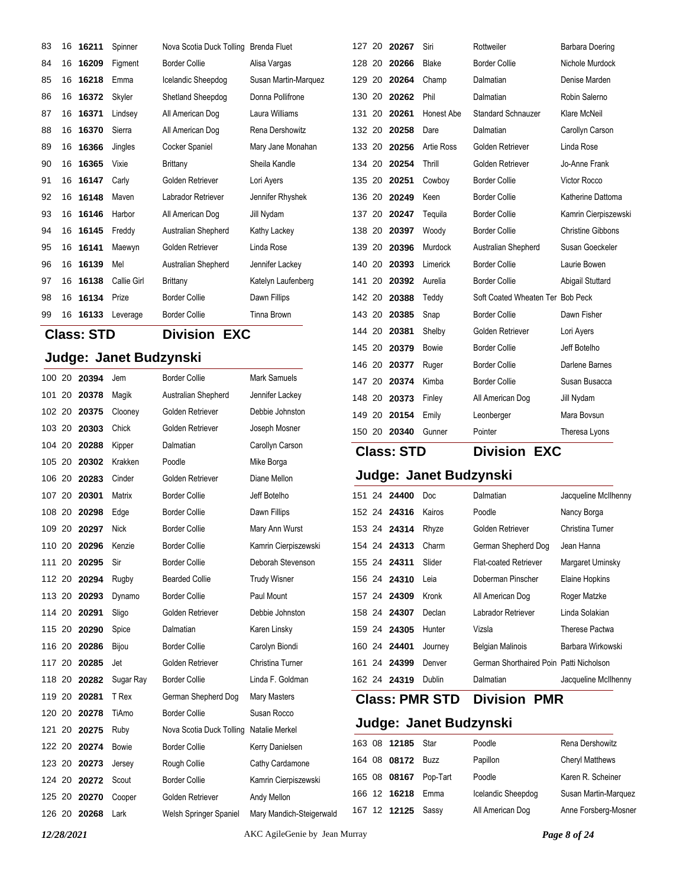| | | | | | |
|---|---|---|---|---|---|
| 83 | 16 | **16211** | Spinner | Nova Scotia Duck Tolling | Brenda Fluet |
| 84 | 16 | **16209** | Figment | Border Collie | Alisa Vargas |
| 85 | 16 | **16218** | Emma | Icelandic Sheepdog | Susan Martin-Marquez |
| 86 | 16 | **16372** | Skyler | Shetland Sheepdog | Donna Pollifrone |
| 87 | 16 | **16371** | Lindsey | All American Dog | Laura Williams |
| 88 | 16 | **16370** | Sierra | All American Dog | Rena Dershowitz |
| 89 | 16 | **16366** | Jingles | Cocker Spaniel | Mary Jane Monahan |
| 90 | 16 | **16365** | Vixie | Brittany | Sheila Kandle |
| 91 | 16 | **16147** | Carly | Golden Retriever | Lori Ayers |
| 92 | 16 | **16148** | Maven | Labrador Retriever | Jennifer Rhyshek |
| 93 | 16 | **16146** | Harbor | All American Dog | Jill Nydam |
| 94 | 16 | **16145** | Freddy | Australian Shepherd | Kathy Lackey |
| 95 | 16 | **16141** | Maewyn | Golden Retriever | Linda Rose |
| 96 | 16 | **16139** | Mel | Australian Shepherd | Jennifer Lackey |
| 97 | 16 | **16138** | Callie Girl | Brittany | Katelyn Laufenberg |
| 98 | 16 | **16134** | Prize | Border Collie | Dawn Fillips |
| 99 | 16 | **16133** | Leverage | Border Collie | Tinna Brown |

## Class: STD Division EXC

### Judge: Janet Budzynski

| | | | | | |
|---|---|---|---|---|---|
| 100 | 20 | **20394** | Jem | Border Collie | Mark Samuels |
| 101 | 20 | **20378** | Magik | Australian Shepherd | Jennifer Lackey |
| 102 | 20 | **20375** | Clooney | Golden Retriever | Debbie Johnston |
| 103 | 20 | **20303** | Chick | Golden Retriever | Joseph Mosner |
| 104 | 20 | **20288** | Kipper | Dalmatian | Carollyn Carson |
| 105 | 20 | **20302** | Krakken | Poodle | Mike Borga |
| 106 | 20 | **20283** | Cinder | Golden Retriever | Diane Mellon |
| 107 | 20 | **20301** | Matrix | Border Collie | Jeff Botelho |
| 108 | 20 | **20298** | Edge | Border Collie | Dawn Fillips |
| 109 | 20 | **20297** | Nick | Border Collie | Mary Ann Wurst |
| 110 | 20 | **20296** | Kenzie | Border Collie | Kamrin Cierpiszewski |
| 111 | 20 | **20295** | Sir | Border Collie | Deborah Stevenson |
| 112 | 20 | **20294** | Rugby | Bearded Collie | Trudy Wisner |
| 113 | 20 | **20293** | Dynamo | Border Collie | Paul Mount |
| 114 | 20 | **20291** | Sligo | Golden Retriever | Debbie Johnston |
| 115 | 20 | **20290** | Spice | Dalmatian | Karen Linsky |
| 116 | 20 | **20286** | Bijou | Border Collie | Carolyn Biondi |
| 117 | 20 | **20285** | Jet | Golden Retriever | Christina Turner |
| 118 | 20 | **20282** | Sugar Ray | Border Collie | Linda F. Goldman |
| 119 | 20 | **20281** | T Rex | German Shepherd Dog | Mary Masters |
| 120 | 20 | **20278** | TiAmo | Border Collie | Susan Rocco |
| 121 | 20 | **20275** | Ruby | Nova Scotia Duck Tolling | Natalie Merkel |
| 122 | 20 | **20274** | Bowie | Border Collie | Kerry Danielsen |
| 123 | 20 | **20273** | Jersey | Rough Collie | Cathy Cardamone |
| 124 | 20 | **20272** | Scout | Border Collie | Kamrin Cierpiszewski |
| 125 | 20 | **20270** | Cooper | Golden Retriever | Andy Mellon |
| 126 | 20 | **20268** | Lark | Welsh Springer Spaniel | Mary Mandich-Steigerwald |
| 127 | 20 | **20267** | Siri | Rottweiler | Barbara Doering |
| 128 | 20 | **20266** | Blake | Border Collie | Nichole Murdock |
| 129 | 20 | **20264** | Champ | Dalmatian | Denise Marden |
| 130 | 20 | **20262** | Phil | Dalmatian | Robin Salerno |
| 131 | 20 | **20261** | Honest Abe | Standard Schnauzer | Klare McNeil |
| 132 | 20 | **20258** | Dare | Dalmatian | Carollyn Carson |
| 133 | 20 | **20256** | Artie Ross | Golden Retriever | Linda Rose |
| 134 | 20 | **20254** | Thrill | Golden Retriever | Jo-Anne Frank |
| 135 | 20 | **20251** | Cowboy | Border Collie | Victor Rocco |
| 136 | 20 | **20249** | Keen | Border Collie | Katherine Dattoma |
| 137 | 20 | **20247** | Tequila | Border Collie | Kamrin Cierpiszewski |
| 138 | 20 | **20397** | Woody | Border Collie | Christine Gibbons |
| 139 | 20 | **20396** | Murdock | Australian Shepherd | Susan Goeckeler |
| 140 | 20 | **20393** | Limerick | Border Collie | Laurie Bowen |
| 141 | 20 | **20392** | Aurelia | Border Collie | Abigail Stuttard |
| 142 | 20 | **20388** | Teddy | Soft Coated Wheaten Ter | Bob Peck |
| 143 | 20 | **20385** | Snap | Border Collie | Dawn Fisher |
| 144 | 20 | **20381** | Shelby | Golden Retriever | Lori Ayers |
| 145 | 20 | **20379** | Bowie | Border Collie | Jeff Botelho |
| 146 | 20 | **20377** | Ruger | Border Collie | Darlene Barnes |
| 147 | 20 | **20374** | Kimba | Border Collie | Susan Busacca |
| 148 | 20 | **20373** | Finley | All American Dog | Jill Nydam |
| 149 | 20 | **20154** | Emily | Leonberger | Mara Bovsun |
| 150 | 20 | **20340** | Gunner | Pointer | Theresa Lyons |

## Class: STD Division EXC

### Judge: Janet Budzynski

| | | | | | |
|---|---|---|---|---|---|
| 151 | 24 | **24400** | Doc | Dalmatian | Jacqueline McIlhenny |
| 152 | 24 | **24316** | Kairos | Poodle | Nancy Borga |
| 153 | 24 | **24314** | Rhyze | Golden Retriever | Christina Turner |
| 154 | 24 | **24313** | Charm | German Shepherd Dog | Jean Hanna |
| 155 | 24 | **24311** | Slider | Flat-coated Retriever | Margaret Uminsky |
| 156 | 24 | **24310** | Leia | Doberman Pinscher | Elaine Hopkins |
| 157 | 24 | **24309** | Kronk | All American Dog | Roger Matzke |
| 158 | 24 | **24307** | Declan | Labrador Retriever | Linda Solakian |
| 159 | 24 | **24305** | Hunter | Vizsla | Therese Pactwa |
| 160 | 24 | **24401** | Journey | Belgian Malinois | Barbara Wirkowski |
| 161 | 24 | **24399** | Denver | German Shorthaired Poin | Patti Nicholson |
| 162 | 24 | **24319** | Dublin | Dalmatian | Jacqueline McIlhenny |

## Class: PMR STD Division PMR

### Judge: Janet Budzynski

| | | | | | |
|---|---|---|---|---|---|
| 163 | 08 | **12185** | Star | Poodle | Rena Dershowitz |
| 164 | 08 | **08172** | Buzz | Papillon | Cheryl Matthews |
| 165 | 08 | **08167** | Pop-Tart | Poodle | Karen R. Scheiner |
| 166 | 12 | **16218** | Emma | Icelandic Sheepdog | Susan Martin-Marquez |
| 167 | 12 | **12125** | Sassy | All American Dog | Anne Forsberg-Mosner |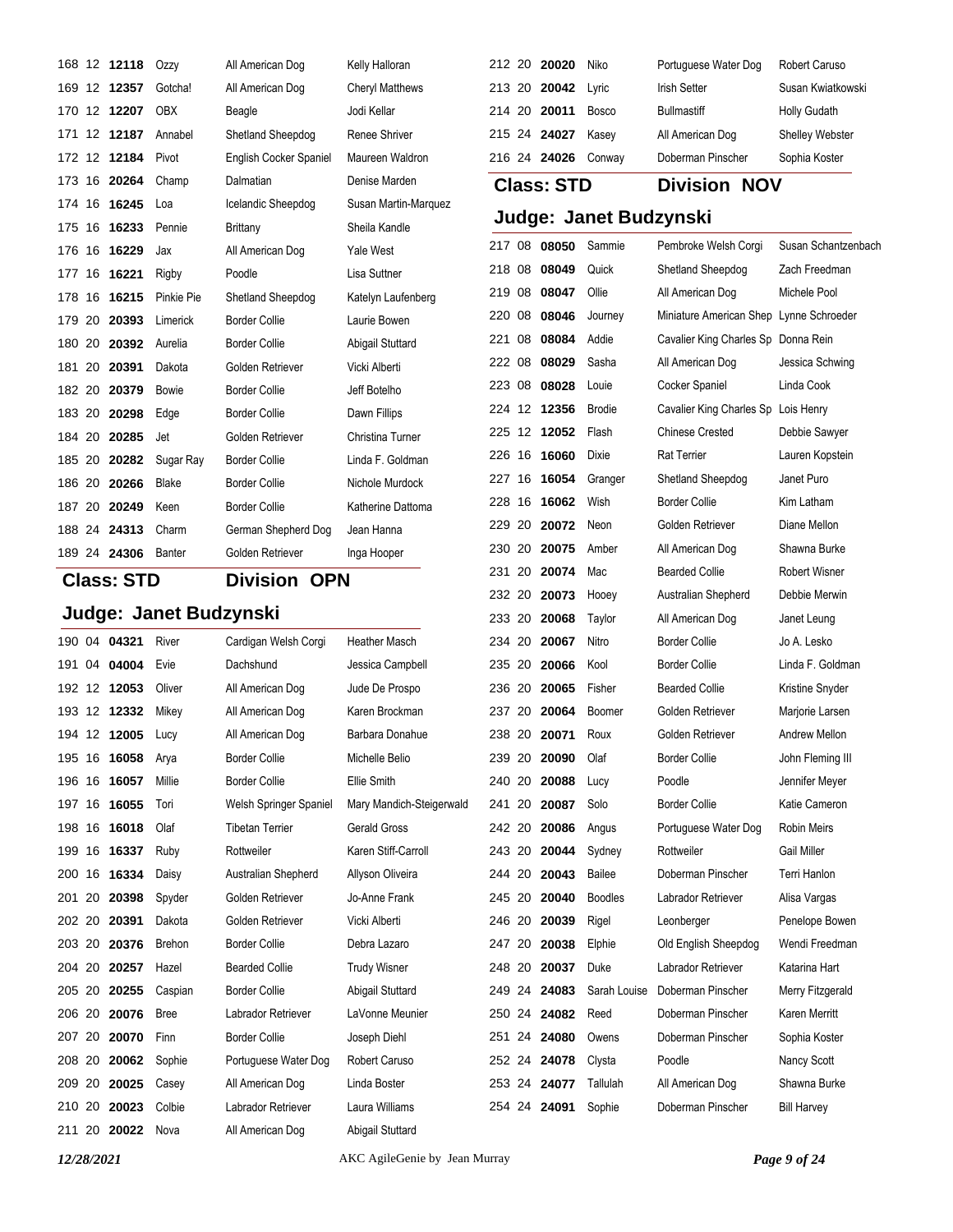| # | Ht | Armband | Name | Breed | Handler |
|---|---|---|---|---|---|
| 168 | 12 | **12118** | Ozzy | All American Dog | Kelly Halloran |
| 169 | 12 | **12357** | Gotcha! | All American Dog | Cheryl Matthews |
| 170 | 12 | **12207** | OBX | Beagle | Jodi Kellar |
| 171 | 12 | **12187** | Annabel | Shetland Sheepdog | Renee Shriver |
| 172 | 12 | **12184** | Pivot | English Cocker Spaniel | Maureen Waldron |
| 173 | 16 | **20264** | Champ | Dalmatian | Denise Marden |
| 174 | 16 | **16245** | Loa | Icelandic Sheepdog | Susan Martin-Marquez |
| 175 | 16 | **16233** | Pennie | Brittany | Sheila Kandle |
| 176 | 16 | **16229** | Jax | All American Dog | Yale West |
| 177 | 16 | **16221** | Rigby | Poodle | Lisa Suttner |
| 178 | 16 | **16215** | Pinkie Pie | Shetland Sheepdog | Katelyn Laufenberg |
| 179 | 20 | **20393** | Limerick | Border Collie | Laurie Bowen |
| 180 | 20 | **20392** | Aurelia | Border Collie | Abigail Stuttard |
| 181 | 20 | **20391** | Dakota | Golden Retriever | Vicki Alberti |
| 182 | 20 | **20379** | Bowie | Border Collie | Jeff Botelho |
| 183 | 20 | **20298** | Edge | Border Collie | Dawn Fillips |
| 184 | 20 | **20285** | Jet | Golden Retriever | Christina Turner |
| 185 | 20 | **20282** | Sugar Ray | Border Collie | Linda F. Goldman |
| 186 | 20 | **20266** | Blake | Border Collie | Nichole Murdock |
| 187 | 20 | **20249** | Keen | Border Collie | Katherine Dattoma |
| 188 | 24 | **24313** | Charm | German Shepherd Dog | Jean Hanna |
| 189 | 24 | **24306** | Banter | Golden Retriever | Inga Hooper |

## Class: STD  Division OPN

### Judge: Janet Budzynski

| # | Ht | Armband | Name | Breed | Handler |
|---|---|---|---|---|---|
| 190 | 04 | **04321** | River | Cardigan Welsh Corgi | Heather Masch |
| 191 | 04 | **04004** | Evie | Dachshund | Jessica Campbell |
| 192 | 12 | **12053** | Oliver | All American Dog | Jude De Prospo |
| 193 | 12 | **12332** | Mikey | All American Dog | Karen Brockman |
| 194 | 12 | **12005** | Lucy | All American Dog | Barbara Donahue |
| 195 | 16 | **16058** | Arya | Border Collie | Michelle Belio |
| 196 | 16 | **16057** | Millie | Border Collie | Ellie Smith |
| 197 | 16 | **16055** | Tori | Welsh Springer Spaniel | Mary Mandich-Steigerwald |
| 198 | 16 | **16018** | Olaf | Tibetan Terrier | Gerald Gross |
| 199 | 16 | **16337** | Ruby | Rottweiler | Karen Stiff-Carroll |
| 200 | 16 | **16334** | Daisy | Australian Shepherd | Allyson Oliveira |
| 201 | 20 | **20398** | Spyder | Golden Retriever | Jo-Anne Frank |
| 202 | 20 | **20391** | Dakota | Golden Retriever | Vicki Alberti |
| 203 | 20 | **20376** | Brehon | Border Collie | Debra Lazaro |
| 204 | 20 | **20257** | Hazel | Bearded Collie | Trudy Wisner |
| 205 | 20 | **20255** | Caspian | Border Collie | Abigail Stuttard |
| 206 | 20 | **20076** | Bree | Labrador Retriever | LaVonne Meunier |
| 207 | 20 | **20070** | Finn | Border Collie | Joseph Diehl |
| 208 | 20 | **20062** | Sophie | Portuguese Water Dog | Robert Caruso |
| 209 | 20 | **20025** | Casey | All American Dog | Linda Boster |
| 210 | 20 | **20023** | Colbie | Labrador Retriever | Laura Williams |
| 211 | 20 | **20022** | Nova | All American Dog | Abigail Stuttard |
| 212 | 20 | **20020** | Niko | Portuguese Water Dog | Robert Caruso |
| 213 | 20 | **20042** | Lyric | Irish Setter | Susan Kwiatkowski |
| 214 | 20 | **20011** | Bosco | Bullmastiff | Holly Gudath |
| 215 | 24 | **24027** | Kasey | All American Dog | Shelley Webster |
| 216 | 24 | **24026** | Conway | Doberman Pinscher | Sophia Koster |

## Class: STD  Division NOV

### Judge: Janet Budzynski

| # | Ht | Armband | Name | Breed | Handler |
|---|---|---|---|---|---|
| 217 | 08 | **08050** | Sammie | Pembroke Welsh Corgi | Susan Schantzenbach |
| 218 | 08 | **08049** | Quick | Shetland Sheepdog | Zach Freedman |
| 219 | 08 | **08047** | Ollie | All American Dog | Michele Pool |
| 220 | 08 | **08046** | Journey | Miniature American Shep | Lynne Schroeder |
| 221 | 08 | **08084** | Addie | Cavalier King Charles Sp | Donna Rein |
| 222 | 08 | **08029** | Sasha | All American Dog | Jessica Schwing |
| 223 | 08 | **08028** | Louie | Cocker Spaniel | Linda Cook |
| 224 | 12 | **12356** | Brodie | Cavalier King Charles Sp | Lois Henry |
| 225 | 12 | **12052** | Flash | Chinese Crested | Debbie Sawyer |
| 226 | 16 | **16060** | Dixie | Rat Terrier | Lauren Kopstein |
| 227 | 16 | **16054** | Granger | Shetland Sheepdog | Janet Puro |
| 228 | 16 | **16062** | Wish | Border Collie | Kim Latham |
| 229 | 20 | **20072** | Neon | Golden Retriever | Diane Mellon |
| 230 | 20 | **20075** | Amber | All American Dog | Shawna Burke |
| 231 | 20 | **20074** | Mac | Bearded Collie | Robert Wisner |
| 232 | 20 | **20073** | Hooey | Australian Shepherd | Debbie Merwin |
| 233 | 20 | **20068** | Taylor | All American Dog | Janet Leung |
| 234 | 20 | **20067** | Nitro | Border Collie | Jo A. Lesko |
| 235 | 20 | **20066** | Kool | Border Collie | Linda F. Goldman |
| 236 | 20 | **20065** | Fisher | Bearded Collie | Kristine Snyder |
| 237 | 20 | **20064** | Boomer | Golden Retriever | Marjorie Larsen |
| 238 | 20 | **20071** | Roux | Golden Retriever | Andrew Mellon |
| 239 | 20 | **20090** | Olaf | Border Collie | John Fleming III |
| 240 | 20 | **20088** | Lucy | Poodle | Jennifer Meyer |
| 241 | 20 | **20087** | Solo | Border Collie | Katie Cameron |
| 242 | 20 | **20086** | Angus | Portuguese Water Dog | Robin Meirs |
| 243 | 20 | **20044** | Sydney | Rottweiler | Gail Miller |
| 244 | 20 | **20043** | Bailee | Doberman Pinscher | Terri Hanlon |
| 245 | 20 | **20040** | Boodles | Labrador Retriever | Alisa Vargas |
| 246 | 20 | **20039** | Rigel | Leonberger | Penelope Bowen |
| 247 | 20 | **20038** | Elphie | Old English Sheepdog | Wendi Freedman |
| 248 | 20 | **20037** | Duke | Labrador Retriever | Katarina Hart |
| 249 | 24 | **24083** | Sarah Louise | Doberman Pinscher | Merry Fitzgerald |
| 250 | 24 | **24082** | Reed | Doberman Pinscher | Karen Merritt |
| 251 | 24 | **24080** | Owens | Doberman Pinscher | Sophia Koster |
| 252 | 24 | **24078** | Clysta | Poodle | Nancy Scott |
| 253 | 24 | **24077** | Tallulah | All American Dog | Shawna Burke |
| 254 | 24 | **24091** | Sophie | Doberman Pinscher | Bill Harvey |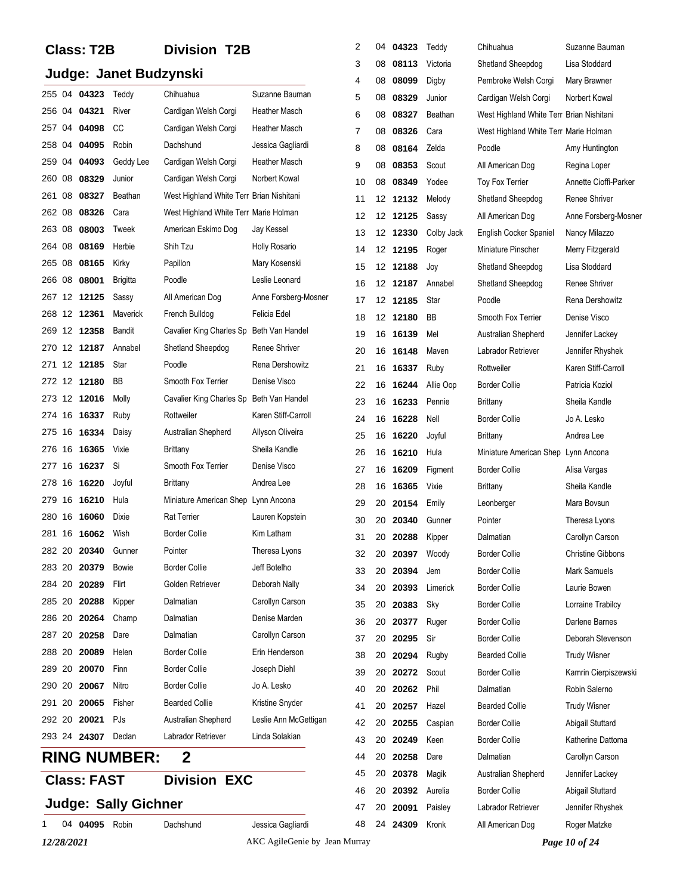## Class: T2B Division T2B

### Judge: Janet Budzynski

| | | | | | |
|---|---|---|---|---|---|
| 255 | 04 | **04323** | Teddy | Chihuahua | Suzanne Bauman |
| 256 | 04 | **04321** | River | Cardigan Welsh Corgi | Heather Masch |
| 257 | 04 | **04098** | CC | Cardigan Welsh Corgi | Heather Masch |
| 258 | 04 | **04095** | Robin | Dachshund | Jessica Gagliardi |
| 259 | 04 | **04093** | Geddy Lee | Cardigan Welsh Corgi | Heather Masch |
| 260 | 08 | **08329** | Junior | Cardigan Welsh Corgi | Norbert Kowal |
| 261 | 08 | **08327** | Beathan | West Highland White Terr | Brian Nishitani |
| 262 | 08 | **08326** | Cara | West Highland White Terr | Marie Holman |
| 263 | 08 | **08003** | Tweek | American Eskimo Dog | Jay Kessel |
| 264 | 08 | **08169** | Herbie | Shih Tzu | Holly Rosario |
| 265 | 08 | **08165** | Kirky | Papillon | Mary Kosenski |
| 266 | 08 | **08001** | Brigitta | Poodle | Leslie Leonard |
| 267 | 12 | **12125** | Sassy | All American Dog | Anne Forsberg-Mosner |
| 268 | 12 | **12361** | Maverick | French Bulldog | Felicia Edel |
| 269 | 12 | **12358** | Bandit | Cavalier King Charles Sp | Beth Van Handel |
| 270 | 12 | **12187** | Annabel | Shetland Sheepdog | Renee Shriver |
| 271 | 12 | **12185** | Star | Poodle | Rena Dershowitz |
| 272 | 12 | **12180** | BB | Smooth Fox Terrier | Denise Visco |
| 273 | 12 | **12016** | Molly | Cavalier King Charles Sp | Beth Van Handel |
| 274 | 16 | **16337** | Ruby | Rottweiler | Karen Stiff-Carroll |
| 275 | 16 | **16334** | Daisy | Australian Shepherd | Allyson Oliveira |
| 276 | 16 | **16365** | Vixie | Brittany | Sheila Kandle |
| 277 | 16 | **16237** | Si | Smooth Fox Terrier | Denise Visco |
| 278 | 16 | **16220** | Joyful | Brittany | Andrea Lee |
| 279 | 16 | **16210** | Hula | Miniature American Shep | Lynn Ancona |
| 280 | 16 | **16060** | Dixie | Rat Terrier | Lauren Kopstein |
| 281 | 16 | **16062** | Wish | Border Collie | Kim Latham |
| 282 | 20 | **20340** | Gunner | Pointer | Theresa Lyons |
| 283 | 20 | **20379** | Bowie | Border Collie | Jeff Botelho |
| 284 | 20 | **20289** | Flirt | Golden Retriever | Deborah Nally |
| 285 | 20 | **20288** | Kipper | Dalmatian | Carollyn Carson |
| 286 | 20 | **20264** | Champ | Dalmatian | Denise Marden |
| 287 | 20 | **20258** | Dare | Dalmatian | Carollyn Carson |
| 288 | 20 | **20089** | Helen | Border Collie | Erin Henderson |
| 289 | 20 | **20070** | Finn | Border Collie | Joseph Diehl |
| 290 | 20 | **20067** | Nitro | Border Collie | Jo A. Lesko |
| 291 | 20 | **20065** | Fisher | Bearded Collie | Kristine Snyder |
| 292 | 20 | **20021** | PJs | Australian Shepherd | Leslie Ann McGettigan |
| 293 | 24 | **24307** | Declan | Labrador Retriever | Linda Solakian |

# RING NUMBER: 2

## Class: FAST Division EXC

### Judge: Sally Gichner

| | | | | | |
|---|---|---|---|---|---|
| 1 | 04 | **04095** | Robin | Dachshund | Jessica Gagliardi |
| 2 | 04 | **04323** | Teddy | Chihuahua | Suzanne Bauman |
| 3 | 08 | **08113** | Victoria | Shetland Sheepdog | Lisa Stoddard |
| 4 | 08 | **08099** | Digby | Pembroke Welsh Corgi | Mary Brawner |
| 5 | 08 | **08329** | Junior | Cardigan Welsh Corgi | Norbert Kowal |
| 6 | 08 | **08327** | Beathan | West Highland White Terr | Brian Nishitani |
| 7 | 08 | **08326** | Cara | West Highland White Terr | Marie Holman |
| 8 | 08 | **08164** | Zelda | Poodle | Amy Huntington |
| 9 | 08 | **08353** | Scout | All American Dog | Regina Loper |
| 10 | 08 | **08349** | Yodee | Toy Fox Terrier | Annette Cioffi-Parker |
| 11 | 12 | **12132** | Melody | Shetland Sheepdog | Renee Shriver |
| 12 | 12 | **12125** | Sassy | All American Dog | Anne Forsberg-Mosner |
| 13 | 12 | **12330** | Colby Jack | English Cocker Spaniel | Nancy Milazzo |
| 14 | 12 | **12195** | Roger | Miniature Pinscher | Merry Fitzgerald |
| 15 | 12 | **12188** | Joy | Shetland Sheepdog | Lisa Stoddard |
| 16 | 12 | **12187** | Annabel | Shetland Sheepdog | Renee Shriver |
| 17 | 12 | **12185** | Star | Poodle | Rena Dershowitz |
| 18 | 12 | **12180** | BB | Smooth Fox Terrier | Denise Visco |
| 19 | 16 | **16139** | Mel | Australian Shepherd | Jennifer Lackey |
| 20 | 16 | **16148** | Maven | Labrador Retriever | Jennifer Rhyshek |
| 21 | 16 | **16337** | Ruby | Rottweiler | Karen Stiff-Carroll |
| 22 | 16 | **16244** | Allie Oop | Border Collie | Patricia Koziol |
| 23 | 16 | **16233** | Pennie | Brittany | Sheila Kandle |
| 24 | 16 | **16228** | Nell | Border Collie | Jo A. Lesko |
| 25 | 16 | **16220** | Joyful | Brittany | Andrea Lee |
| 26 | 16 | **16210** | Hula | Miniature American Shep | Lynn Ancona |
| 27 | 16 | **16209** | Figment | Border Collie | Alisa Vargas |
| 28 | 16 | **16365** | Vixie | Brittany | Sheila Kandle |
| 29 | 20 | **20154** | Emily | Leonberger | Mara Bovsun |
| 30 | 20 | **20340** | Gunner | Pointer | Theresa Lyons |
| 31 | 20 | **20288** | Kipper | Dalmatian | Carollyn Carson |
| 32 | 20 | **20397** | Woody | Border Collie | Christine Gibbons |
| 33 | 20 | **20394** | Jem | Border Collie | Mark Samuels |
| 34 | 20 | **20393** | Limerick | Border Collie | Laurie Bowen |
| 35 | 20 | **20383** | Sky | Border Collie | Lorraine Trabilcy |
| 36 | 20 | **20377** | Ruger | Border Collie | Darlene Barnes |
| 37 | 20 | **20295** | Sir | Border Collie | Deborah Stevenson |
| 38 | 20 | **20294** | Rugby | Bearded Collie | Trudy Wisner |
| 39 | 20 | **20272** | Scout | Border Collie | Kamrin Cierpiszewski |
| 40 | 20 | **20262** | Phil | Dalmatian | Robin Salerno |
| 41 | 20 | **20257** | Hazel | Bearded Collie | Trudy Wisner |
| 42 | 20 | **20255** | Caspian | Border Collie | Abigail Stuttard |
| 43 | 20 | **20249** | Keen | Border Collie | Katherine Dattoma |
| 44 | 20 | **20258** | Dare | Dalmatian | Carollyn Carson |
| 45 | 20 | **20378** | Magik | Australian Shepherd | Jennifer Lackey |
| 46 | 20 | **20392** | Aurelia | Border Collie | Abigail Stuttard |
| 47 | 20 | **20091** | Paisley | Labrador Retriever | Jennifer Rhyshek |
| 48 | 24 | **24309** | Kronk | All American Dog | Roger Matzke |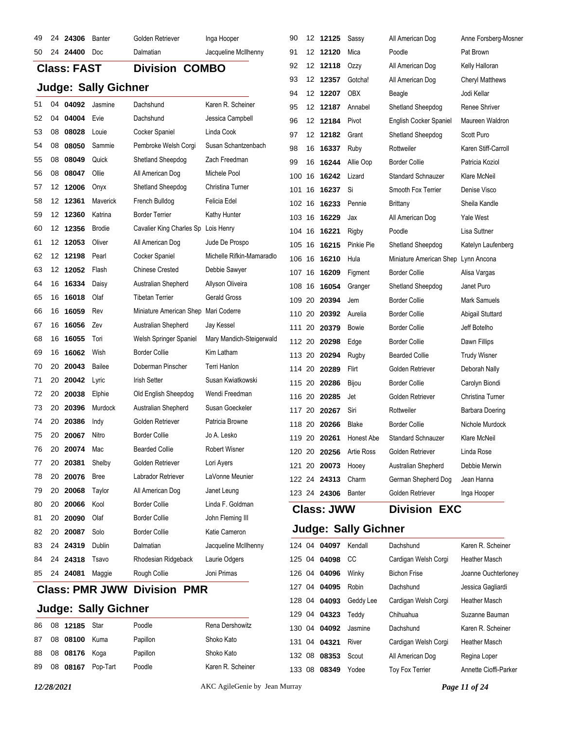| | | | | | |
|---|---|---|---|---|---|
| 49 | 24 | **24306** | Banter | Golden Retriever | Inga Hooper |
| 50 | 24 | **24400** | Doc | Dalmatian | Jacqueline McIlhenny |

## Class: FAST Division COMBO

### Judge: Sally Gichner

| | | | | | |
|---|---|---|---|---|---|
| 51 | 04 | **04092** | Jasmine | Dachshund | Karen R. Scheiner |
| 52 | 04 | **04004** | Evie | Dachshund | Jessica Campbell |
| 53 | 08 | **08028** | Louie | Cocker Spaniel | Linda Cook |
| 54 | 08 | **08050** | Sammie | Pembroke Welsh Corgi | Susan Schantzenbach |
| 55 | 08 | **08049** | Quick | Shetland Sheepdog | Zach Freedman |
| 56 | 08 | **08047** | Ollie | All American Dog | Michele Pool |
| 57 | 12 | **12006** | Onyx | Shetland Sheepdog | Christina Turner |
| 58 | 12 | **12361** | Maverick | French Bulldog | Felicia Edel |
| 59 | 12 | **12360** | Katrina | Border Terrier | Kathy Hunter |
| 60 | 12 | **12356** | Brodie | Cavalier King Charles Sp | Lois Henry |
| 61 | 12 | **12053** | Oliver | All American Dog | Jude De Prospo |
| 62 | 12 | **12198** | Pearl | Cocker Spaniel | Michelle Rifkin-Mamaradlo |
| 63 | 12 | **12052** | Flash | Chinese Crested | Debbie Sawyer |
| 64 | 16 | **16334** | Daisy | Australian Shepherd | Allyson Oliveira |
| 65 | 16 | **16018** | Olaf | Tibetan Terrier | Gerald Gross |
| 66 | 16 | **16059** | Rev | Miniature American Shep | Mari Coderre |
| 67 | 16 | **16056** | Zev | Australian Shepherd | Jay Kessel |
| 68 | 16 | **16055** | Tori | Welsh Springer Spaniel | Mary Mandich-Steigerwald |
| 69 | 16 | **16062** | Wish | Border Collie | Kim Latham |
| 70 | 20 | **20043** | Bailee | Doberman Pinscher | Terri Hanlon |
| 71 | 20 | **20042** | Lyric | Irish Setter | Susan Kwiatkowski |
| 72 | 20 | **20038** | Elphie | Old English Sheepdog | Wendi Freedman |
| 73 | 20 | **20396** | Murdock | Australian Shepherd | Susan Goeckeler |
| 74 | 20 | **20386** | Indy | Golden Retriever | Patricia Browne |
| 75 | 20 | **20067** | Nitro | Border Collie | Jo A. Lesko |
| 76 | 20 | **20074** | Mac | Bearded Collie | Robert Wisner |
| 77 | 20 | **20381** | Shelby | Golden Retriever | Lori Ayers |
| 78 | 20 | **20076** | Bree | Labrador Retriever | LaVonne Meunier |
| 79 | 20 | **20068** | Taylor | All American Dog | Janet Leung |
| 80 | 20 | **20066** | Kool | Border Collie | Linda F. Goldman |
| 81 | 20 | **20090** | Olaf | Border Collie | John Fleming III |
| 82 | 20 | **20087** | Solo | Border Collie | Katie Cameron |
| 83 | 24 | **24319** | Dublin | Dalmatian | Jacqueline McIlhenny |
| 84 | 24 | **24318** | Tsavo | Rhodesian Ridgeback | Laurie Odgers |
| 85 | 24 | **24081** | Maggie | Rough Collie | Joni Primas |

## Class: PMR JWW Division PMR

### Judge: Sally Gichner

| | | | | | |
|---|---|---|---|---|---|
| 86 | 08 | **12185** | Star | Poodle | Rena Dershowitz |
| 87 | 08 | **08100** | Kuma | Papillon | Shoko Kato |
| 88 | 08 | **08176** | Koga | Papillon | Shoko Kato |
| 89 | 08 | **08167** | Pop-Tart | Poodle | Karen R. Scheiner |
| 90 | 12 | **12125** | Sassy | All American Dog | Anne Forsberg-Mosner |
| 91 | 12 | **12120** | Mica | Poodle | Pat Brown |
| 92 | 12 | **12118** | Ozzy | All American Dog | Kelly Halloran |
| 93 | 12 | **12357** | Gotcha! | All American Dog | Cheryl Matthews |
| 94 | 12 | **12207** | OBX | Beagle | Jodi Kellar |
| 95 | 12 | **12187** | Annabel | Shetland Sheepdog | Renee Shriver |
| 96 | 12 | **12184** | Pivot | English Cocker Spaniel | Maureen Waldron |
| 97 | 12 | **12182** | Grant | Shetland Sheepdog | Scott Puro |
| 98 | 16 | **16337** | Ruby | Rottweiler | Karen Stiff-Carroll |
| 99 | 16 | **16244** | Allie Oop | Border Collie | Patricia Koziol |
| 100 | 16 | **16242** | Lizard | Standard Schnauzer | Klare McNeil |
| 101 | 16 | **16237** | Si | Smooth Fox Terrier | Denise Visco |
| 102 | 16 | **16233** | Pennie | Brittany | Sheila Kandle |
| 103 | 16 | **16229** | Jax | All American Dog | Yale West |
| 104 | 16 | **16221** | Rigby | Poodle | Lisa Suttner |
| 105 | 16 | **16215** | Pinkie Pie | Shetland Sheepdog | Katelyn Laufenberg |
| 106 | 16 | **16210** | Hula | Miniature American Shep | Lynn Ancona |
| 107 | 16 | **16209** | Figment | Border Collie | Alisa Vargas |
| 108 | 16 | **16054** | Granger | Shetland Sheepdog | Janet Puro |
| 109 | 20 | **20394** | Jem | Border Collie | Mark Samuels |
| 110 | 20 | **20392** | Aurelia | Border Collie | Abigail Stuttard |
| 111 | 20 | **20379** | Bowie | Border Collie | Jeff Botelho |
| 112 | 20 | **20298** | Edge | Border Collie | Dawn Fillips |
| 113 | 20 | **20294** | Rugby | Bearded Collie | Trudy Wisner |
| 114 | 20 | **20289** | Flirt | Golden Retriever | Deborah Nally |
| 115 | 20 | **20286** | Bijou | Border Collie | Carolyn Biondi |
| 116 | 20 | **20285** | Jet | Golden Retriever | Christina Turner |
| 117 | 20 | **20267** | Siri | Rottweiler | Barbara Doering |
| 118 | 20 | **20266** | Blake | Border Collie | Nichole Murdock |
| 119 | 20 | **20261** | Honest Abe | Standard Schnauzer | Klare McNeil |
| 120 | 20 | **20256** | Artie Ross | Golden Retriever | Linda Rose |
| 121 | 20 | **20073** | Hooey | Australian Shepherd | Debbie Merwin |
| 122 | 24 | **24313** | Charm | German Shepherd Dog | Jean Hanna |
| 123 | 24 | **24306** | Banter | Golden Retriever | Inga Hooper |

## Class: JWW Division EXC

### Judge: Sally Gichner

| | | | | | |
|---|---|---|---|---|---|
| 124 | 04 | **04097** | Kendall | Dachshund | Karen R. Scheiner |
| 125 | 04 | **04098** | CC | Cardigan Welsh Corgi | Heather Masch |
| 126 | 04 | **04096** | Winky | Bichon Frise | Joanne Ouchterloney |
| 127 | 04 | **04095** | Robin | Dachshund | Jessica Gagliardi |
| 128 | 04 | **04093** | Geddy Lee | Cardigan Welsh Corgi | Heather Masch |
| 129 | 04 | **04323** | Teddy | Chihuahua | Suzanne Bauman |
| 130 | 04 | **04092** | Jasmine | Dachshund | Karen R. Scheiner |
| 131 | 04 | **04321** | River | Cardigan Welsh Corgi | Heather Masch |
| 132 | 08 | **08353** | Scout | All American Dog | Regina Loper |
| 133 | 08 | **08349** | Yodee | Toy Fox Terrier | Annette Cioffi-Parker |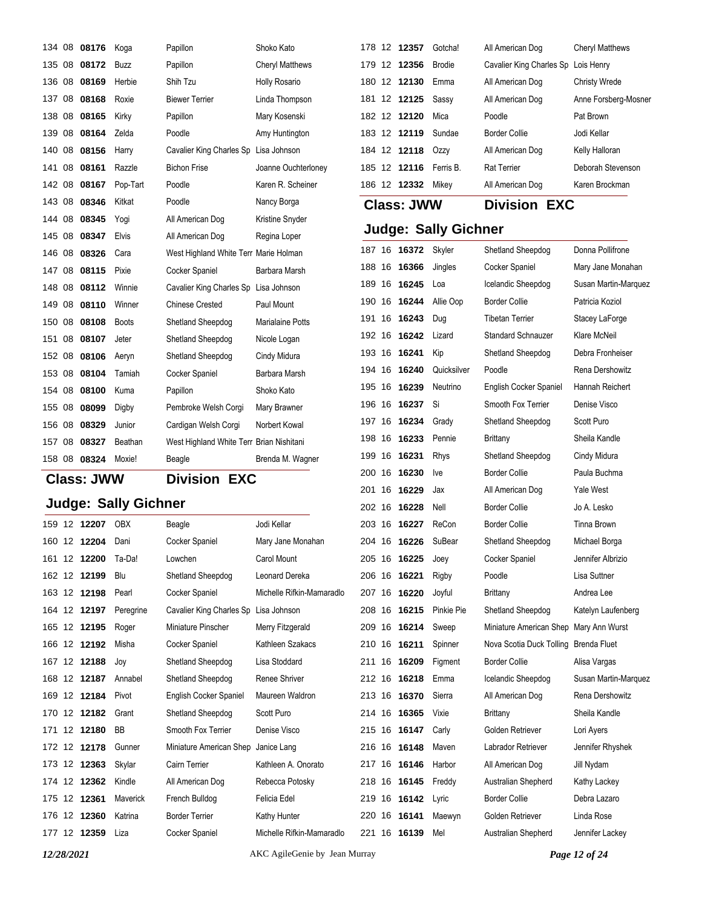| | | | | | |
|---|---|---|---|---|---|
| 134 | 08 | **08176** | Koga | Papillon | Shoko Kato |
| 135 | 08 | **08172** | Buzz | Papillon | Cheryl Matthews |
| 136 | 08 | **08169** | Herbie | Shih Tzu | Holly Rosario |
| 137 | 08 | **08168** | Roxie | Biewer Terrier | Linda Thompson |
| 138 | 08 | **08165** | Kirky | Papillon | Mary Kosenski |
| 139 | 08 | **08164** | Zelda | Poodle | Amy Huntington |
| 140 | 08 | **08156** | Harry | Cavalier King Charles Sp | Lisa Johnson |
| 141 | 08 | **08161** | Razzle | Bichon Frise | Joanne Ouchterloney |
| 142 | 08 | **08167** | Pop-Tart | Poodle | Karen R. Scheiner |
| 143 | 08 | **08346** | Kitkat | Poodle | Nancy Borga |
| 144 | 08 | **08345** | Yogi | All American Dog | Kristine Snyder |
| 145 | 08 | **08347** | Elvis | All American Dog | Regina Loper |
| 146 | 08 | **08326** | Cara | West Highland White Terr | Marie Holman |
| 147 | 08 | **08115** | Pixie | Cocker Spaniel | Barbara Marsh |
| 148 | 08 | **08112** | Winnie | Cavalier King Charles Sp | Lisa Johnson |
| 149 | 08 | **08110** | Winner | Chinese Crested | Paul Mount |
| 150 | 08 | **08108** | Boots | Shetland Sheepdog | Marialaine Potts |
| 151 | 08 | **08107** | Jeter | Shetland Sheepdog | Nicole Logan |
| 152 | 08 | **08106** | Aeryn | Shetland Sheepdog | Cindy Midura |
| 153 | 08 | **08104** | Tamiah | Cocker Spaniel | Barbara Marsh |
| 154 | 08 | **08100** | Kuma | Papillon | Shoko Kato |
| 155 | 08 | **08099** | Digby | Pembroke Welsh Corgi | Mary Brawner |
| 156 | 08 | **08329** | Junior | Cardigan Welsh Corgi | Norbert Kowal |
| 157 | 08 | **08327** | Beathan | West Highland White Terr | Brian Nishitani |
| 158 | 08 | **08324** | Moxie! | Beagle | Brenda M. Wagner |

## Class: JWW — Division EXC

### Judge: Sally Gichner

| | | | | | |
|---|---|---|---|---|---|
| 159 | 12 | **12207** | OBX | Beagle | Jodi Kellar |
| 160 | 12 | **12204** | Dani | Cocker Spaniel | Mary Jane Monahan |
| 161 | 12 | **12200** | Ta-Da! | Lowchen | Carol Mount |
| 162 | 12 | **12199** | Blu | Shetland Sheepdog | Leonard Dereka |
| 163 | 12 | **12198** | Pearl | Cocker Spaniel | Michelle Rifkin-Mamaradlo |
| 164 | 12 | **12197** | Peregrine | Cavalier King Charles Sp | Lisa Johnson |
| 165 | 12 | **12195** | Roger | Miniature Pinscher | Merry Fitzgerald |
| 166 | 12 | **12192** | Misha | Cocker Spaniel | Kathleen Szakacs |
| 167 | 12 | **12188** | Joy | Shetland Sheepdog | Lisa Stoddard |
| 168 | 12 | **12187** | Annabel | Shetland Sheepdog | Renee Shriver |
| 169 | 12 | **12184** | Pivot | English Cocker Spaniel | Maureen Waldron |
| 170 | 12 | **12182** | Grant | Shetland Sheepdog | Scott Puro |
| 171 | 12 | **12180** | BB | Smooth Fox Terrier | Denise Visco |
| 172 | 12 | **12178** | Gunner | Miniature American Shep | Janice Lang |
| 173 | 12 | **12363** | Skylar | Cairn Terrier | Kathleen A. Onorato |
| 174 | 12 | **12362** | Kindle | All American Dog | Rebecca Potosky |
| 175 | 12 | **12361** | Maverick | French Bulldog | Felicia Edel |
| 176 | 12 | **12360** | Katrina | Border Terrier | Kathy Hunter |
| 177 | 12 | **12359** | Liza | Cocker Spaniel | Michelle Rifkin-Mamaradlo |
| 178 | 12 | **12357** | Gotcha! | All American Dog | Cheryl Matthews |
| 179 | 12 | **12356** | Brodie | Cavalier King Charles Sp | Lois Henry |
| 180 | 12 | **12130** | Emma | All American Dog | Christy Wrede |
| 181 | 12 | **12125** | Sassy | All American Dog | Anne Forsberg-Mosner |
| 182 | 12 | **12120** | Mica | Poodle | Pat Brown |
| 183 | 12 | **12119** | Sundae | Border Collie | Jodi Kellar |
| 184 | 12 | **12118** | Ozzy | All American Dog | Kelly Halloran |
| 185 | 12 | **12116** | Ferris B. | Rat Terrier | Deborah Stevenson |
| 186 | 12 | **12332** | Mikey | All American Dog | Karen Brockman |

## Class: JWW — Division EXC

### Judge: Sally Gichner

| | | | | | |
|---|---|---|---|---|---|
| 187 | 16 | **16372** | Skyler | Shetland Sheepdog | Donna Pollifrone |
| 188 | 16 | **16366** | Jingles | Cocker Spaniel | Mary Jane Monahan |
| 189 | 16 | **16245** | Loa | Icelandic Sheepdog | Susan Martin-Marquez |
| 190 | 16 | **16244** | Allie Oop | Border Collie | Patricia Koziol |
| 191 | 16 | **16243** | Dug | Tibetan Terrier | Stacey LaForge |
| 192 | 16 | **16242** | Lizard | Standard Schnauzer | Klare McNeil |
| 193 | 16 | **16241** | Kip | Shetland Sheepdog | Debra Fronheiser |
| 194 | 16 | **16240** | Quicksilver | Poodle | Rena Dershowitz |
| 195 | 16 | **16239** | Neutrino | English Cocker Spaniel | Hannah Reichert |
| 196 | 16 | **16237** | Si | Smooth Fox Terrier | Denise Visco |
| 197 | 16 | **16234** | Grady | Shetland Sheepdog | Scott Puro |
| 198 | 16 | **16233** | Pennie | Brittany | Sheila Kandle |
| 199 | 16 | **16231** | Rhys | Shetland Sheepdog | Cindy Midura |
| 200 | 16 | **16230** | Ive | Border Collie | Paula Buchma |
| 201 | 16 | **16229** | Jax | All American Dog | Yale West |
| 202 | 16 | **16228** | Nell | Border Collie | Jo A. Lesko |
| 203 | 16 | **16227** | ReCon | Border Collie | Tinna Brown |
| 204 | 16 | **16226** | SuBear | Shetland Sheepdog | Michael Borga |
| 205 | 16 | **16225** | Joey | Cocker Spaniel | Jennifer Albrizio |
| 206 | 16 | **16221** | Rigby | Poodle | Lisa Suttner |
| 207 | 16 | **16220** | Joyful | Brittany | Andrea Lee |
| 208 | 16 | **16215** | Pinkie Pie | Shetland Sheepdog | Katelyn Laufenberg |
| 209 | 16 | **16214** | Sweep | Miniature American Shep | Mary Ann Wurst |
| 210 | 16 | **16211** | Spinner | Nova Scotia Duck Tolling | Brenda Fluet |
| 211 | 16 | **16209** | Figment | Border Collie | Alisa Vargas |
| 212 | 16 | **16218** | Emma | Icelandic Sheepdog | Susan Martin-Marquez |
| 213 | 16 | **16370** | Sierra | All American Dog | Rena Dershowitz |
| 214 | 16 | **16365** | Vixie | Brittany | Sheila Kandle |
| 215 | 16 | **16147** | Carly | Golden Retriever | Lori Ayers |
| 216 | 16 | **16148** | Maven | Labrador Retriever | Jennifer Rhyshek |
| 217 | 16 | **16146** | Harbor | All American Dog | Jill Nydam |
| 218 | 16 | **16145** | Freddy | Australian Shepherd | Kathy Lackey |
| 219 | 16 | **16142** | Lyric | Border Collie | Debra Lazaro |
| 220 | 16 | **16141** | Maewyn | Golden Retriever | Linda Rose |
| 221 | 16 | **16139** | Mel | Australian Shepherd | Jennifer Lackey |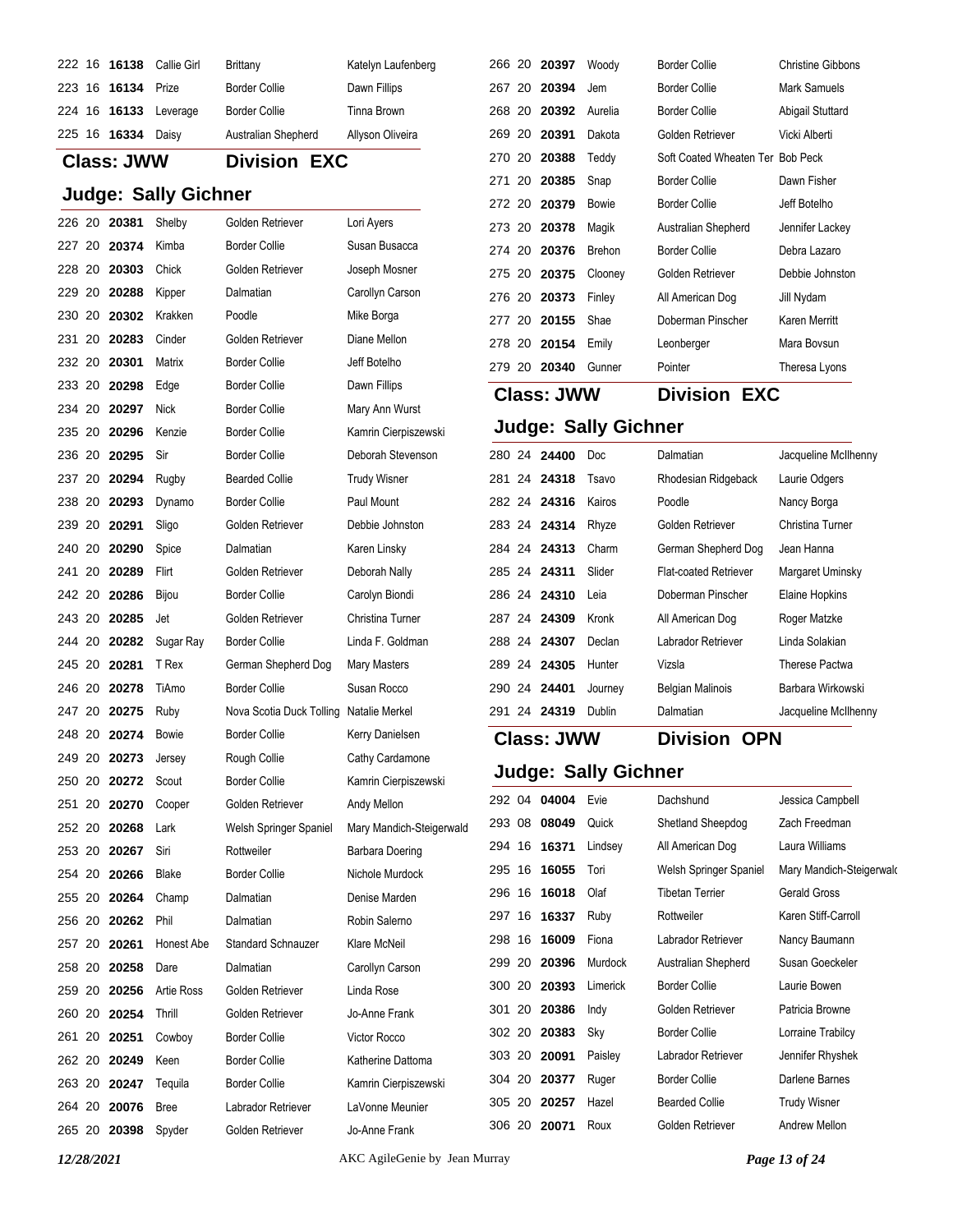| | | | | | |
|---|---|---|---|---|---|
| 222 | 16 | **16138** | Callie Girl | Brittany | Katelyn Laufenberg |
| 223 | 16 | **16134** | Prize | Border Collie | Dawn Fillips |
| 224 | 16 | **16133** | Leverage | Border Collie | Tinna Brown |
| 225 | 16 | **16334** | Daisy | Australian Shepherd | Allyson Oliveira |

## Class: JWW — Division EXC

### Judge: Sally Gichner

| | | | | | |
|---|---|---|---|---|---|
| 226 | 20 | **20381** | Shelby | Golden Retriever | Lori Ayers |
| 227 | 20 | **20374** | Kimba | Border Collie | Susan Busacca |
| 228 | 20 | **20303** | Chick | Golden Retriever | Joseph Mosner |
| 229 | 20 | **20288** | Kipper | Dalmatian | Carollyn Carson |
| 230 | 20 | **20302** | Krakken | Poodle | Mike Borga |
| 231 | 20 | **20283** | Cinder | Golden Retriever | Diane Mellon |
| 232 | 20 | **20301** | Matrix | Border Collie | Jeff Botelho |
| 233 | 20 | **20298** | Edge | Border Collie | Dawn Fillips |
| 234 | 20 | **20297** | Nick | Border Collie | Mary Ann Wurst |
| 235 | 20 | **20296** | Kenzie | Border Collie | Kamrin Cierpiszewski |
| 236 | 20 | **20295** | Sir | Border Collie | Deborah Stevenson |
| 237 | 20 | **20294** | Rugby | Bearded Collie | Trudy Wisner |
| 238 | 20 | **20293** | Dynamo | Border Collie | Paul Mount |
| 239 | 20 | **20291** | Sligo | Golden Retriever | Debbie Johnston |
| 240 | 20 | **20290** | Spice | Dalmatian | Karen Linsky |
| 241 | 20 | **20289** | Flirt | Golden Retriever | Deborah Nally |
| 242 | 20 | **20286** | Bijou | Border Collie | Carolyn Biondi |
| 243 | 20 | **20285** | Jet | Golden Retriever | Christina Turner |
| 244 | 20 | **20282** | Sugar Ray | Border Collie | Linda F. Goldman |
| 245 | 20 | **20281** | T Rex | German Shepherd Dog | Mary Masters |
| 246 | 20 | **20278** | TiAmo | Border Collie | Susan Rocco |
| 247 | 20 | **20275** | Ruby | Nova Scotia Duck Tolling | Natalie Merkel |
| 248 | 20 | **20274** | Bowie | Border Collie | Kerry Danielsen |
| 249 | 20 | **20273** | Jersey | Rough Collie | Cathy Cardamone |
| 250 | 20 | **20272** | Scout | Border Collie | Kamrin Cierpiszewski |
| 251 | 20 | **20270** | Cooper | Golden Retriever | Andy Mellon |
| 252 | 20 | **20268** | Lark | Welsh Springer Spaniel | Mary Mandich-Steigerwald |
| 253 | 20 | **20267** | Siri | Rottweiler | Barbara Doering |
| 254 | 20 | **20266** | Blake | Border Collie | Nichole Murdock |
| 255 | 20 | **20264** | Champ | Dalmatian | Denise Marden |
| 256 | 20 | **20262** | Phil | Dalmatian | Robin Salerno |
| 257 | 20 | **20261** | Honest Abe | Standard Schnauzer | Klare McNeil |
| 258 | 20 | **20258** | Dare | Dalmatian | Carollyn Carson |
| 259 | 20 | **20256** | Artie Ross | Golden Retriever | Linda Rose |
| 260 | 20 | **20254** | Thrill | Golden Retriever | Jo-Anne Frank |
| 261 | 20 | **20251** | Cowboy | Border Collie | Victor Rocco |
| 262 | 20 | **20249** | Keen | Border Collie | Katherine Dattoma |
| 263 | 20 | **20247** | Tequila | Border Collie | Kamrin Cierpiszewski |
| 264 | 20 | **20076** | Bree | Labrador Retriever | LaVonne Meunier |
| 265 | 20 | **20398** | Spyder | Golden Retriever | Jo-Anne Frank |
| 266 | 20 | **20397** | Woody | Border Collie | Christine Gibbons |
| 267 | 20 | **20394** | Jem | Border Collie | Mark Samuels |
| 268 | 20 | **20392** | Aurelia | Border Collie | Abigail Stuttard |
| 269 | 20 | **20391** | Dakota | Golden Retriever | Vicki Alberti |
| 270 | 20 | **20388** | Teddy | Soft Coated Wheaten Ter | Bob Peck |
| 271 | 20 | **20385** | Snap | Border Collie | Dawn Fisher |
| 272 | 20 | **20379** | Bowie | Border Collie | Jeff Botelho |
| 273 | 20 | **20378** | Magik | Australian Shepherd | Jennifer Lackey |
| 274 | 20 | **20376** | Brehon | Border Collie | Debra Lazaro |
| 275 | 20 | **20375** | Clooney | Golden Retriever | Debbie Johnston |
| 276 | 20 | **20373** | Finley | All American Dog | Jill Nydam |
| 277 | 20 | **20155** | Shae | Doberman Pinscher | Karen Merritt |
| 278 | 20 | **20154** | Emily | Leonberger | Mara Bovsun |
| 279 | 20 | **20340** | Gunner | Pointer | Theresa Lyons |

## Class: JWW — Division EXC

### Judge: Sally Gichner

| | | | | | |
|---|---|---|---|---|---|
| 280 | 24 | **24400** | Doc | Dalmatian | Jacqueline McIlhenny |
| 281 | 24 | **24318** | Tsavo | Rhodesian Ridgeback | Laurie Odgers |
| 282 | 24 | **24316** | Kairos | Poodle | Nancy Borga |
| 283 | 24 | **24314** | Rhyze | Golden Retriever | Christina Turner |
| 284 | 24 | **24313** | Charm | German Shepherd Dog | Jean Hanna |
| 285 | 24 | **24311** | Slider | Flat-coated Retriever | Margaret Uminsky |
| 286 | 24 | **24310** | Leia | Doberman Pinscher | Elaine Hopkins |
| 287 | 24 | **24309** | Kronk | All American Dog | Roger Matzke |
| 288 | 24 | **24307** | Declan | Labrador Retriever | Linda Solakian |
| 289 | 24 | **24305** | Hunter | Vizsla | Therese Pactwa |
| 290 | 24 | **24401** | Journey | Belgian Malinois | Barbara Wirkowski |
| 291 | 24 | **24319** | Dublin | Dalmatian | Jacqueline McIlhenny |

## Class: JWW — Division OPN

### Judge: Sally Gichner

| | | | | | |
|---|---|---|---|---|---|
| 292 | 04 | **04004** | Evie | Dachshund | Jessica Campbell |
| 293 | 08 | **08049** | Quick | Shetland Sheepdog | Zach Freedman |
| 294 | 16 | **16371** | Lindsey | All American Dog | Laura Williams |
| 295 | 16 | **16055** | Tori | Welsh Springer Spaniel | Mary Mandich-Steigerwald |
| 296 | 16 | **16018** | Olaf | Tibetan Terrier | Gerald Gross |
| 297 | 16 | **16337** | Ruby | Rottweiler | Karen Stiff-Carroll |
| 298 | 16 | **16009** | Fiona | Labrador Retriever | Nancy Baumann |
| 299 | 20 | **20396** | Murdock | Australian Shepherd | Susan Goeckeler |
| 300 | 20 | **20393** | Limerick | Border Collie | Laurie Bowen |
| 301 | 20 | **20386** | Indy | Golden Retriever | Patricia Browne |
| 302 | 20 | **20383** | Sky | Border Collie | Lorraine Trabilcy |
| 303 | 20 | **20091** | Paisley | Labrador Retriever | Jennifer Rhyshek |
| 304 | 20 | **20377** | Ruger | Border Collie | Darlene Barnes |
| 305 | 20 | **20257** | Hazel | Bearded Collie | Trudy Wisner |
| 306 | 20 | **20071** | Roux | Golden Retriever | Andrew Mellon |

*12/28/2021* AKC AgileGenie by Jean Murray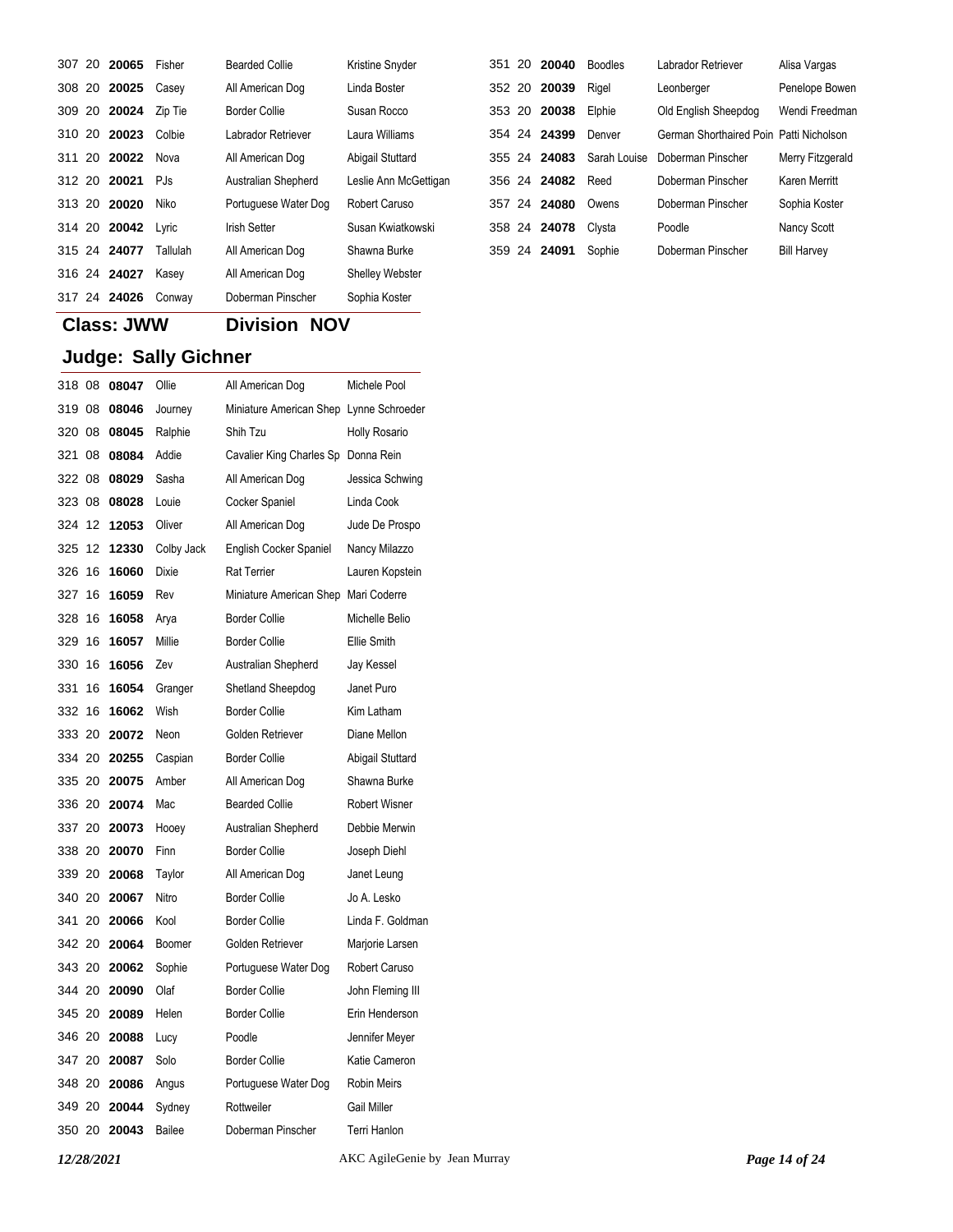| | | | | | |
|---|---|---|---|---|---|
| 307 | 20 | **20065** | Fisher | Bearded Collie | Kristine Snyder |
| 308 | 20 | **20025** | Casey | All American Dog | Linda Boster |
| 309 | 20 | **20024** | Zip Tie | Border Collie | Susan Rocco |
| 310 | 20 | **20023** | Colbie | Labrador Retriever | Laura Williams |
| 311 | 20 | **20022** | Nova | All American Dog | Abigail Stuttard |
| 312 | 20 | **20021** | PJs | Australian Shepherd | Leslie Ann McGettigan |
| 313 | 20 | **20020** | Niko | Portuguese Water Dog | Robert Caruso |
| 314 | 20 | **20042** | Lyric | Irish Setter | Susan Kwiatkowski |
| 315 | 24 | **24077** | Tallulah | All American Dog | Shawna Burke |
| 316 | 24 | **24027** | Kasey | All American Dog | Shelley Webster |
| 317 | 24 | **24026** | Conway | Doberman Pinscher | Sophia Koster |

## Class: JWW Division NOV

## Judge: Sally Gichner

| | | | | | |
|---|---|---|---|---|---|
| 318 | 08 | **08047** | Ollie | All American Dog | Michele Pool |
| 319 | 08 | **08046** | Journey | Miniature American Shep | Lynne Schroeder |
| 320 | 08 | **08045** | Ralphie | Shih Tzu | Holly Rosario |
| 321 | 08 | **08084** | Addie | Cavalier King Charles Sp | Donna Rein |
| 322 | 08 | **08029** | Sasha | All American Dog | Jessica Schwing |
| 323 | 08 | **08028** | Louie | Cocker Spaniel | Linda Cook |
| 324 | 12 | **12053** | Oliver | All American Dog | Jude De Prospo |
| 325 | 12 | **12330** | Colby Jack | English Cocker Spaniel | Nancy Milazzo |
| 326 | 16 | **16060** | Dixie | Rat Terrier | Lauren Kopstein |
| 327 | 16 | **16059** | Rev | Miniature American Shep | Mari Coderre |
| 328 | 16 | **16058** | Arya | Border Collie | Michelle Belio |
| 329 | 16 | **16057** | Millie | Border Collie | Ellie Smith |
| 330 | 16 | **16056** | Zev | Australian Shepherd | Jay Kessel |
| 331 | 16 | **16054** | Granger | Shetland Sheepdog | Janet Puro |
| 332 | 16 | **16062** | Wish | Border Collie | Kim Latham |
| 333 | 20 | **20072** | Neon | Golden Retriever | Diane Mellon |
| 334 | 20 | **20255** | Caspian | Border Collie | Abigail Stuttard |
| 335 | 20 | **20075** | Amber | All American Dog | Shawna Burke |
| 336 | 20 | **20074** | Mac | Bearded Collie | Robert Wisner |
| 337 | 20 | **20073** | Hooey | Australian Shepherd | Debbie Merwin |
| 338 | 20 | **20070** | Finn | Border Collie | Joseph Diehl |
| 339 | 20 | **20068** | Taylor | All American Dog | Janet Leung |
| 340 | 20 | **20067** | Nitro | Border Collie | Jo A. Lesko |
| 341 | 20 | **20066** | Kool | Border Collie | Linda F. Goldman |
| 342 | 20 | **20064** | Boomer | Golden Retriever | Marjorie Larsen |
| 343 | 20 | **20062** | Sophie | Portuguese Water Dog | Robert Caruso |
| 344 | 20 | **20090** | Olaf | Border Collie | John Fleming III |
| 345 | 20 | **20089** | Helen | Border Collie | Erin Henderson |
| 346 | 20 | **20088** | Lucy | Poodle | Jennifer Meyer |
| 347 | 20 | **20087** | Solo | Border Collie | Katie Cameron |
| 348 | 20 | **20086** | Angus | Portuguese Water Dog | Robin Meirs |
| 349 | 20 | **20044** | Sydney | Rottweiler | Gail Miller |
| 350 | 20 | **20043** | Bailee | Doberman Pinscher | Terri Hanlon |
| 351 | 20 | **20040** | Boodles | Labrador Retriever | Alisa Vargas |
| 352 | 20 | **20039** | Rigel | Leonberger | Penelope Bowen |
| 353 | 20 | **20038** | Elphie | Old English Sheepdog | Wendi Freedman |
| 354 | 24 | **24399** | Denver | German Shorthaired Poin | Patti Nicholson |
| 355 | 24 | **24083** | Sarah Louise | Doberman Pinscher | Merry Fitzgerald |
| 356 | 24 | **24082** | Reed | Doberman Pinscher | Karen Merritt |
| 357 | 24 | **24080** | Owens | Doberman Pinscher | Sophia Koster |
| 358 | 24 | **24078** | Clysta | Poodle | Nancy Scott |
| 359 | 24 | **24091** | Sophie | Doberman Pinscher | Bill Harvey |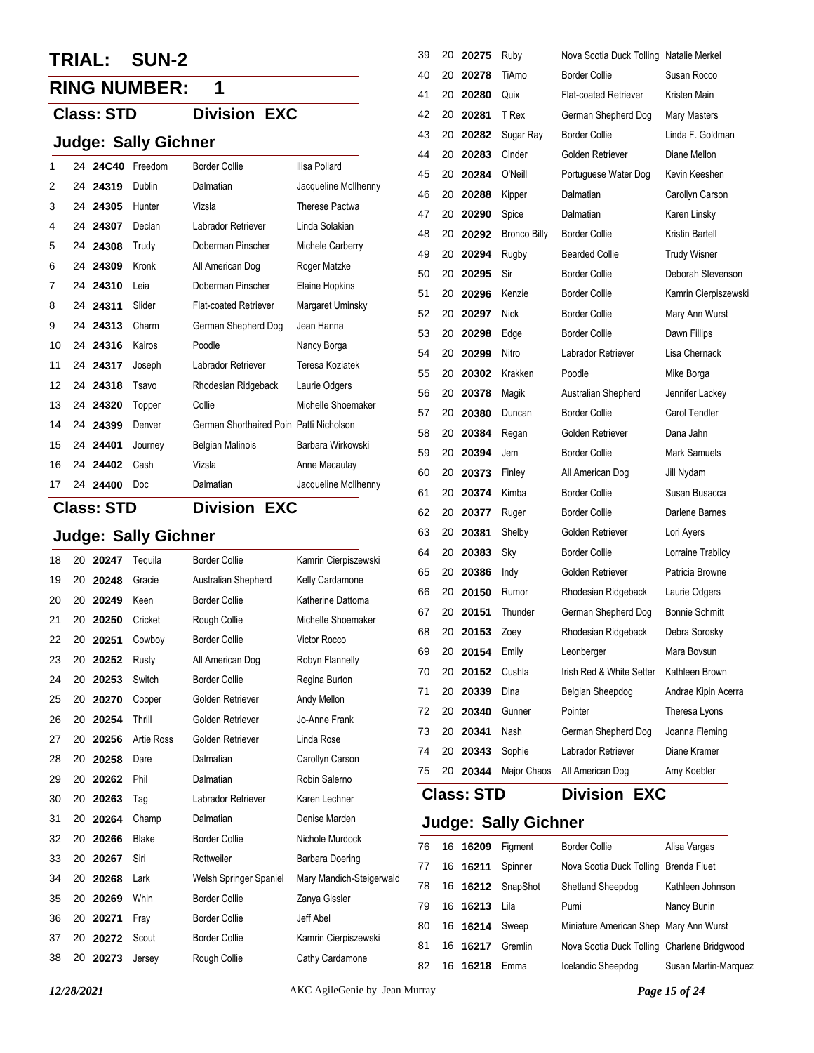# TRIAL: SUN-2

## RING NUMBER: 1

### Class: STD Division EXC

### Judge: Sally Gichner

| # | Ht | Armband | Dog | Breed | Handler |
|---|---|---|---|---|---|
| 1 | 24 | **24C40** | Freedom | Border Collie | Ilisa Pollard |
| 2 | 24 | **24319** | Dublin | Dalmatian | Jacqueline McIlhenny |
| 3 | 24 | **24305** | Hunter | Vizsla | Therese Pactwa |
| 4 | 24 | **24307** | Declan | Labrador Retriever | Linda Solakian |
| 5 | 24 | **24308** | Trudy | Doberman Pinscher | Michele Carberry |
| 6 | 24 | **24309** | Kronk | All American Dog | Roger Matzke |
| 7 | 24 | **24310** | Leia | Doberman Pinscher | Elaine Hopkins |
| 8 | 24 | **24311** | Slider | Flat-coated Retriever | Margaret Uminsky |
| 9 | 24 | **24313** | Charm | German Shepherd Dog | Jean Hanna |
| 10 | 24 | **24316** | Kairos | Poodle | Nancy Borga |
| 11 | 24 | **24317** | Joseph | Labrador Retriever | Teresa Koziatek |
| 12 | 24 | **24318** | Tsavo | Rhodesian Ridgeback | Laurie Odgers |
| 13 | 24 | **24320** | Topper | Collie | Michelle Shoemaker |
| 14 | 24 | **24399** | Denver | German Shorthaired Poin | Patti Nicholson |
| 15 | 24 | **24401** | Journey | Belgian Malinois | Barbara Wirkowski |
| 16 | 24 | **24402** | Cash | Vizsla | Anne Macaulay |
| 17 | 24 | **24400** | Doc | Dalmatian | Jacqueline McIlhenny |

### Class: STD Division EXC

### Judge: Sally Gichner

| # | Ht | Armband | Dog | Breed | Handler |
|---|---|---|---|---|---|
| 18 | 20 | **20247** | Tequila | Border Collie | Kamrin Cierpiszewski |
| 19 | 20 | **20248** | Gracie | Australian Shepherd | Kelly Cardamone |
| 20 | 20 | **20249** | Keen | Border Collie | Katherine Dattoma |
| 21 | 20 | **20250** | Cricket | Rough Collie | Michelle Shoemaker |
| 22 | 20 | **20251** | Cowboy | Border Collie | Victor Rocco |
| 23 | 20 | **20252** | Rusty | All American Dog | Robyn Flannelly |
| 24 | 20 | **20253** | Switch | Border Collie | Regina Burton |
| 25 | 20 | **20270** | Cooper | Golden Retriever | Andy Mellon |
| 26 | 20 | **20254** | Thrill | Golden Retriever | Jo-Anne Frank |
| 27 | 20 | **20256** | Artie Ross | Golden Retriever | Linda Rose |
| 28 | 20 | **20258** | Dare | Dalmatian | Carollyn Carson |
| 29 | 20 | **20262** | Phil | Dalmatian | Robin Salerno |
| 30 | 20 | **20263** | Tag | Labrador Retriever | Karen Lechner |
| 31 | 20 | **20264** | Champ | Dalmatian | Denise Marden |
| 32 | 20 | **20266** | Blake | Border Collie | Nichole Murdock |
| 33 | 20 | **20267** | Siri | Rottweiler | Barbara Doering |
| 34 | 20 | **20268** | Lark | Welsh Springer Spaniel | Mary Mandich-Steigerwald |
| 35 | 20 | **20269** | Whin | Border Collie | Zanya Gissler |
| 36 | 20 | **20271** | Fray | Border Collie | Jeff Abel |
| 37 | 20 | **20272** | Scout | Border Collie | Kamrin Cierpiszewski |
| 38 | 20 | **20273** | Jersey | Rough Collie | Cathy Cardamone |
| 39 | 20 | **20275** | Ruby | Nova Scotia Duck Tolling | Natalie Merkel |
| 40 | 20 | **20278** | TiAmo | Border Collie | Susan Rocco |
| 41 | 20 | **20280** | Quix | Flat-coated Retriever | Kristen Main |
| 42 | 20 | **20281** | T Rex | German Shepherd Dog | Mary Masters |
| 43 | 20 | **20282** | Sugar Ray | Border Collie | Linda F. Goldman |
| 44 | 20 | **20283** | Cinder | Golden Retriever | Diane Mellon |
| 45 | 20 | **20284** | O'Neill | Portuguese Water Dog | Kevin Keeshen |
| 46 | 20 | **20288** | Kipper | Dalmatian | Carollyn Carson |
| 47 | 20 | **20290** | Spice | Dalmatian | Karen Linsky |
| 48 | 20 | **20292** | Bronco Billy | Border Collie | Kristin Bartell |
| 49 | 20 | **20294** | Rugby | Bearded Collie | Trudy Wisner |
| 50 | 20 | **20295** | Sir | Border Collie | Deborah Stevenson |
| 51 | 20 | **20296** | Kenzie | Border Collie | Kamrin Cierpiszewski |
| 52 | 20 | **20297** | Nick | Border Collie | Mary Ann Wurst |
| 53 | 20 | **20298** | Edge | Border Collie | Dawn Fillips |
| 54 | 20 | **20299** | Nitro | Labrador Retriever | Lisa Chernack |
| 55 | 20 | **20302** | Krakken | Poodle | Mike Borga |
| 56 | 20 | **20378** | Magik | Australian Shepherd | Jennifer Lackey |
| 57 | 20 | **20380** | Duncan | Border Collie | Carol Tendler |
| 58 | 20 | **20384** | Regan | Golden Retriever | Dana Jahn |
| 59 | 20 | **20394** | Jem | Border Collie | Mark Samuels |
| 60 | 20 | **20373** | Finley | All American Dog | Jill Nydam |
| 61 | 20 | **20374** | Kimba | Border Collie | Susan Busacca |
| 62 | 20 | **20377** | Ruger | Border Collie | Darlene Barnes |
| 63 | 20 | **20381** | Shelby | Golden Retriever | Lori Ayers |
| 64 | 20 | **20383** | Sky | Border Collie | Lorraine Trabilcy |
| 65 | 20 | **20386** | Indy | Golden Retriever | Patricia Browne |
| 66 | 20 | **20150** | Rumor | Rhodesian Ridgeback | Laurie Odgers |
| 67 | 20 | **20151** | Thunder | German Shepherd Dog | Bonnie Schmitt |
| 68 | 20 | **20153** | Zoey | Rhodesian Ridgeback | Debra Sorosky |
| 69 | 20 | **20154** | Emily | Leonberger | Mara Bovsun |
| 70 | 20 | **20152** | Cushla | Irish Red & White Setter | Kathleen Brown |
| 71 | 20 | **20339** | Dina | Belgian Sheepdog | Andrae Kipin Acerra |
| 72 | 20 | **20340** | Gunner | Pointer | Theresa Lyons |
| 73 | 20 | **20341** | Nash | German Shepherd Dog | Joanna Fleming |
| 74 | 20 | **20343** | Sophie | Labrador Retriever | Diane Kramer |
| 75 | 20 | **20344** | Major Chaos | All American Dog | Amy Koebler |

### Class: STD Division EXC

### Judge: Sally Gichner

| # | Ht | Armband | Dog | Breed | Handler |
|---|---|---|---|---|---|
| 76 | 16 | **16209** | Figment | Border Collie | Alisa Vargas |
| 77 | 16 | **16211** | Spinner | Nova Scotia Duck Tolling | Brenda Fluet |
| 78 | 16 | **16212** | SnapShot | Shetland Sheepdog | Kathleen Johnson |
| 79 | 16 | **16213** | Lila | Pumi | Nancy Bunin |
| 80 | 16 | **16214** | Sweep | Miniature American Shep | Mary Ann Wurst |
| 81 | 16 | **16217** | Gremlin | Nova Scotia Duck Tolling | Charlene Bridgwood |
| 82 | 16 | **16218** | Emma | Icelandic Sheepdog | Susan Martin-Marquez |

*12/28/2021* AKC AgileGenie by Jean Murray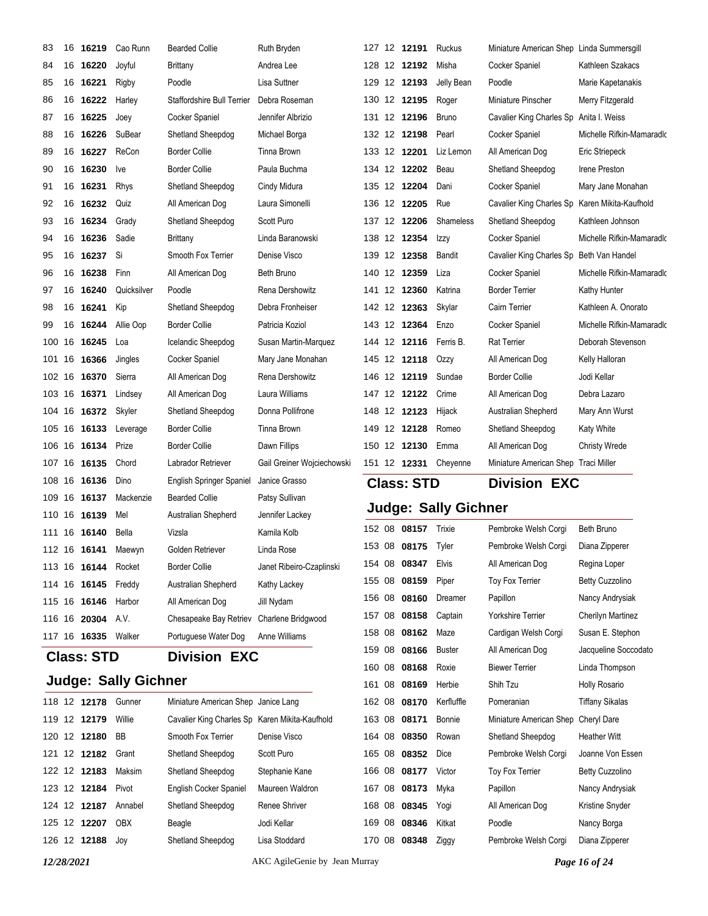| | | | | | |
|---|---|---|---|---|---|
| 83 | 16 | **16219** | Cao Runn | Bearded Collie | Ruth Bryden |
| 84 | 16 | **16220** | Joyful | Brittany | Andrea Lee |
| 85 | 16 | **16221** | Rigby | Poodle | Lisa Suttner |
| 86 | 16 | **16222** | Harley | Staffordshire Bull Terrier | Debra Roseman |
| 87 | 16 | **16225** | Joey | Cocker Spaniel | Jennifer Albrizio |
| 88 | 16 | **16226** | SuBear | Shetland Sheepdog | Michael Borga |
| 89 | 16 | **16227** | ReCon | Border Collie | Tinna Brown |
| 90 | 16 | **16230** | Ive | Border Collie | Paula Buchma |
| 91 | 16 | **16231** | Rhys | Shetland Sheepdog | Cindy Midura |
| 92 | 16 | **16232** | Quiz | All American Dog | Laura Simonelli |
| 93 | 16 | **16234** | Grady | Shetland Sheepdog | Scott Puro |
| 94 | 16 | **16236** | Sadie | Brittany | Linda Baranowski |
| 95 | 16 | **16237** | Si | Smooth Fox Terrier | Denise Visco |
| 96 | 16 | **16238** | Finn | All American Dog | Beth Bruno |
| 97 | 16 | **16240** | Quicksilver | Poodle | Rena Dershowitz |
| 98 | 16 | **16241** | Kip | Shetland Sheepdog | Debra Fronheiser |
| 99 | 16 | **16244** | Allie Oop | Border Collie | Patricia Koziol |
| 100 | 16 | **16245** | Loa | Icelandic Sheepdog | Susan Martin-Marquez |
| 101 | 16 | **16366** | Jingles | Cocker Spaniel | Mary Jane Monahan |
| 102 | 16 | **16370** | Sierra | All American Dog | Rena Dershowitz |
| 103 | 16 | **16371** | Lindsey | All American Dog | Laura Williams |
| 104 | 16 | **16372** | Skyler | Shetland Sheepdog | Donna Pollifrone |
| 105 | 16 | **16133** | Leverage | Border Collie | Tinna Brown |
| 106 | 16 | **16134** | Prize | Border Collie | Dawn Fillips |
| 107 | 16 | **16135** | Chord | Labrador Retriever | Gail Greiner Wojciechowski |
| 108 | 16 | **16136** | Dino | English Springer Spaniel | Janice Grasso |
| 109 | 16 | **16137** | Mackenzie | Bearded Collie | Patsy Sullivan |
| 110 | 16 | **16139** | Mel | Australian Shepherd | Jennifer Lackey |
| 111 | 16 | **16140** | Bella | Vizsla | Kamila Kolb |
| 112 | 16 | **16141** | Maewyn | Golden Retriever | Linda Rose |
| 113 | 16 | **16144** | Rocket | Border Collie | Janet Ribeiro-Czaplinski |
| 114 | 16 | **16145** | Freddy | Australian Shepherd | Kathy Lackey |
| 115 | 16 | **16146** | Harbor | All American Dog | Jill Nydam |
| 116 | 16 | **20304** | A.V. | Chesapeake Bay Retriev | Charlene Bridgwood |
| 117 | 16 | **16335** | Walker | Portuguese Water Dog | Anne Williams |

## Class: STD Division EXC

### Judge: Sally Gichner

| | | | | | |
|---|---|---|---|---|---|
| 118 | 12 | **12178** | Gunner | Miniature American Shep | Janice Lang |
| 119 | 12 | **12179** | Willie | Cavalier King Charles Sp | Karen Mikita-Kaufhold |
| 120 | 12 | **12180** | BB | Smooth Fox Terrier | Denise Visco |
| 121 | 12 | **12182** | Grant | Shetland Sheepdog | Scott Puro |
| 122 | 12 | **12183** | Maksim | Shetland Sheepdog | Stephanie Kane |
| 123 | 12 | **12184** | Pivot | English Cocker Spaniel | Maureen Waldron |
| 124 | 12 | **12187** | Annabel | Shetland Sheepdog | Renee Shriver |
| 125 | 12 | **12207** | OBX | Beagle | Jodi Kellar |
| 126 | 12 | **12188** | Joy | Shetland Sheepdog | Lisa Stoddard |
| 127 | 12 | **12191** | Ruckus | Miniature American Shep | Linda Summersgill |
| 128 | 12 | **12192** | Misha | Cocker Spaniel | Kathleen Szakacs |
| 129 | 12 | **12193** | Jelly Bean | Poodle | Marie Kapetanakis |
| 130 | 12 | **12195** | Roger | Miniature Pinscher | Merry Fitzgerald |
| 131 | 12 | **12196** | Bruno | Cavalier King Charles Sp | Anita I. Weiss |
| 132 | 12 | **12198** | Pearl | Cocker Spaniel | Michelle Rifkin-Mamaradlo |
| 133 | 12 | **12201** | Liz Lemon | All American Dog | Eric Striepeck |
| 134 | 12 | **12202** | Beau | Shetland Sheepdog | Irene Preston |
| 135 | 12 | **12204** | Dani | Cocker Spaniel | Mary Jane Monahan |
| 136 | 12 | **12205** | Rue | Cavalier King Charles Sp | Karen Mikita-Kaufhold |
| 137 | 12 | **12206** | Shameless | Shetland Sheepdog | Kathleen Johnson |
| 138 | 12 | **12354** | Izzy | Cocker Spaniel | Michelle Rifkin-Mamaradlo |
| 139 | 12 | **12358** | Bandit | Cavalier King Charles Sp | Beth Van Handel |
| 140 | 12 | **12359** | Liza | Cocker Spaniel | Michelle Rifkin-Mamaradlo |
| 141 | 12 | **12360** | Katrina | Border Terrier | Kathy Hunter |
| 142 | 12 | **12363** | Skylar | Cairn Terrier | Kathleen A. Onorato |
| 143 | 12 | **12364** | Enzo | Cocker Spaniel | Michelle Rifkin-Mamaradlo |
| 144 | 12 | **12116** | Ferris B. | Rat Terrier | Deborah Stevenson |
| 145 | 12 | **12118** | Ozzy | All American Dog | Kelly Halloran |
| 146 | 12 | **12119** | Sundae | Border Collie | Jodi Kellar |
| 147 | 12 | **12122** | Crime | All American Dog | Debra Lazaro |
| 148 | 12 | **12123** | Hijack | Australian Shepherd | Mary Ann Wurst |
| 149 | 12 | **12128** | Romeo | Shetland Sheepdog | Katy White |
| 150 | 12 | **12130** | Emma | All American Dog | Christy Wrede |
| 151 | 12 | **12331** | Cheyenne | Miniature American Shep | Traci Miller |

## Class: STD Division EXC

### Judge: Sally Gichner

| | | | | | |
|---|---|---|---|---|---|
| 152 | 08 | **08157** | Trixie | Pembroke Welsh Corgi | Beth Bruno |
| 153 | 08 | **08175** | Tyler | Pembroke Welsh Corgi | Diana Zipperer |
| 154 | 08 | **08347** | Elvis | All American Dog | Regina Loper |
| 155 | 08 | **08159** | Piper | Toy Fox Terrier | Betty Cuzzolino |
| 156 | 08 | **08160** | Dreamer | Papillon | Nancy Andrysiak |
| 157 | 08 | **08158** | Captain | Yorkshire Terrier | Cherilyn Martinez |
| 158 | 08 | **08162** | Maze | Cardigan Welsh Corgi | Susan E. Stephon |
| 159 | 08 | **08166** | Buster | All American Dog | Jacqueline Soccodato |
| 160 | 08 | **08168** | Roxie | Biewer Terrier | Linda Thompson |
| 161 | 08 | **08169** | Herbie | Shih Tzu | Holly Rosario |
| 162 | 08 | **08170** | Kerfluffle | Pomeranian | Tiffany Sikalas |
| 163 | 08 | **08171** | Bonnie | Miniature American Shep | Cheryl Dare |
| 164 | 08 | **08350** | Rowan | Shetland Sheepdog | Heather Witt |
| 165 | 08 | **08352** | Dice | Pembroke Welsh Corgi | Joanne Von Essen |
| 166 | 08 | **08177** | Victor | Toy Fox Terrier | Betty Cuzzolino |
| 167 | 08 | **08173** | Myka | Papillon | Nancy Andrysiak |
| 168 | 08 | **08345** | Yogi | All American Dog | Kristine Snyder |
| 169 | 08 | **08346** | Kitkat | Poodle | Nancy Borga |
| 170 | 08 | **08348** | Ziggy | Pembroke Welsh Corgi | Diana Zipperer |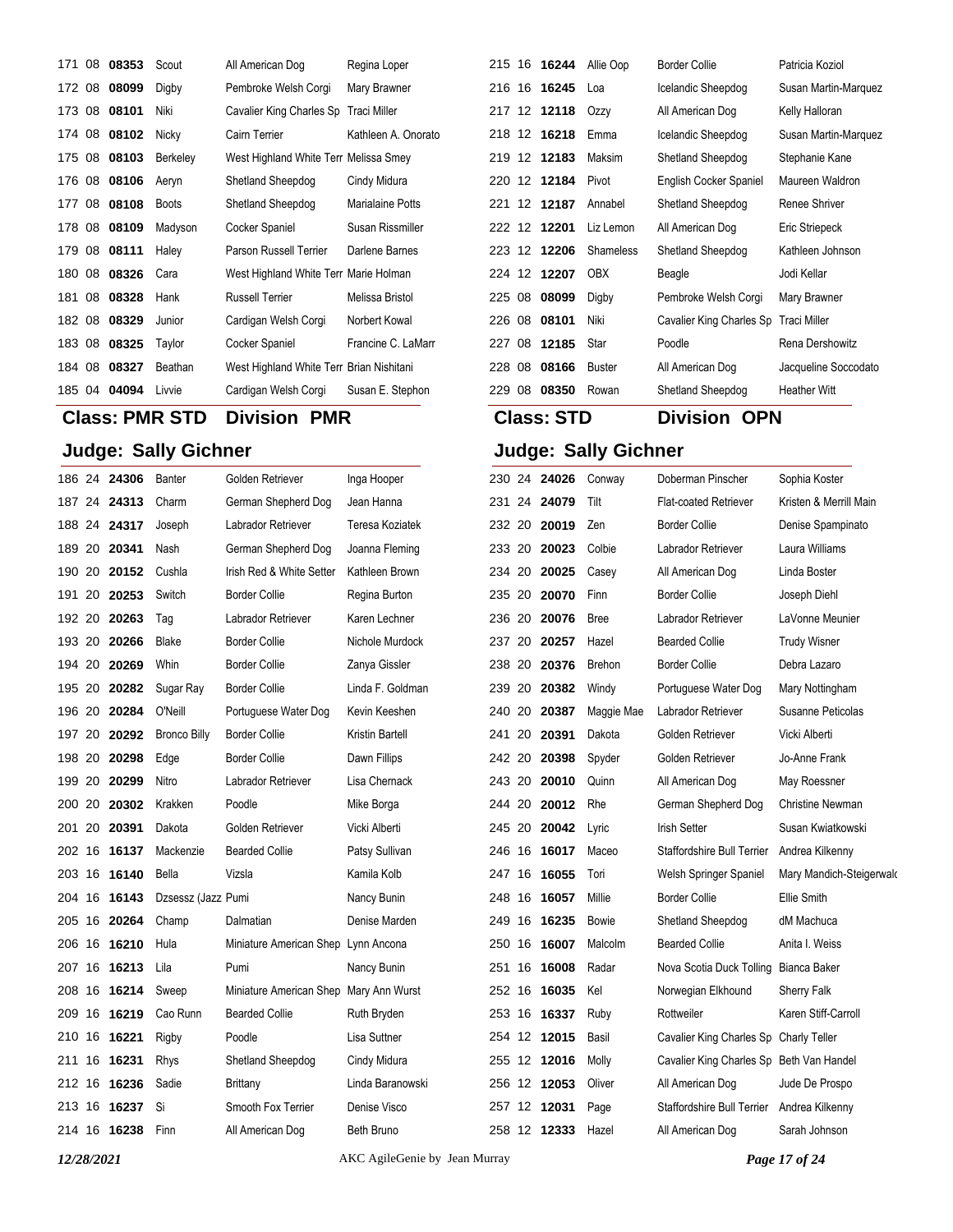| | | | | | |
|---|---|---|---|---|---|
| 171 | 08 | **08353** | Scout | All American Dog | Regina Loper |
| 172 | 08 | **08099** | Digby | Pembroke Welsh Corgi | Mary Brawner |
| 173 | 08 | **08101** | Niki | Cavalier King Charles Sp | Traci Miller |
| 174 | 08 | **08102** | Nicky | Cairn Terrier | Kathleen A. Onorato |
| 175 | 08 | **08103** | Berkeley | West Highland White Terr | Melissa Smey |
| 176 | 08 | **08106** | Aeryn | Shetland Sheepdog | Cindy Midura |
| 177 | 08 | **08108** | Boots | Shetland Sheepdog | Marialaine Potts |
| 178 | 08 | **08109** | Madyson | Cocker Spaniel | Susan Rissmiller |
| 179 | 08 | **08111** | Haley | Parson Russell Terrier | Darlene Barnes |
| 180 | 08 | **08326** | Cara | West Highland White Terr | Marie Holman |
| 181 | 08 | **08328** | Hank | Russell Terrier | Melissa Bristol |
| 182 | 08 | **08329** | Junior | Cardigan Welsh Corgi | Norbert Kowal |
| 183 | 08 | **08325** | Taylor | Cocker Spaniel | Francine C. LaMarr |
| 184 | 08 | **08327** | Beathan | West Highland White Terr | Brian Nishitani |
| 185 | 04 | **04094** | Livvie | Cardigan Welsh Corgi | Susan E. Stephon |

## Class: PMR STD Division PMR

## Judge: Sally Gichner

| | | | | | |
|---|---|---|---|---|---|
| 186 | 24 | **24306** | Banter | Golden Retriever | Inga Hooper |
| 187 | 24 | **24313** | Charm | German Shepherd Dog | Jean Hanna |
| 188 | 24 | **24317** | Joseph | Labrador Retriever | Teresa Koziatek |
| 189 | 20 | **20341** | Nash | German Shepherd Dog | Joanna Fleming |
| 190 | 20 | **20152** | Cushla | Irish Red & White Setter | Kathleen Brown |
| 191 | 20 | **20253** | Switch | Border Collie | Regina Burton |
| 192 | 20 | **20263** | Tag | Labrador Retriever | Karen Lechner |
| 193 | 20 | **20266** | Blake | Border Collie | Nichole Murdock |
| 194 | 20 | **20269** | Whin | Border Collie | Zanya Gissler |
| 195 | 20 | **20282** | Sugar Ray | Border Collie | Linda F. Goldman |
| 196 | 20 | **20284** | O'Neill | Portuguese Water Dog | Kevin Keeshen |
| 197 | 20 | **20292** | Bronco Billy | Border Collie | Kristin Bartell |
| 198 | 20 | **20298** | Edge | Border Collie | Dawn Fillips |
| 199 | 20 | **20299** | Nitro | Labrador Retriever | Lisa Chernack |
| 200 | 20 | **20302** | Krakken | Poodle | Mike Borga |
| 201 | 20 | **20391** | Dakota | Golden Retriever | Vicki Alberti |
| 202 | 16 | **16137** | Mackenzie | Bearded Collie | Patsy Sullivan |
| 203 | 16 | **16140** | Bella | Vizsla | Kamila Kolb |
| 204 | 16 | **16143** | Dzsessz (Jazz | Pumi | Nancy Bunin |
| 205 | 16 | **20264** | Champ | Dalmatian | Denise Marden |
| 206 | 16 | **16210** | Hula | Miniature American Shep | Lynn Ancona |
| 207 | 16 | **16213** | Lila | Pumi | Nancy Bunin |
| 208 | 16 | **16214** | Sweep | Miniature American Shep | Mary Ann Wurst |
| 209 | 16 | **16219** | Cao Runn | Bearded Collie | Ruth Bryden |
| 210 | 16 | **16221** | Rigby | Poodle | Lisa Suttner |
| 211 | 16 | **16231** | Rhys | Shetland Sheepdog | Cindy Midura |
| 212 | 16 | **16236** | Sadie | Brittany | Linda Baranowski |
| 213 | 16 | **16237** | Si | Smooth Fox Terrier | Denise Visco |
| 214 | 16 | **16238** | Finn | All American Dog | Beth Bruno |
| 215 | 16 | **16244** | Allie Oop | Border Collie | Patricia Koziol |
| 216 | 16 | **16245** | Loa | Icelandic Sheepdog | Susan Martin-Marquez |
| 217 | 12 | **12118** | Ozzy | All American Dog | Kelly Halloran |
| 218 | 12 | **16218** | Emma | Icelandic Sheepdog | Susan Martin-Marquez |
| 219 | 12 | **12183** | Maksim | Shetland Sheepdog | Stephanie Kane |
| 220 | 12 | **12184** | Pivot | English Cocker Spaniel | Maureen Waldron |
| 221 | 12 | **12187** | Annabel | Shetland Sheepdog | Renee Shriver |
| 222 | 12 | **12201** | Liz Lemon | All American Dog | Eric Striepeck |
| 223 | 12 | **12206** | Shameless | Shetland Sheepdog | Kathleen Johnson |
| 224 | 12 | **12207** | OBX | Beagle | Jodi Kellar |
| 225 | 08 | **08099** | Digby | Pembroke Welsh Corgi | Mary Brawner |
| 226 | 08 | **08101** | Niki | Cavalier King Charles Sp | Traci Miller |
| 227 | 08 | **12185** | Star | Poodle | Rena Dershowitz |
| 228 | 08 | **08166** | Buster | All American Dog | Jacqueline Soccodato |
| 229 | 08 | **08350** | Rowan | Shetland Sheepdog | Heather Witt |

## Class: STD Division OPN

## Judge: Sally Gichner

| | | | | | |
|---|---|---|---|---|---|
| 230 | 24 | **24026** | Conway | Doberman Pinscher | Sophia Koster |
| 231 | 24 | **24079** | Tilt | Flat-coated Retriever | Kristen & Merrill Main |
| 232 | 20 | **20019** | Zen | Border Collie | Denise Spampinato |
| 233 | 20 | **20023** | Colbie | Labrador Retriever | Laura Williams |
| 234 | 20 | **20025** | Casey | All American Dog | Linda Boster |
| 235 | 20 | **20070** | Finn | Border Collie | Joseph Diehl |
| 236 | 20 | **20076** | Bree | Labrador Retriever | LaVonne Meunier |
| 237 | 20 | **20257** | Hazel | Bearded Collie | Trudy Wisner |
| 238 | 20 | **20376** | Brehon | Border Collie | Debra Lazaro |
| 239 | 20 | **20382** | Windy | Portuguese Water Dog | Mary Nottingham |
| 240 | 20 | **20387** | Maggie Mae | Labrador Retriever | Susanne Peticolas |
| 241 | 20 | **20391** | Dakota | Golden Retriever | Vicki Alberti |
| 242 | 20 | **20398** | Spyder | Golden Retriever | Jo-Anne Frank |
| 243 | 20 | **20010** | Quinn | All American Dog | May Roessner |
| 244 | 20 | **20012** | Rhe | German Shepherd Dog | Christine Newman |
| 245 | 20 | **20042** | Lyric | Irish Setter | Susan Kwiatkowski |
| 246 | 16 | **16017** | Maceo | Staffordshire Bull Terrier | Andrea Kilkenny |
| 247 | 16 | **16055** | Tori | Welsh Springer Spaniel | Mary Mandich-Steigerwald |
| 248 | 16 | **16057** | Millie | Border Collie | Ellie Smith |
| 249 | 16 | **16235** | Bowie | Shetland Sheepdog | dM Machuca |
| 250 | 16 | **16007** | Malcolm | Bearded Collie | Anita I. Weiss |
| 251 | 16 | **16008** | Radar | Nova Scotia Duck Tolling | Bianca Baker |
| 252 | 16 | **16035** | Kel | Norwegian Elkhound | Sherry Falk |
| 253 | 16 | **16337** | Ruby | Rottweiler | Karen Stiff-Carroll |
| 254 | 12 | **12015** | Basil | Cavalier King Charles Sp | Charly Teller |
| 255 | 12 | **12016** | Molly | Cavalier King Charles Sp | Beth Van Handel |
| 256 | 12 | **12053** | Oliver | All American Dog | Jude De Prospo |
| 257 | 12 | **12031** | Page | Staffordshire Bull Terrier | Andrea Kilkenny |
| 258 | 12 | **12333** | Hazel | All American Dog | Sarah Johnson |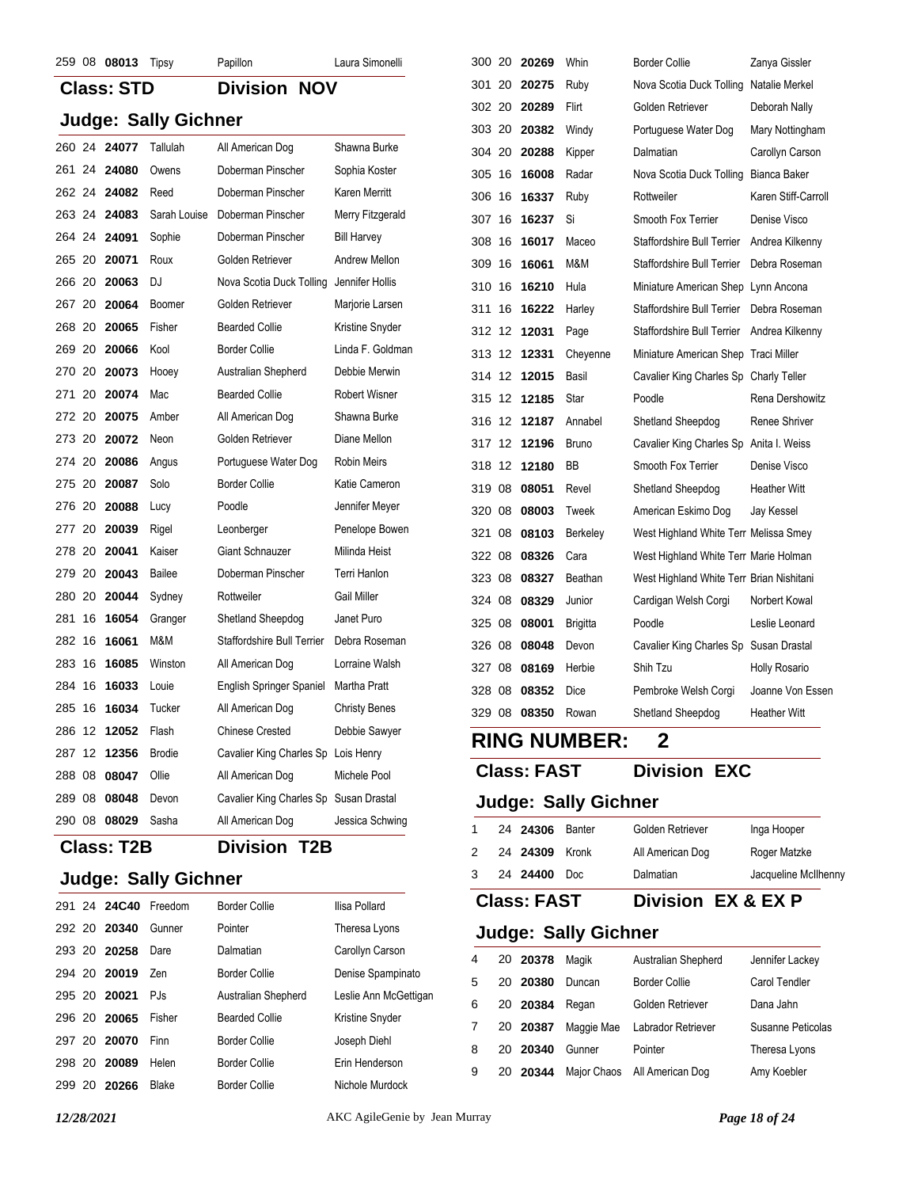| | | | | | |
|---|---|---|---|---|---|
| 259 | 08 | **08013** | Tipsy | Papillon | Laura Simonelli |

## Class: STD — Division NOV

### Judge: Sally Gichner

| | | | | | |
|---|---|---|---|---|---|
| 260 | 24 | **24077** | Tallulah | All American Dog | Shawna Burke |
| 261 | 24 | **24080** | Owens | Doberman Pinscher | Sophia Koster |
| 262 | 24 | **24082** | Reed | Doberman Pinscher | Karen Merritt |
| 263 | 24 | **24083** | Sarah Louise | Doberman Pinscher | Merry Fitzgerald |
| 264 | 24 | **24091** | Sophie | Doberman Pinscher | Bill Harvey |
| 265 | 20 | **20071** | Roux | Golden Retriever | Andrew Mellon |
| 266 | 20 | **20063** | DJ | Nova Scotia Duck Tolling | Jennifer Hollis |
| 267 | 20 | **20064** | Boomer | Golden Retriever | Marjorie Larsen |
| 268 | 20 | **20065** | Fisher | Bearded Collie | Kristine Snyder |
| 269 | 20 | **20066** | Kool | Border Collie | Linda F. Goldman |
| 270 | 20 | **20073** | Hooey | Australian Shepherd | Debbie Merwin |
| 271 | 20 | **20074** | Mac | Bearded Collie | Robert Wisner |
| 272 | 20 | **20075** | Amber | All American Dog | Shawna Burke |
| 273 | 20 | **20072** | Neon | Golden Retriever | Diane Mellon |
| 274 | 20 | **20086** | Angus | Portuguese Water Dog | Robin Meirs |
| 275 | 20 | **20087** | Solo | Border Collie | Katie Cameron |
| 276 | 20 | **20088** | Lucy | Poodle | Jennifer Meyer |
| 277 | 20 | **20039** | Rigel | Leonberger | Penelope Bowen |
| 278 | 20 | **20041** | Kaiser | Giant Schnauzer | Milinda Heist |
| 279 | 20 | **20043** | Bailee | Doberman Pinscher | Terri Hanlon |
| 280 | 20 | **20044** | Sydney | Rottweiler | Gail Miller |
| 281 | 16 | **16054** | Granger | Shetland Sheepdog | Janet Puro |
| 282 | 16 | **16061** | M&M | Staffordshire Bull Terrier | Debra Roseman |
| 283 | 16 | **16085** | Winston | All American Dog | Lorraine Walsh |
| 284 | 16 | **16033** | Louie | English Springer Spaniel | Martha Pratt |
| 285 | 16 | **16034** | Tucker | All American Dog | Christy Benes |
| 286 | 12 | **12052** | Flash | Chinese Crested | Debbie Sawyer |
| 287 | 12 | **12356** | Brodie | Cavalier King Charles Sp | Lois Henry |
| 288 | 08 | **08047** | Ollie | All American Dog | Michele Pool |
| 289 | 08 | **08048** | Devon | Cavalier King Charles Sp | Susan Drastal |
| 290 | 08 | **08029** | Sasha | All American Dog | Jessica Schwing |

## Class: T2B — Division T2B

### Judge: Sally Gichner

| | | | | | |
|---|---|---|---|---|---|
| 291 | 24 | **24C40** | Freedom | Border Collie | Ilisa Pollard |
| 292 | 20 | **20340** | Gunner | Pointer | Theresa Lyons |
| 293 | 20 | **20258** | Dare | Dalmatian | Carollyn Carson |
| 294 | 20 | **20019** | Zen | Border Collie | Denise Spampinato |
| 295 | 20 | **20021** | PJs | Australian Shepherd | Leslie Ann McGettigan |
| 296 | 20 | **20065** | Fisher | Bearded Collie | Kristine Snyder |
| 297 | 20 | **20070** | Finn | Border Collie | Joseph Diehl |
| 298 | 20 | **20089** | Helen | Border Collie | Erin Henderson |
| 299 | 20 | **20266** | Blake | Border Collie | Nichole Murdock |
| 300 | 20 | **20269** | Whin | Border Collie | Zanya Gissler |
| 301 | 20 | **20275** | Ruby | Nova Scotia Duck Tolling | Natalie Merkel |
| 302 | 20 | **20289** | Flirt | Golden Retriever | Deborah Nally |
| 303 | 20 | **20382** | Windy | Portuguese Water Dog | Mary Nottingham |
| 304 | 20 | **20288** | Kipper | Dalmatian | Carollyn Carson |
| 305 | 16 | **16008** | Radar | Nova Scotia Duck Tolling | Bianca Baker |
| 306 | 16 | **16337** | Ruby | Rottweiler | Karen Stiff-Carroll |
| 307 | 16 | **16237** | Si | Smooth Fox Terrier | Denise Visco |
| 308 | 16 | **16017** | Maceo | Staffordshire Bull Terrier | Andrea Kilkenny |
| 309 | 16 | **16061** | M&M | Staffordshire Bull Terrier | Debra Roseman |
| 310 | 16 | **16210** | Hula | Miniature American Shep | Lynn Ancona |
| 311 | 16 | **16222** | Harley | Staffordshire Bull Terrier | Debra Roseman |
| 312 | 12 | **12031** | Page | Staffordshire Bull Terrier | Andrea Kilkenny |
| 313 | 12 | **12331** | Cheyenne | Miniature American Shep | Traci Miller |
| 314 | 12 | **12015** | Basil | Cavalier King Charles Sp | Charly Teller |
| 315 | 12 | **12185** | Star | Poodle | Rena Dershowitz |
| 316 | 12 | **12187** | Annabel | Shetland Sheepdog | Renee Shriver |
| 317 | 12 | **12196** | Bruno | Cavalier King Charles Sp | Anita I. Weiss |
| 318 | 12 | **12180** | BB | Smooth Fox Terrier | Denise Visco |
| 319 | 08 | **08051** | Revel | Shetland Sheepdog | Heather Witt |
| 320 | 08 | **08003** | Tweek | American Eskimo Dog | Jay Kessel |
| 321 | 08 | **08103** | Berkeley | West Highland White Terr | Melissa Smey |
| 322 | 08 | **08326** | Cara | West Highland White Terr | Marie Holman |
| 323 | 08 | **08327** | Beathan | West Highland White Terr | Brian Nishitani |
| 324 | 08 | **08329** | Junior | Cardigan Welsh Corgi | Norbert Kowal |
| 325 | 08 | **08001** | Brigitta | Poodle | Leslie Leonard |
| 326 | 08 | **08048** | Devon | Cavalier King Charles Sp | Susan Drastal |
| 327 | 08 | **08169** | Herbie | Shih Tzu | Holly Rosario |
| 328 | 08 | **08352** | Dice | Pembroke Welsh Corgi | Joanne Von Essen |
| 329 | 08 | **08350** | Rowan | Shetland Sheepdog | Heather Witt |

# RING NUMBER: 2

## Class: FAST — Division EXC

### Judge: Sally Gichner

| | | | | | |
|---|---|---|---|---|---|
| 1 | 24 | **24306** | Banter | Golden Retriever | Inga Hooper |
| 2 | 24 | **24309** | Kronk | All American Dog | Roger Matzke |
| 3 | 24 | **24400** | Doc | Dalmatian | Jacqueline McIlhenny |

## Class: FAST — Division EX & EX P

### Judge: Sally Gichner

| | | | | | |
|---|---|---|---|---|---|
| 4 | 20 | **20378** | Magik | Australian Shepherd | Jennifer Lackey |
| 5 | 20 | **20380** | Duncan | Border Collie | Carol Tendler |
| 6 | 20 | **20384** | Regan | Golden Retriever | Dana Jahn |
| 7 | 20 | **20387** | Maggie Mae | Labrador Retriever | Susanne Peticolas |
| 8 | 20 | **20340** | Gunner | Pointer | Theresa Lyons |
| 9 | 20 | **20344** | Major Chaos | All American Dog | Amy Koebler |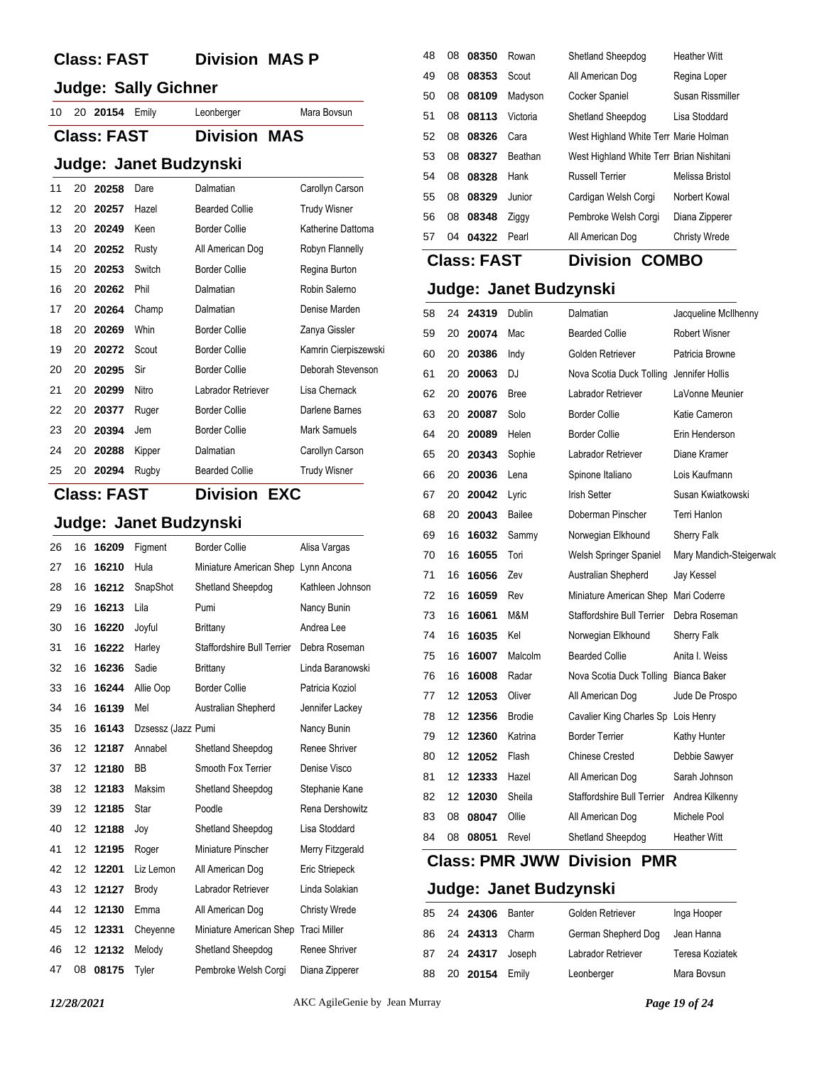## Class: FAST Division MAS P

### Judge: Sally Gichner

| | | | | | |
|---|---|---|---|---|---|
| 10 | 20 | **20154** | Emily | Leonberger | Mara Bovsun |

## Class: FAST Division MAS

### Judge: Janet Budzynski

| | | | | | |
|---|---|---|---|---|---|
| 11 | 20 | **20258** | Dare | Dalmatian | Carollyn Carson |
| 12 | 20 | **20257** | Hazel | Bearded Collie | Trudy Wisner |
| 13 | 20 | **20249** | Keen | Border Collie | Katherine Dattoma |
| 14 | 20 | **20252** | Rusty | All American Dog | Robyn Flannelly |
| 15 | 20 | **20253** | Switch | Border Collie | Regina Burton |
| 16 | 20 | **20262** | Phil | Dalmatian | Robin Salerno |
| 17 | 20 | **20264** | Champ | Dalmatian | Denise Marden |
| 18 | 20 | **20269** | Whin | Border Collie | Zanya Gissler |
| 19 | 20 | **20272** | Scout | Border Collie | Kamrin Cierpiszewski |
| 20 | 20 | **20295** | Sir | Border Collie | Deborah Stevenson |
| 21 | 20 | **20299** | Nitro | Labrador Retriever | Lisa Chernack |
| 22 | 20 | **20377** | Ruger | Border Collie | Darlene Barnes |
| 23 | 20 | **20394** | Jem | Border Collie | Mark Samuels |
| 24 | 20 | **20288** | Kipper | Dalmatian | Carollyn Carson |
| 25 | 20 | **20294** | Rugby | Bearded Collie | Trudy Wisner |

## Class: FAST Division EXC

### Judge: Janet Budzynski

| | | | | | |
|---|---|---|---|---|---|
| 26 | 16 | **16209** | Figment | Border Collie | Alisa Vargas |
| 27 | 16 | **16210** | Hula | Miniature American Shep | Lynn Ancona |
| 28 | 16 | **16212** | SnapShot | Shetland Sheepdog | Kathleen Johnson |
| 29 | 16 | **16213** | Lila | Pumi | Nancy Bunin |
| 30 | 16 | **16220** | Joyful | Brittany | Andrea Lee |
| 31 | 16 | **16222** | Harley | Staffordshire Bull Terrier | Debra Roseman |
| 32 | 16 | **16236** | Sadie | Brittany | Linda Baranowski |
| 33 | 16 | **16244** | Allie Oop | Border Collie | Patricia Koziol |
| 34 | 16 | **16139** | Mel | Australian Shepherd | Jennifer Lackey |
| 35 | 16 | **16143** | Dzsessz (Jazz | Pumi | Nancy Bunin |
| 36 | 12 | **12187** | Annabel | Shetland Sheepdog | Renee Shriver |
| 37 | 12 | **12180** | BB | Smooth Fox Terrier | Denise Visco |
| 38 | 12 | **12183** | Maksim | Shetland Sheepdog | Stephanie Kane |
| 39 | 12 | **12185** | Star | Poodle | Rena Dershowitz |
| 40 | 12 | **12188** | Joy | Shetland Sheepdog | Lisa Stoddard |
| 41 | 12 | **12195** | Roger | Miniature Pinscher | Merry Fitzgerald |
| 42 | 12 | **12201** | Liz Lemon | All American Dog | Eric Striepeck |
| 43 | 12 | **12127** | Brody | Labrador Retriever | Linda Solakian |
| 44 | 12 | **12130** | Emma | All American Dog | Christy Wrede |
| 45 | 12 | **12331** | Cheyenne | Miniature American Shep | Traci Miller |
| 46 | 12 | **12132** | Melody | Shetland Sheepdog | Renee Shriver |
| 47 | 08 | **08175** | Tyler | Pembroke Welsh Corgi | Diana Zipperer |
| 48 | 08 | **08350** | Rowan | Shetland Sheepdog | Heather Witt |
| 49 | 08 | **08353** | Scout | All American Dog | Regina Loper |
| 50 | 08 | **08109** | Madyson | Cocker Spaniel | Susan Rissmiller |
| 51 | 08 | **08113** | Victoria | Shetland Sheepdog | Lisa Stoddard |
| 52 | 08 | **08326** | Cara | West Highland White Terr | Marie Holman |
| 53 | 08 | **08327** | Beathan | West Highland White Terr | Brian Nishitani |
| 54 | 08 | **08328** | Hank | Russell Terrier | Melissa Bristol |
| 55 | 08 | **08329** | Junior | Cardigan Welsh Corgi | Norbert Kowal |
| 56 | 08 | **08348** | Ziggy | Pembroke Welsh Corgi | Diana Zipperer |
| 57 | 04 | **04322** | Pearl | All American Dog | Christy Wrede |

## Class: FAST Division COMBO

### Judge: Janet Budzynski

| | | | | | |
|---|---|---|---|---|---|
| 58 | 24 | **24319** | Dublin | Dalmatian | Jacqueline McIlhenny |
| 59 | 20 | **20074** | Mac | Bearded Collie | Robert Wisner |
| 60 | 20 | **20386** | Indy | Golden Retriever | Patricia Browne |
| 61 | 20 | **20063** | DJ | Nova Scotia Duck Tolling | Jennifer Hollis |
| 62 | 20 | **20076** | Bree | Labrador Retriever | LaVonne Meunier |
| 63 | 20 | **20087** | Solo | Border Collie | Katie Cameron |
| 64 | 20 | **20089** | Helen | Border Collie | Erin Henderson |
| 65 | 20 | **20343** | Sophie | Labrador Retriever | Diane Kramer |
| 66 | 20 | **20036** | Lena | Spinone Italiano | Lois Kaufmann |
| 67 | 20 | **20042** | Lyric | Irish Setter | Susan Kwiatkowski |
| 68 | 20 | **20043** | Bailee | Doberman Pinscher | Terri Hanlon |
| 69 | 16 | **16032** | Sammy | Norwegian Elkhound | Sherry Falk |
| 70 | 16 | **16055** | Tori | Welsh Springer Spaniel | Mary Mandich-Steigerwald |
| 71 | 16 | **16056** | Zev | Australian Shepherd | Jay Kessel |
| 72 | 16 | **16059** | Rev | Miniature American Shep | Mari Coderre |
| 73 | 16 | **16061** | M&M | Staffordshire Bull Terrier | Debra Roseman |
| 74 | 16 | **16035** | Kel | Norwegian Elkhound | Sherry Falk |
| 75 | 16 | **16007** | Malcolm | Bearded Collie | Anita I. Weiss |
| 76 | 16 | **16008** | Radar | Nova Scotia Duck Tolling | Bianca Baker |
| 77 | 12 | **12053** | Oliver | All American Dog | Jude De Prospo |
| 78 | 12 | **12356** | Brodie | Cavalier King Charles Sp | Lois Henry |
| 79 | 12 | **12360** | Katrina | Border Terrier | Kathy Hunter |
| 80 | 12 | **12052** | Flash | Chinese Crested | Debbie Sawyer |
| 81 | 12 | **12333** | Hazel | All American Dog | Sarah Johnson |
| 82 | 12 | **12030** | Sheila | Staffordshire Bull Terrier | Andrea Kilkenny |
| 83 | 08 | **08047** | Ollie | All American Dog | Michele Pool |
| 84 | 08 | **08051** | Revel | Shetland Sheepdog | Heather Witt |

## Class: PMR JWW Division PMR

### Judge: Janet Budzynski

| | | | | | |
|---|---|---|---|---|---|
| 85 | 24 | **24306** | Banter | Golden Retriever | Inga Hooper |
| 86 | 24 | **24313** | Charm | German Shepherd Dog | Jean Hanna |
| 87 | 24 | **24317** | Joseph | Labrador Retriever | Teresa Koziatek |
| 88 | 20 | **20154** | Emily | Leonberger | Mara Bovsun |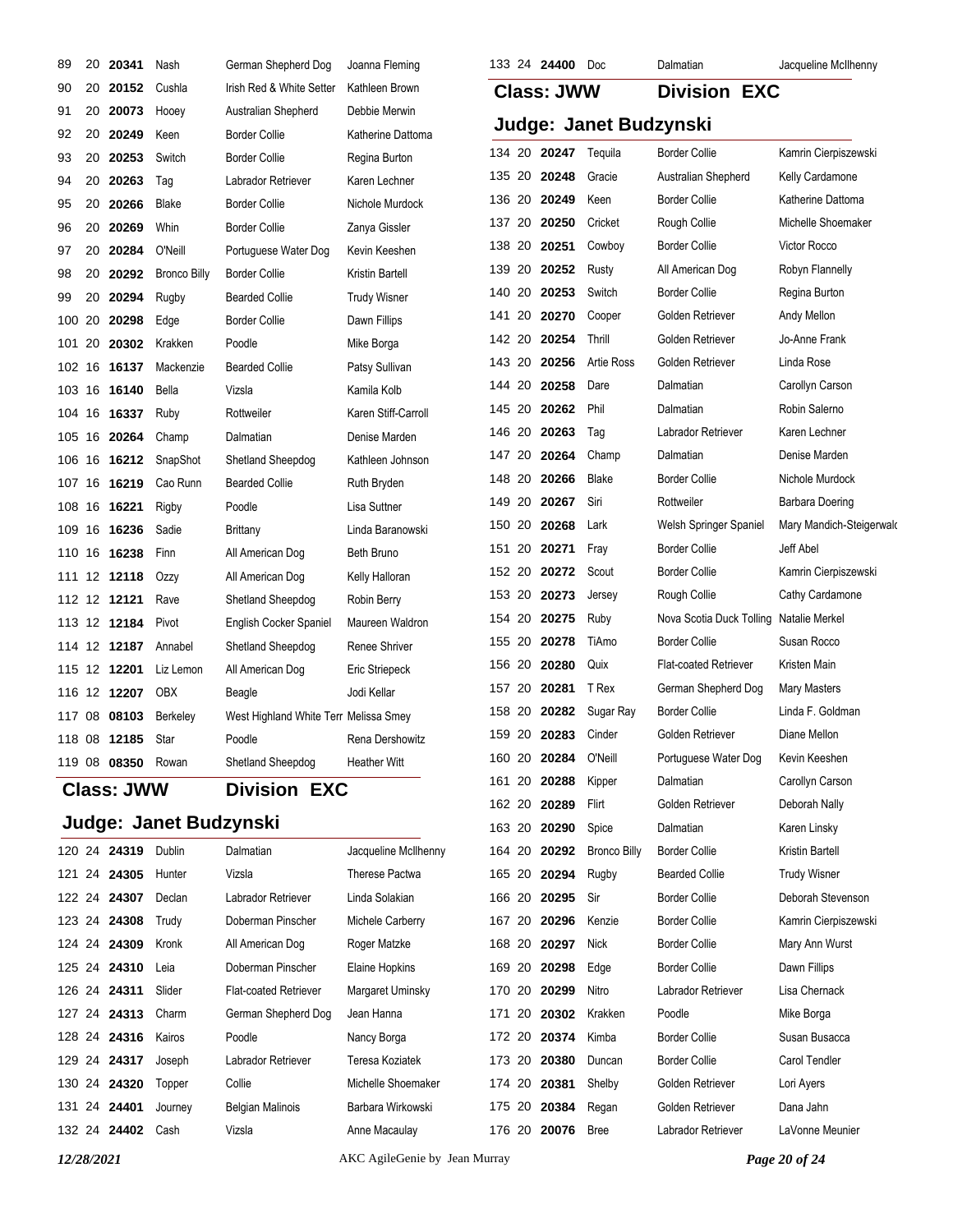| | | | | | |
|---|---|---|---|---|---|
| 89 | 20 | **20341** | Nash | German Shepherd Dog | Joanna Fleming |
| 90 | 20 | **20152** | Cushla | Irish Red & White Setter | Kathleen Brown |
| 91 | 20 | **20073** | Hooey | Australian Shepherd | Debbie Merwin |
| 92 | 20 | **20249** | Keen | Border Collie | Katherine Dattoma |
| 93 | 20 | **20253** | Switch | Border Collie | Regina Burton |
| 94 | 20 | **20263** | Tag | Labrador Retriever | Karen Lechner |
| 95 | 20 | **20266** | Blake | Border Collie | Nichole Murdock |
| 96 | 20 | **20269** | Whin | Border Collie | Zanya Gissler |
| 97 | 20 | **20284** | O'Neill | Portuguese Water Dog | Kevin Keeshen |
| 98 | 20 | **20292** | Bronco Billy | Border Collie | Kristin Bartell |
| 99 | 20 | **20294** | Rugby | Bearded Collie | Trudy Wisner |
| 100 | 20 | **20298** | Edge | Border Collie | Dawn Fillips |
| 101 | 20 | **20302** | Krakken | Poodle | Mike Borga |
| 102 | 16 | **16137** | Mackenzie | Bearded Collie | Patsy Sullivan |
| 103 | 16 | **16140** | Bella | Vizsla | Kamila Kolb |
| 104 | 16 | **16337** | Ruby | Rottweiler | Karen Stiff-Carroll |
| 105 | 16 | **20264** | Champ | Dalmatian | Denise Marden |
| 106 | 16 | **16212** | SnapShot | Shetland Sheepdog | Kathleen Johnson |
| 107 | 16 | **16219** | Cao Runn | Bearded Collie | Ruth Bryden |
| 108 | 16 | **16221** | Rigby | Poodle | Lisa Suttner |
| 109 | 16 | **16236** | Sadie | Brittany | Linda Baranowski |
| 110 | 16 | **16238** | Finn | All American Dog | Beth Bruno |
| 111 | 12 | **12118** | Ozzy | All American Dog | Kelly Halloran |
| 112 | 12 | **12121** | Rave | Shetland Sheepdog | Robin Berry |
| 113 | 12 | **12184** | Pivot | English Cocker Spaniel | Maureen Waldron |
| 114 | 12 | **12187** | Annabel | Shetland Sheepdog | Renee Shriver |
| 115 | 12 | **12201** | Liz Lemon | All American Dog | Eric Striepeck |
| 116 | 12 | **12207** | OBX | Beagle | Jodi Kellar |
| 117 | 08 | **08103** | Berkeley | West Highland White Terr | Melissa Smey |
| 118 | 08 | **12185** | Star | Poodle | Rena Dershowitz |
| 119 | 08 | **08350** | Rowan | Shetland Sheepdog | Heather Witt |

## Class: JWW Division EXC

### Judge: Janet Budzynski

| | | | | | |
|---|---|---|---|---|---|
| 120 | 24 | **24319** | Dublin | Dalmatian | Jacqueline McIlhenny |
| 121 | 24 | **24305** | Hunter | Vizsla | Therese Pactwa |
| 122 | 24 | **24307** | Declan | Labrador Retriever | Linda Solakian |
| 123 | 24 | **24308** | Trudy | Doberman Pinscher | Michele Carberry |
| 124 | 24 | **24309** | Kronk | All American Dog | Roger Matzke |
| 125 | 24 | **24310** | Leia | Doberman Pinscher | Elaine Hopkins |
| 126 | 24 | **24311** | Slider | Flat-coated Retriever | Margaret Uminsky |
| 127 | 24 | **24313** | Charm | German Shepherd Dog | Jean Hanna |
| 128 | 24 | **24316** | Kairos | Poodle | Nancy Borga |
| 129 | 24 | **24317** | Joseph | Labrador Retriever | Teresa Koziatek |
| 130 | 24 | **24320** | Topper | Collie | Michelle Shoemaker |
| 131 | 24 | **24401** | Journey | Belgian Malinois | Barbara Wirkowski |
| 132 | 24 | **24402** | Cash | Vizsla | Anne Macaulay |
| 133 | 24 | **24400** | Doc | Dalmatian | Jacqueline McIlhenny |

## Class: JWW Division EXC

### Judge: Janet Budzynski

| | | | | | |
|---|---|---|---|---|---|
| 134 | 20 | **20247** | Tequila | Border Collie | Kamrin Cierpiszewski |
| 135 | 20 | **20248** | Gracie | Australian Shepherd | Kelly Cardamone |
| 136 | 20 | **20249** | Keen | Border Collie | Katherine Dattoma |
| 137 | 20 | **20250** | Cricket | Rough Collie | Michelle Shoemaker |
| 138 | 20 | **20251** | Cowboy | Border Collie | Victor Rocco |
| 139 | 20 | **20252** | Rusty | All American Dog | Robyn Flannelly |
| 140 | 20 | **20253** | Switch | Border Collie | Regina Burton |
| 141 | 20 | **20270** | Cooper | Golden Retriever | Andy Mellon |
| 142 | 20 | **20254** | Thrill | Golden Retriever | Jo-Anne Frank |
| 143 | 20 | **20256** | Artie Ross | Golden Retriever | Linda Rose |
| 144 | 20 | **20258** | Dare | Dalmatian | Carollyn Carson |
| 145 | 20 | **20262** | Phil | Dalmatian | Robin Salerno |
| 146 | 20 | **20263** | Tag | Labrador Retriever | Karen Lechner |
| 147 | 20 | **20264** | Champ | Dalmatian | Denise Marden |
| 148 | 20 | **20266** | Blake | Border Collie | Nichole Murdock |
| 149 | 20 | **20267** | Siri | Rottweiler | Barbara Doering |
| 150 | 20 | **20268** | Lark | Welsh Springer Spaniel | Mary Mandich-Steigerwald |
| 151 | 20 | **20271** | Fray | Border Collie | Jeff Abel |
| 152 | 20 | **20272** | Scout | Border Collie | Kamrin Cierpiszewski |
| 153 | 20 | **20273** | Jersey | Rough Collie | Cathy Cardamone |
| 154 | 20 | **20275** | Ruby | Nova Scotia Duck Tolling | Natalie Merkel |
| 155 | 20 | **20278** | TiAmo | Border Collie | Susan Rocco |
| 156 | 20 | **20280** | Quix | Flat-coated Retriever | Kristen Main |
| 157 | 20 | **20281** | T Rex | German Shepherd Dog | Mary Masters |
| 158 | 20 | **20282** | Sugar Ray | Border Collie | Linda F. Goldman |
| 159 | 20 | **20283** | Cinder | Golden Retriever | Diane Mellon |
| 160 | 20 | **20284** | O'Neill | Portuguese Water Dog | Kevin Keeshen |
| 161 | 20 | **20288** | Kipper | Dalmatian | Carollyn Carson |
| 162 | 20 | **20289** | Flirt | Golden Retriever | Deborah Nally |
| 163 | 20 | **20290** | Spice | Dalmatian | Karen Linsky |
| 164 | 20 | **20292** | Bronco Billy | Border Collie | Kristin Bartell |
| 165 | 20 | **20294** | Rugby | Bearded Collie | Trudy Wisner |
| 166 | 20 | **20295** | Sir | Border Collie | Deborah Stevenson |
| 167 | 20 | **20296** | Kenzie | Border Collie | Kamrin Cierpiszewski |
| 168 | 20 | **20297** | Nick | Border Collie | Mary Ann Wurst |
| 169 | 20 | **20298** | Edge | Border Collie | Dawn Fillips |
| 170 | 20 | **20299** | Nitro | Labrador Retriever | Lisa Chernack |
| 171 | 20 | **20302** | Krakken | Poodle | Mike Borga |
| 172 | 20 | **20374** | Kimba | Border Collie | Susan Busacca |
| 173 | 20 | **20380** | Duncan | Border Collie | Carol Tendler |
| 174 | 20 | **20381** | Shelby | Golden Retriever | Lori Ayers |
| 175 | 20 | **20384** | Regan | Golden Retriever | Dana Jahn |
| 176 | 20 | **20076** | Bree | Labrador Retriever | LaVonne Meunier |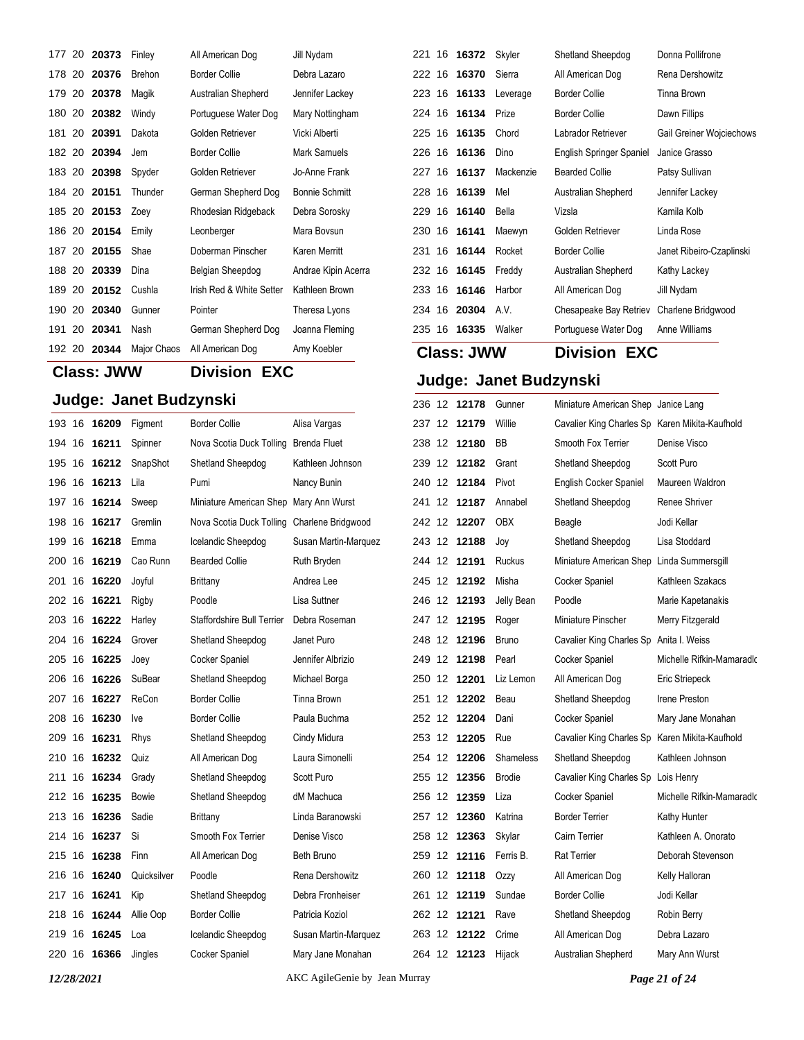| | | | | | |
|---|---|---|---|---|---|
| 177 | 20 | **20373** | Finley | All American Dog | Jill Nydam |
| 178 | 20 | **20376** | Brehon | Border Collie | Debra Lazaro |
| 179 | 20 | **20378** | Magik | Australian Shepherd | Jennifer Lackey |
| 180 | 20 | **20382** | Windy | Portuguese Water Dog | Mary Nottingham |
| 181 | 20 | **20391** | Dakota | Golden Retriever | Vicki Alberti |
| 182 | 20 | **20394** | Jem | Border Collie | Mark Samuels |
| 183 | 20 | **20398** | Spyder | Golden Retriever | Jo-Anne Frank |
| 184 | 20 | **20151** | Thunder | German Shepherd Dog | Bonnie Schmitt |
| 185 | 20 | **20153** | Zoey | Rhodesian Ridgeback | Debra Sorosky |
| 186 | 20 | **20154** | Emily | Leonberger | Mara Bovsun |
| 187 | 20 | **20155** | Shae | Doberman Pinscher | Karen Merritt |
| 188 | 20 | **20339** | Dina | Belgian Sheepdog | Andrae Kipin Acerra |
| 189 | 20 | **20152** | Cushla | Irish Red & White Setter | Kathleen Brown |
| 190 | 20 | **20340** | Gunner | Pointer | Theresa Lyons |
| 191 | 20 | **20341** | Nash | German Shepherd Dog | Joanna Fleming |
| 192 | 20 | **20344** | Major Chaos | All American Dog | Amy Koebler |

## Class: JWW Division EXC

## Judge: Janet Budzynski

| | | | | | |
|---|---|---|---|---|---|
| 193 | 16 | **16209** | Figment | Border Collie | Alisa Vargas |
| 194 | 16 | **16211** | Spinner | Nova Scotia Duck Tolling | Brenda Fluet |
| 195 | 16 | **16212** | SnapShot | Shetland Sheepdog | Kathleen Johnson |
| 196 | 16 | **16213** | Lila | Pumi | Nancy Bunin |
| 197 | 16 | **16214** | Sweep | Miniature American Shep | Mary Ann Wurst |
| 198 | 16 | **16217** | Gremlin | Nova Scotia Duck Tolling | Charlene Bridgwood |
| 199 | 16 | **16218** | Emma | Icelandic Sheepdog | Susan Martin-Marquez |
| 200 | 16 | **16219** | Cao Runn | Bearded Collie | Ruth Bryden |
| 201 | 16 | **16220** | Joyful | Brittany | Andrea Lee |
| 202 | 16 | **16221** | Rigby | Poodle | Lisa Suttner |
| 203 | 16 | **16222** | Harley | Staffordshire Bull Terrier | Debra Roseman |
| 204 | 16 | **16224** | Grover | Shetland Sheepdog | Janet Puro |
| 205 | 16 | **16225** | Joey | Cocker Spaniel | Jennifer Albrizio |
| 206 | 16 | **16226** | SuBear | Shetland Sheepdog | Michael Borga |
| 207 | 16 | **16227** | ReCon | Border Collie | Tinna Brown |
| 208 | 16 | **16230** | Ive | Border Collie | Paula Buchma |
| 209 | 16 | **16231** | Rhys | Shetland Sheepdog | Cindy Midura |
| 210 | 16 | **16232** | Quiz | All American Dog | Laura Simonelli |
| 211 | 16 | **16234** | Grady | Shetland Sheepdog | Scott Puro |
| 212 | 16 | **16235** | Bowie | Shetland Sheepdog | dM Machuca |
| 213 | 16 | **16236** | Sadie | Brittany | Linda Baranowski |
| 214 | 16 | **16237** | Si | Smooth Fox Terrier | Denise Visco |
| 215 | 16 | **16238** | Finn | All American Dog | Beth Bruno |
| 216 | 16 | **16240** | Quicksilver | Poodle | Rena Dershowitz |
| 217 | 16 | **16241** | Kip | Shetland Sheepdog | Debra Fronheiser |
| 218 | 16 | **16244** | Allie Oop | Border Collie | Patricia Koziol |
| 219 | 16 | **16245** | Loa | Icelandic Sheepdog | Susan Martin-Marquez |
| 220 | 16 | **16366** | Jingles | Cocker Spaniel | Mary Jane Monahan |
| 221 | 16 | **16372** | Skyler | Shetland Sheepdog | Donna Pollifrone |
| 222 | 16 | **16370** | Sierra | All American Dog | Rena Dershowitz |
| 223 | 16 | **16133** | Leverage | Border Collie | Tinna Brown |
| 224 | 16 | **16134** | Prize | Border Collie | Dawn Fillips |
| 225 | 16 | **16135** | Chord | Labrador Retriever | Gail Greiner Wojciechows |
| 226 | 16 | **16136** | Dino | English Springer Spaniel | Janice Grasso |
| 227 | 16 | **16137** | Mackenzie | Bearded Collie | Patsy Sullivan |
| 228 | 16 | **16139** | Mel | Australian Shepherd | Jennifer Lackey |
| 229 | 16 | **16140** | Bella | Vizsla | Kamila Kolb |
| 230 | 16 | **16141** | Maewyn | Golden Retriever | Linda Rose |
| 231 | 16 | **16144** | Rocket | Border Collie | Janet Ribeiro-Czaplinski |
| 232 | 16 | **16145** | Freddy | Australian Shepherd | Kathy Lackey |
| 233 | 16 | **16146** | Harbor | All American Dog | Jill Nydam |
| 234 | 16 | **20304** | A.V. | Chesapeake Bay Retriev | Charlene Bridgwood |
| 235 | 16 | **16335** | Walker | Portuguese Water Dog | Anne Williams |

## Class: JWW Division EXC

## Judge: Janet Budzynski

| | | | | | |
|---|---|---|---|---|---|
| 236 | 12 | **12178** | Gunner | Miniature American Shep | Janice Lang |
| 237 | 12 | **12179** | Willie | Cavalier King Charles Sp | Karen Mikita-Kaufhold |
| 238 | 12 | **12180** | BB | Smooth Fox Terrier | Denise Visco |
| 239 | 12 | **12182** | Grant | Shetland Sheepdog | Scott Puro |
| 240 | 12 | **12184** | Pivot | English Cocker Spaniel | Maureen Waldron |
| 241 | 12 | **12187** | Annabel | Shetland Sheepdog | Renee Shriver |
| 242 | 12 | **12207** | OBX | Beagle | Jodi Kellar |
| 243 | 12 | **12188** | Joy | Shetland Sheepdog | Lisa Stoddard |
| 244 | 12 | **12191** | Ruckus | Miniature American Shep | Linda Summersgill |
| 245 | 12 | **12192** | Misha | Cocker Spaniel | Kathleen Szakacs |
| 246 | 12 | **12193** | Jelly Bean | Poodle | Marie Kapetanakis |
| 247 | 12 | **12195** | Roger | Miniature Pinscher | Merry Fitzgerald |
| 248 | 12 | **12196** | Bruno | Cavalier King Charles Sp | Anita I. Weiss |
| 249 | 12 | **12198** | Pearl | Cocker Spaniel | Michelle Rifkin-Mamaradlo |
| 250 | 12 | **12201** | Liz Lemon | All American Dog | Eric Striepeck |
| 251 | 12 | **12202** | Beau | Shetland Sheepdog | Irene Preston |
| 252 | 12 | **12204** | Dani | Cocker Spaniel | Mary Jane Monahan |
| 253 | 12 | **12205** | Rue | Cavalier King Charles Sp | Karen Mikita-Kaufhold |
| 254 | 12 | **12206** | Shameless | Shetland Sheepdog | Kathleen Johnson |
| 255 | 12 | **12356** | Brodie | Cavalier King Charles Sp | Lois Henry |
| 256 | 12 | **12359** | Liza | Cocker Spaniel | Michelle Rifkin-Mamaradlo |
| 257 | 12 | **12360** | Katrina | Border Terrier | Kathy Hunter |
| 258 | 12 | **12363** | Skylar | Cairn Terrier | Kathleen A. Onorato |
| 259 | 12 | **12116** | Ferris B. | Rat Terrier | Deborah Stevenson |
| 260 | 12 | **12118** | Ozzy | All American Dog | Kelly Halloran |
| 261 | 12 | **12119** | Sundae | Border Collie | Jodi Kellar |
| 262 | 12 | **12121** | Rave | Shetland Sheepdog | Robin Berry |
| 263 | 12 | **12122** | Crime | All American Dog | Debra Lazaro |
| 264 | 12 | **12123** | Hijack | Australian Shepherd | Mary Ann Wurst |

*12/28/2021* AKC AgileGenie by Jean Murray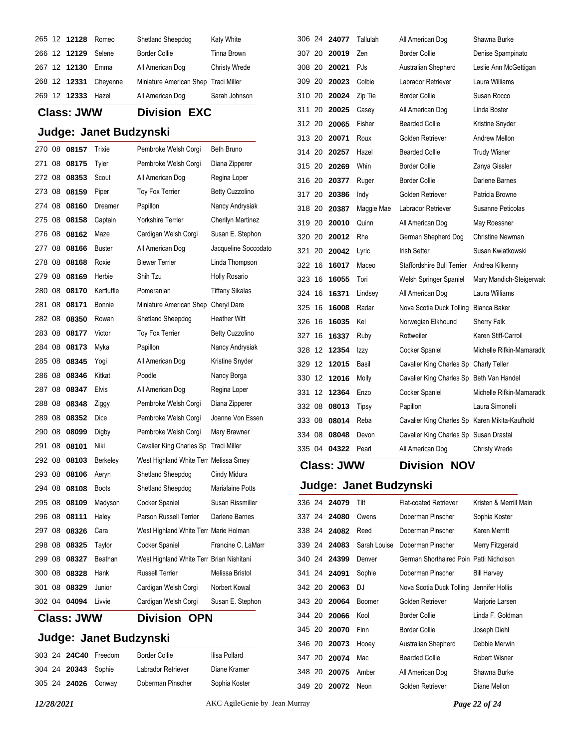| | | | | | |
|---|---|---|---|---|---|
| 265 | 12 | **12128** | Romeo | Shetland Sheepdog | Katy White |
| 266 | 12 | **12129** | Selene | Border Collie | Tinna Brown |
| 267 | 12 | **12130** | Emma | All American Dog | Christy Wrede |
| 268 | 12 | **12331** | Cheyenne | Miniature American Shep | Traci Miller |
| 269 | 12 | **12333** | Hazel | All American Dog | Sarah Johnson |

## Class: JWW Division EXC

### Judge: Janet Budzynski

| | | | | | |
|---|---|---|---|---|---|
| 270 | 08 | **08157** | Trixie | Pembroke Welsh Corgi | Beth Bruno |
| 271 | 08 | **08175** | Tyler | Pembroke Welsh Corgi | Diana Zipperer |
| 272 | 08 | **08353** | Scout | All American Dog | Regina Loper |
| 273 | 08 | **08159** | Piper | Toy Fox Terrier | Betty Cuzzolino |
| 274 | 08 | **08160** | Dreamer | Papillon | Nancy Andrysiak |
| 275 | 08 | **08158** | Captain | Yorkshire Terrier | Cherilyn Martinez |
| 276 | 08 | **08162** | Maze | Cardigan Welsh Corgi | Susan E. Stephon |
| 277 | 08 | **08166** | Buster | All American Dog | Jacqueline Soccodato |
| 278 | 08 | **08168** | Roxie | Biewer Terrier | Linda Thompson |
| 279 | 08 | **08169** | Herbie | Shih Tzu | Holly Rosario |
| 280 | 08 | **08170** | Kerfluffle | Pomeranian | Tiffany Sikalas |
| 281 | 08 | **08171** | Bonnie | Miniature American Shep | Cheryl Dare |
| 282 | 08 | **08350** | Rowan | Shetland Sheepdog | Heather Witt |
| 283 | 08 | **08177** | Victor | Toy Fox Terrier | Betty Cuzzolino |
| 284 | 08 | **08173** | Myka | Papillon | Nancy Andrysiak |
| 285 | 08 | **08345** | Yogi | All American Dog | Kristine Snyder |
| 286 | 08 | **08346** | Kitkat | Poodle | Nancy Borga |
| 287 | 08 | **08347** | Elvis | All American Dog | Regina Loper |
| 288 | 08 | **08348** | Ziggy | Pembroke Welsh Corgi | Diana Zipperer |
| 289 | 08 | **08352** | Dice | Pembroke Welsh Corgi | Joanne Von Essen |
| 290 | 08 | **08099** | Digby | Pembroke Welsh Corgi | Mary Brawner |
| 291 | 08 | **08101** | Niki | Cavalier King Charles Sp | Traci Miller |
| 292 | 08 | **08103** | Berkeley | West Highland White Terr | Melissa Smey |
| 293 | 08 | **08106** | Aeryn | Shetland Sheepdog | Cindy Midura |
| 294 | 08 | **08108** | Boots | Shetland Sheepdog | Marialaine Potts |
| 295 | 08 | **08109** | Madyson | Cocker Spaniel | Susan Rissmiller |
| 296 | 08 | **08111** | Haley | Parson Russell Terrier | Darlene Barnes |
| 297 | 08 | **08326** | Cara | West Highland White Terr | Marie Holman |
| 298 | 08 | **08325** | Taylor | Cocker Spaniel | Francine C. LaMarr |
| 299 | 08 | **08327** | Beathan | West Highland White Terr | Brian Nishitani |
| 300 | 08 | **08328** | Hank | Russell Terrier | Melissa Bristol |
| 301 | 08 | **08329** | Junior | Cardigan Welsh Corgi | Norbert Kowal |
| 302 | 04 | **04094** | Livvie | Cardigan Welsh Corgi | Susan E. Stephon |

## Class: JWW Division OPN

### Judge: Janet Budzynski

| | | | | | |
|---|---|---|---|---|---|
| 303 | 24 | **24C40** | Freedom | Border Collie | Ilisa Pollard |
| 304 | 24 | **20343** | Sophie | Labrador Retriever | Diane Kramer |
| 305 | 24 | **24026** | Conway | Doberman Pinscher | Sophia Koster |
| 306 | 24 | **24077** | Tallulah | All American Dog | Shawna Burke |
| 307 | 20 | **20019** | Zen | Border Collie | Denise Spampinato |
| 308 | 20 | **20021** | PJs | Australian Shepherd | Leslie Ann McGettigan |
| 309 | 20 | **20023** | Colbie | Labrador Retriever | Laura Williams |
| 310 | 20 | **20024** | Zip Tie | Border Collie | Susan Rocco |
| 311 | 20 | **20025** | Casey | All American Dog | Linda Boster |
| 312 | 20 | **20065** | Fisher | Bearded Collie | Kristine Snyder |
| 313 | 20 | **20071** | Roux | Golden Retriever | Andrew Mellon |
| 314 | 20 | **20257** | Hazel | Bearded Collie | Trudy Wisner |
| 315 | 20 | **20269** | Whin | Border Collie | Zanya Gissler |
| 316 | 20 | **20377** | Ruger | Border Collie | Darlene Barnes |
| 317 | 20 | **20386** | Indy | Golden Retriever | Patricia Browne |
| 318 | 20 | **20387** | Maggie Mae | Labrador Retriever | Susanne Peticolas |
| 319 | 20 | **20010** | Quinn | All American Dog | May Roessner |
| 320 | 20 | **20012** | Rhe | German Shepherd Dog | Christine Newman |
| 321 | 20 | **20042** | Lyric | Irish Setter | Susan Kwiatkowski |
| 322 | 16 | **16017** | Maceo | Staffordshire Bull Terrier | Andrea Kilkenny |
| 323 | 16 | **16055** | Tori | Welsh Springer Spaniel | Mary Mandich-Steigerwalc |
| 324 | 16 | **16371** | Lindsey | All American Dog | Laura Williams |
| 325 | 16 | **16008** | Radar | Nova Scotia Duck Tolling | Bianca Baker |
| 326 | 16 | **16035** | Kel | Norwegian Elkhound | Sherry Falk |
| 327 | 16 | **16337** | Ruby | Rottweiler | Karen Stiff-Carroll |
| 328 | 12 | **12354** | Izzy | Cocker Spaniel | Michelle Rifkin-Mamaradlc |
| 329 | 12 | **12015** | Basil | Cavalier King Charles Sp | Charly Teller |
| 330 | 12 | **12016** | Molly | Cavalier King Charles Sp | Beth Van Handel |
| 331 | 12 | **12364** | Enzo | Cocker Spaniel | Michelle Rifkin-Mamaradlc |
| 332 | 08 | **08013** | Tipsy | Papillon | Laura Simonelli |
| 333 | 08 | **08014** | Reba | Cavalier King Charles Sp | Karen Mikita-Kaufhold |
| 334 | 08 | **08048** | Devon | Cavalier King Charles Sp | Susan Drastal |
| 335 | 04 | **04322** | Pearl | All American Dog | Christy Wrede |

## Class: JWW Division NOV

### Judge: Janet Budzynski

| | | | | | |
|---|---|---|---|---|---|
| 336 | 24 | **24079** | Tilt | Flat-coated Retriever | Kristen & Merrill Main |
| 337 | 24 | **24080** | Owens | Doberman Pinscher | Sophia Koster |
| 338 | 24 | **24082** | Reed | Doberman Pinscher | Karen Merritt |
| 339 | 24 | **24083** | Sarah Louise | Doberman Pinscher | Merry Fitzgerald |
| 340 | 24 | **24399** | Denver | German Shorthaired Poin | Patti Nicholson |
| 341 | 24 | **24091** | Sophie | Doberman Pinscher | Bill Harvey |
| 342 | 20 | **20063** | DJ | Nova Scotia Duck Tolling | Jennifer Hollis |
| 343 | 20 | **20064** | Boomer | Golden Retriever | Marjorie Larsen |
| 344 | 20 | **20066** | Kool | Border Collie | Linda F. Goldman |
| 345 | 20 | **20070** | Finn | Border Collie | Joseph Diehl |
| 346 | 20 | **20073** | Hooey | Australian Shepherd | Debbie Merwin |
| 347 | 20 | **20074** | Mac | Bearded Collie | Robert Wisner |
| 348 | 20 | **20075** | Amber | All American Dog | Shawna Burke |
| 349 | 20 | **20072** | Neon | Golden Retriever | Diane Mellon |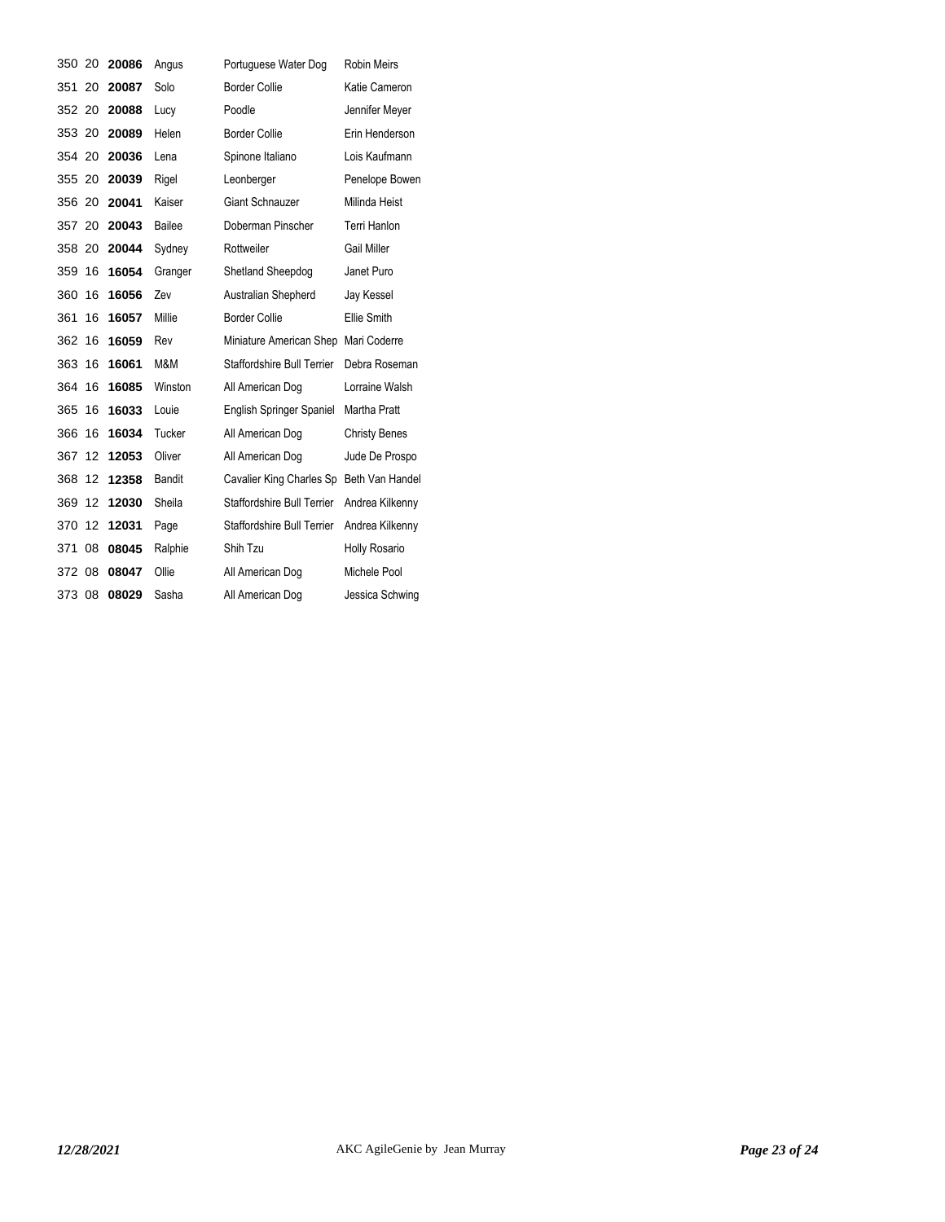| | | | | | |
|---|---|---|---|---|---|
| 350 | 20 | **20086** | Angus | Portuguese Water Dog | Robin Meirs |
| 351 | 20 | **20087** | Solo | Border Collie | Katie Cameron |
| 352 | 20 | **20088** | Lucy | Poodle | Jennifer Meyer |
| 353 | 20 | **20089** | Helen | Border Collie | Erin Henderson |
| 354 | 20 | **20036** | Lena | Spinone Italiano | Lois Kaufmann |
| 355 | 20 | **20039** | Rigel | Leonberger | Penelope Bowen |
| 356 | 20 | **20041** | Kaiser | Giant Schnauzer | Milinda Heist |
| 357 | 20 | **20043** | Bailee | Doberman Pinscher | Terri Hanlon |
| 358 | 20 | **20044** | Sydney | Rottweiler | Gail Miller |
| 359 | 16 | **16054** | Granger | Shetland Sheepdog | Janet Puro |
| 360 | 16 | **16056** | Zev | Australian Shepherd | Jay Kessel |
| 361 | 16 | **16057** | Millie | Border Collie | Ellie Smith |
| 362 | 16 | **16059** | Rev | Miniature American Shep | Mari Coderre |
| 363 | 16 | **16061** | M&M | Staffordshire Bull Terrier | Debra Roseman |
| 364 | 16 | **16085** | Winston | All American Dog | Lorraine Walsh |
| 365 | 16 | **16033** | Louie | English Springer Spaniel | Martha Pratt |
| 366 | 16 | **16034** | Tucker | All American Dog | Christy Benes |
| 367 | 12 | **12053** | Oliver | All American Dog | Jude De Prospo |
| 368 | 12 | **12358** | Bandit | Cavalier King Charles Sp | Beth Van Handel |
| 369 | 12 | **12030** | Sheila | Staffordshire Bull Terrier | Andrea Kilkenny |
| 370 | 12 | **12031** | Page | Staffordshire Bull Terrier | Andrea Kilkenny |
| 371 | 08 | **08045** | Ralphie | Shih Tzu | Holly Rosario |
| 372 | 08 | **08047** | Ollie | All American Dog | Michele Pool |
| 373 | 08 | **08029** | Sasha | All American Dog | Jessica Schwing |